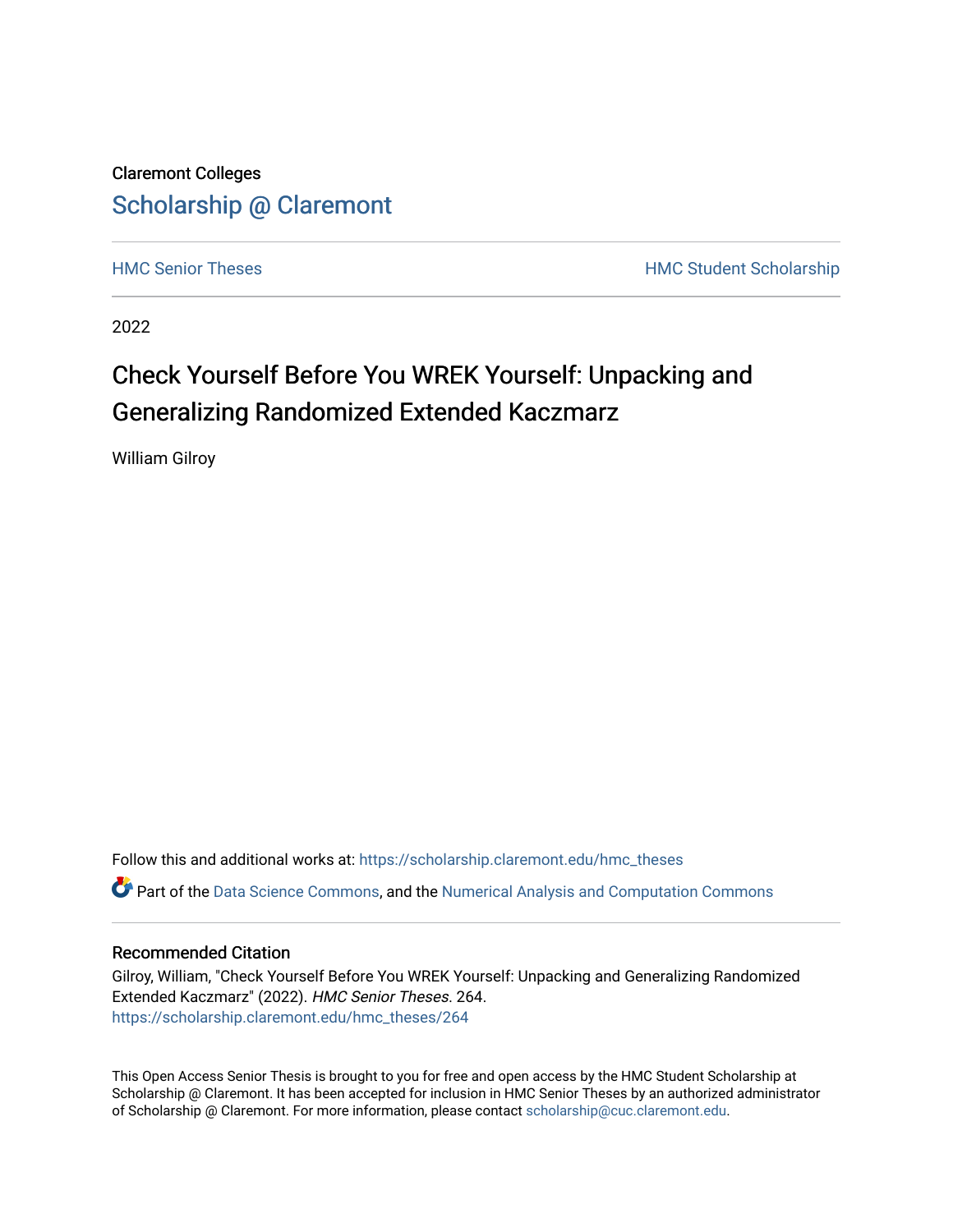Claremont Colleges

Scholarship @ Claremont

HMC Senior Theses

HMC Student Scholarship

2022

# Check Yourself Before You WREK Yourself: Unpacking and Generalizing Randomized Extended Kaczmarz

William Gilroy

Follow this and additional works at: https://scholarship.claremont.edu/hmc_theses

Part of the Data Science Commons, and the Numerical Analysis and Computation Commons

## Recommended Citation

Gilroy, William, "Check Yourself Before You WREK Yourself: Unpacking and Generalizing Randomized Extended Kaczmarz" (2022). *HMC Senior Theses*. 264.
https://scholarship.claremont.edu/hmc_theses/264

This Open Access Senior Thesis is brought to you for free and open access by the HMC Student Scholarship at Scholarship @ Claremont. It has been accepted for inclusion in HMC Senior Theses by an authorized administrator of Scholarship @ Claremont. For more information, please contact scholarship@cuc.claremont.edu.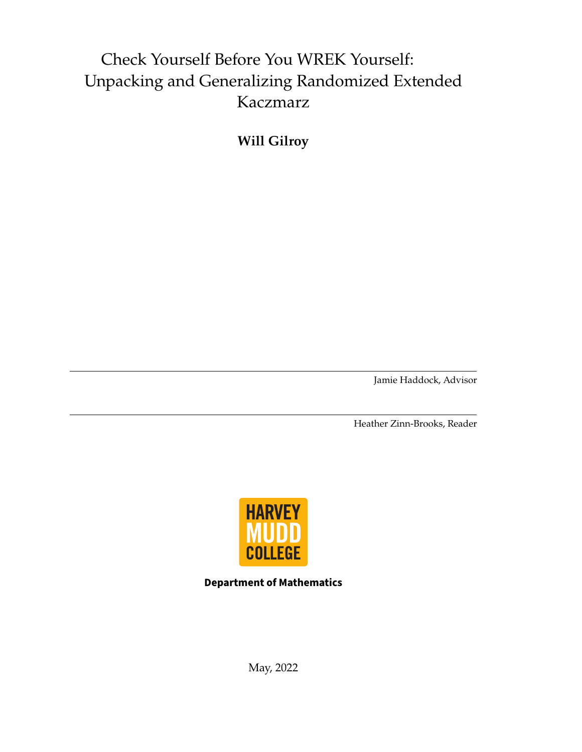# Check Yourself Before You WREK Yourself: Unpacking and Generalizing Randomized Extended Kaczmarz

**Will Gilroy**

Jamie Haddock, Advisor

Heather Zinn-Brooks, Reader

HARVEY MUDD COLLEGE

**Department of Mathematics**

May, 2022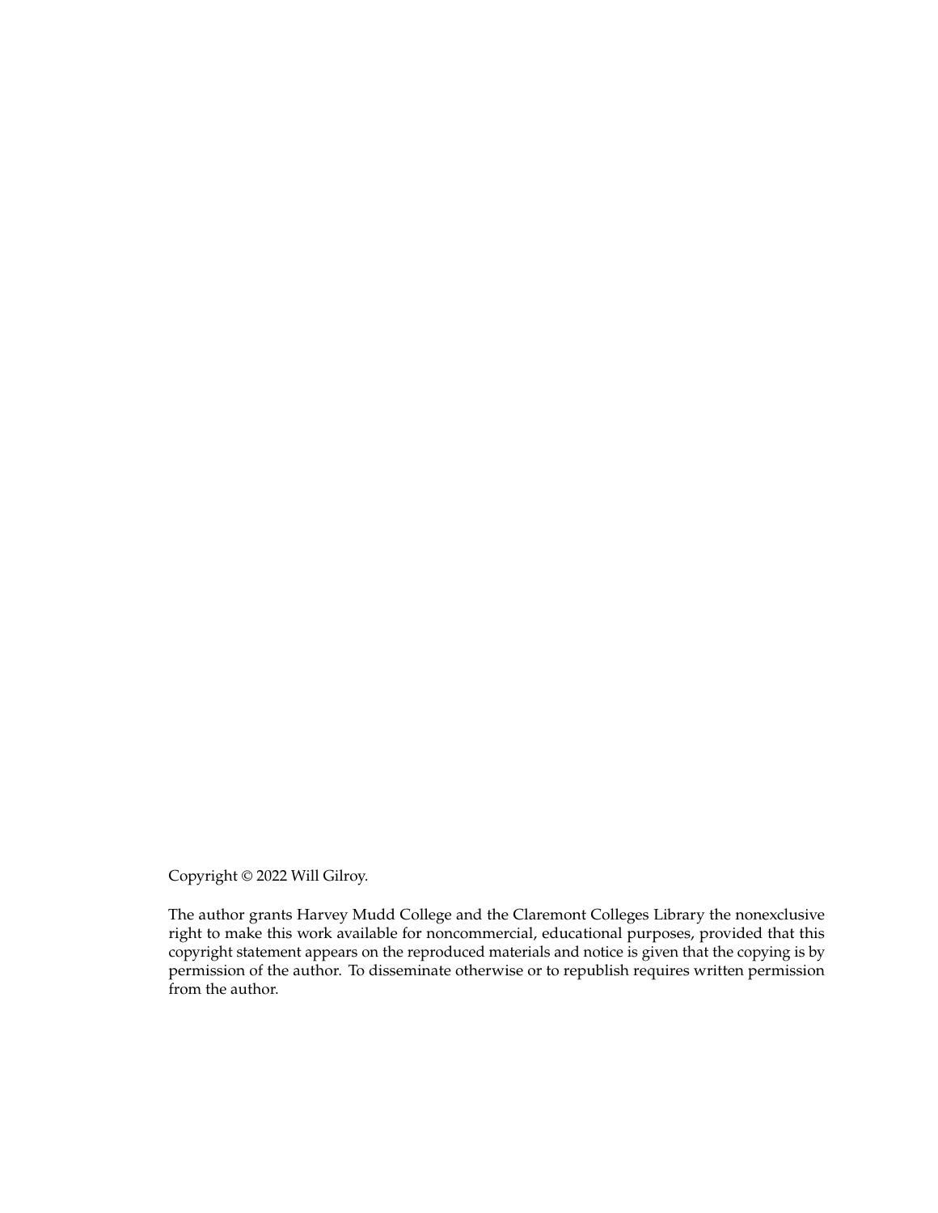Copyright © 2022 Will Gilroy.

The author grants Harvey Mudd College and the Claremont Colleges Library the nonexclusive right to make this work available for noncommercial, educational purposes, provided that this copyright statement appears on the reproduced materials and notice is given that the copying is by permission of the author. To disseminate otherwise or to republish requires written permission from the author.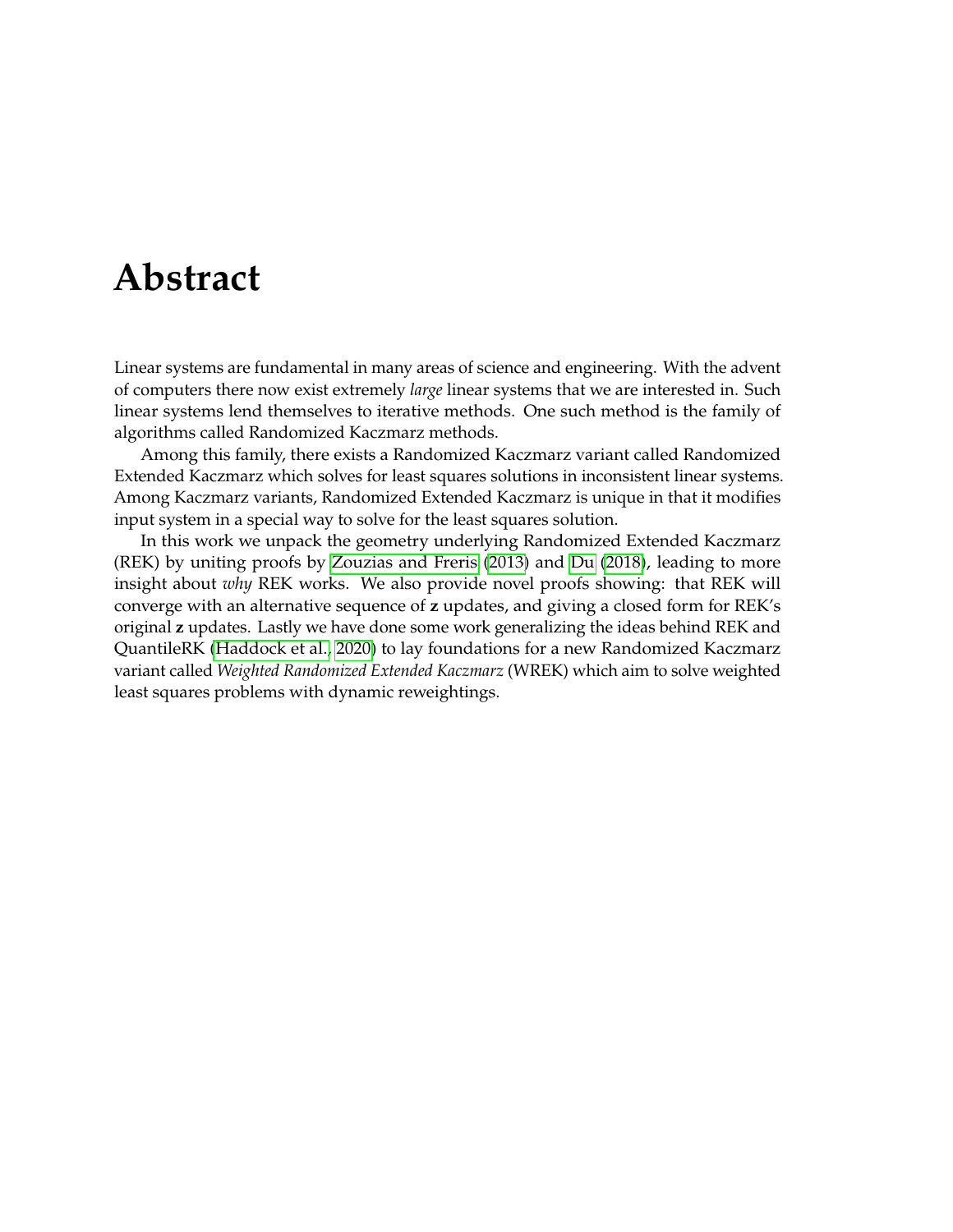# Abstract

Linear systems are fundamental in many areas of science and engineering. With the advent of computers there now exist extremely *large* linear systems that we are interested in. Such linear systems lend themselves to iterative methods. One such method is the family of algorithms called Randomized Kaczmarz methods.

Among this family, there exists a Randomized Kaczmarz variant called Randomized Extended Kaczmarz which solves for least squares solutions in inconsistent linear systems. Among Kaczmarz variants, Randomized Extended Kaczmarz is unique in that it modifies input system in a special way to solve for the least squares solution.

In this work we unpack the geometry underlying Randomized Extended Kaczmarz (REK) by uniting proofs by Zouzias and Freris (2013) and Du (2018), leading to more insight about *why* REK works. We also provide novel proofs showing: that REK will converge with an alternative sequence of $\mathbf{z}$ updates, and giving a closed form for REK's original $\mathbf{z}$ updates. Lastly we have done some work generalizing the ideas behind REK and QuantileRK (Haddock et al., 2020) to lay foundations for a new Randomized Kaczmarz variant called *Weighted Randomized Extended Kaczmarz* (WREK) which aim to solve weighted least squares problems with dynamic reweightings.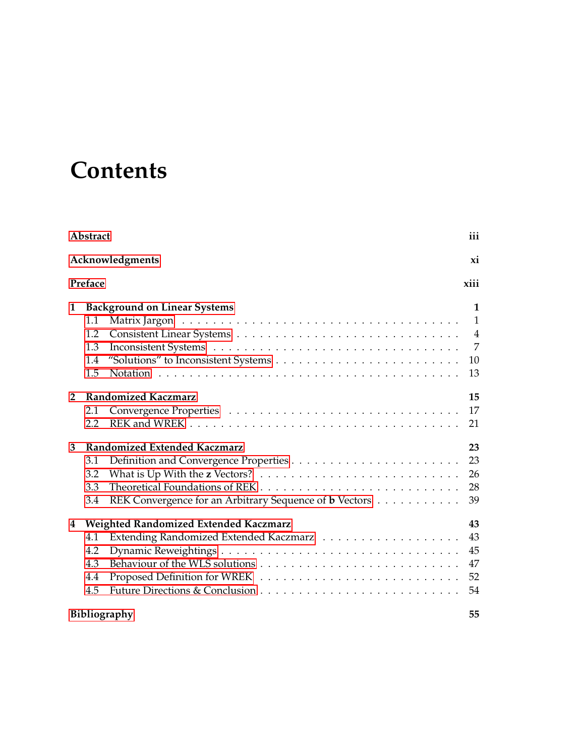# Contents

**Abstract** iii

**Acknowledgments** xi

**Preface** xiii

**1 Background on Linear Systems** 1

- 1.1 Matrix Jargon . . . . . 1
- 1.2 Consistent Linear Systems . . . . . 4
- 1.3 Inconsistent Systems . . . . . 7
- 1.4 "Solutions" to Inconsistent Systems . . . . . 10
- 1.5 Notation . . . . . 13

**2 Randomized Kaczmarz** 15

- 2.1 Convergence Properties . . . . . 17
- 2.2 REK and WREK . . . . . 21

**3 Randomized Extended Kaczmarz** 23

- 3.1 Definition and Convergence Properties . . . . . 23
- 3.2 What is Up With the **z** Vectors? . . . . . 26
- 3.3 Theoretical Foundations of REK . . . . . 28
- 3.4 REK Convergence for an Arbitrary Sequence of **b** Vectors . . . . . 39

**4 Weighted Randomized Extended Kaczmarz** 43

- 4.1 Extending Randomized Extended Kaczmarz . . . . . 43
- 4.2 Dynamic Reweightings . . . . . 45
- 4.3 Behaviour of the WLS solutions . . . . . 47
- 4.4 Proposed Definition for WREK . . . . . 52
- 4.5 Future Directions & Conclusion . . . . . 54

**Bibliography** 55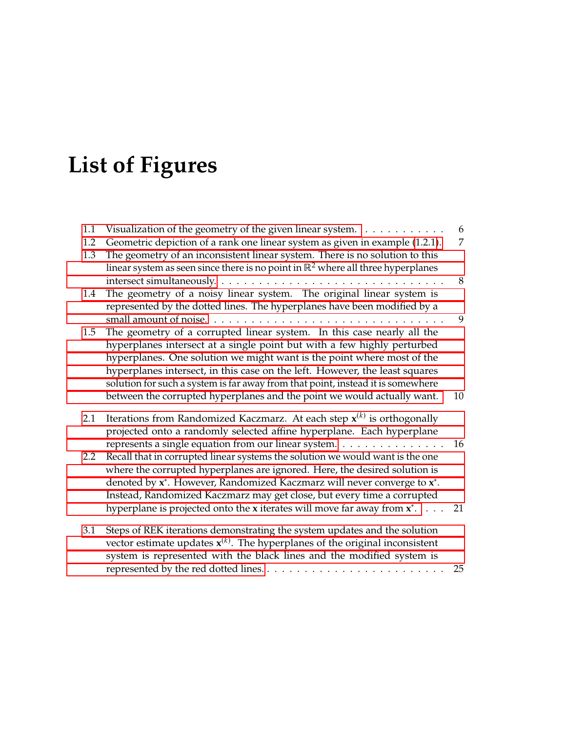# List of Figures

1.1 Visualization of the geometry of the given linear system. . . . . . . . . . . . 6

1.2 Geometric depiction of a rank one linear system as given in example (1.2.1). 7

1.3 The geometry of an inconsistent linear system. There is no solution to this linear system as seen since there is no point in $\mathbb{R}^2$ where all three hyperplanes intersect simultaneously. . . . . . . . . . . . . . . . . . . . . . . . . . . . . . . . 8

1.4 The geometry of a noisy linear system. The original linear system is represented by the dotted lines. The hyperplanes have been modified by a small amount of noise. . . . . . . . . . . . . . . . . . . . . . . . . . . . . . . . 9

1.5 The geometry of a corrupted linear system. In this case nearly all the hyperplanes intersect at a single point but with a few highly perturbed hyperplanes. One solution we might want is the point where most of the hyperplanes intersect, in this case on the left. However, the least squares solution for such a system is far away from that point, instead it is somewhere between the corrupted hyperplanes and the point we would actually want. 10

2.1 Iterations from Randomized Kaczmarz. At each step $\mathbf{x}^{(k)}$ is orthogonally projected onto a randomly selected affine hyperplane. Each hyperplane represents a single equation from our linear system. . . . . . . . . . . . . . . 16

2.2 Recall that in corrupted linear systems the solution we would want is the one where the corrupted hyperplanes are ignored. Here, the desired solution is denoted by $\mathbf{x}^*$. However, Randomized Kaczmarz will never converge to $\mathbf{x}^*$. Instead, Randomized Kaczmarz may get close, but every time a corrupted hyperplane is projected onto the $\mathbf{x}$ iterates will move far away from $\mathbf{x}^*$. . . . 21

3.1 Steps of REK iterations demonstrating the system updates and the solution vector estimate updates $\mathbf{x}^{(k)}$. The hyperplanes of the original inconsistent system is represented with the black lines and the modified system is represented by the red dotted lines. . . . . . . . . . . . . . . . . . . . . . . . . 25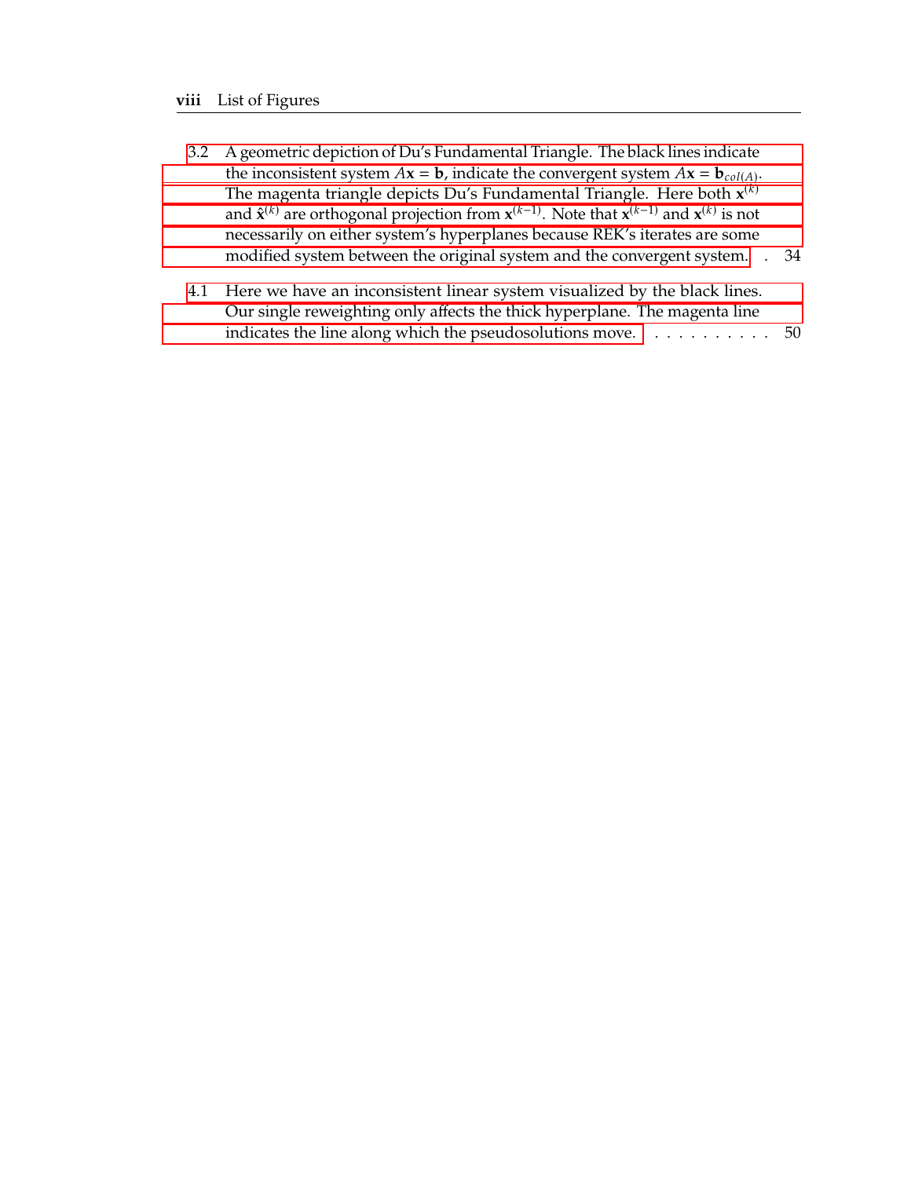3.2 A geometric depiction of Du's Fundamental Triangle. The black lines indicate the inconsistent system $A\mathbf{x} = \mathbf{b}$, indicate the convergent system $A\mathbf{x} = \mathbf{b}_{col(A)}$. The magenta triangle depicts Du's Fundamental Triangle. Here both $\mathbf{x}^{(k)}$ and $\hat{\mathbf{x}}^{(k)}$ are orthogonal projection from $\mathbf{x}^{(k-1)}$. Note that $\mathbf{x}^{(k-1)}$ and $\mathbf{x}^{(k)}$ is not necessarily on either system's hyperplanes because REK's iterates are some modified system between the original system and the convergent system. . . 34

4.1 Here we have an inconsistent linear system visualized by the black lines. Our single reweighting only affects the thick hyperplane. The magenta line indicates the line along which the pseudosolutions move. . . . . . . . . . . 50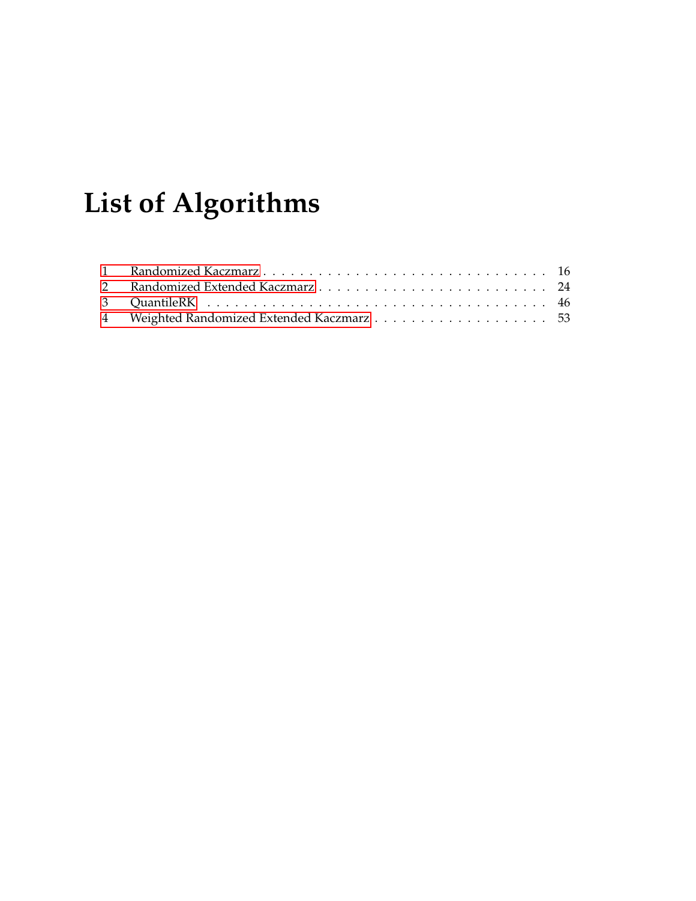# List of Algorithms

1 Randomized Kaczmarz . . . . . . . . . . . . . . . . . . . . . . . . . . . . . . . 16
2 Randomized Extended Kaczmarz . . . . . . . . . . . . . . . . . . . . . . . . . 24
3 QuantileRK . . . . . . . . . . . . . . . . . . . . . . . . . . . . . . . . . . . . 46
4 Weighted Randomized Extended Kaczmarz . . . . . . . . . . . . . . . . . . . 53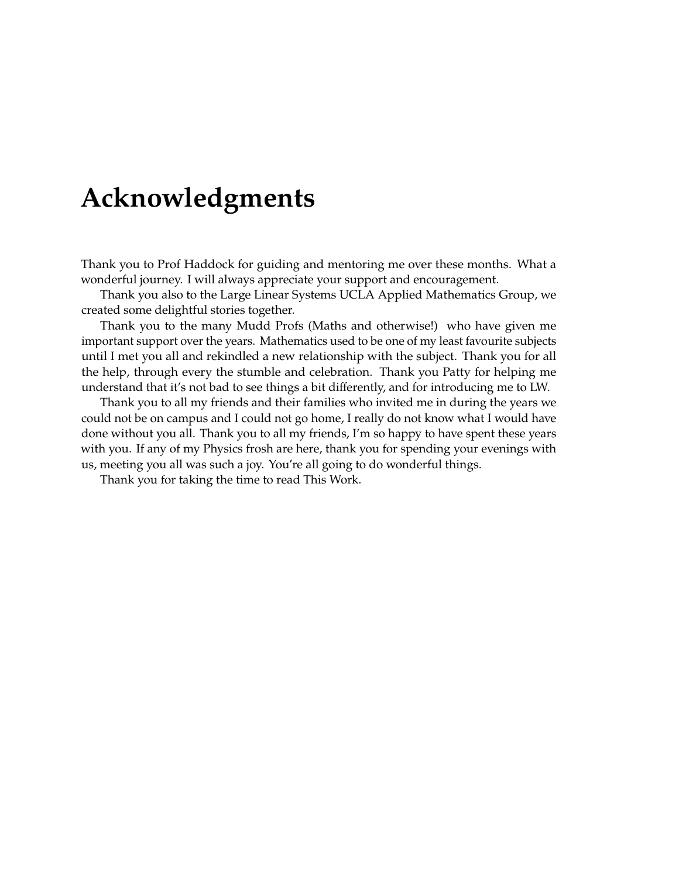# Acknowledgments

Thank you to Prof Haddock for guiding and mentoring me over these months. What a wonderful journey. I will always appreciate your support and encouragement.

Thank you also to the Large Linear Systems UCLA Applied Mathematics Group, we created some delightful stories together.

Thank you to the many Mudd Profs (Maths and otherwise!) who have given me important support over the years. Mathematics used to be one of my least favourite subjects until I met you all and rekindled a new relationship with the subject. Thank you for all the help, through every the stumble and celebration. Thank you Patty for helping me understand that it's not bad to see things a bit differently, and for introducing me to LW.

Thank you to all my friends and their families who invited me in during the years we could not be on campus and I could not go home, I really do not know what I would have done without you all. Thank you to all my friends, I'm so happy to have spent these years with you. If any of my Physics frosh are here, thank you for spending your evenings with us, meeting you all was such a joy. You're all going to do wonderful things.

Thank you for taking the time to read This Work.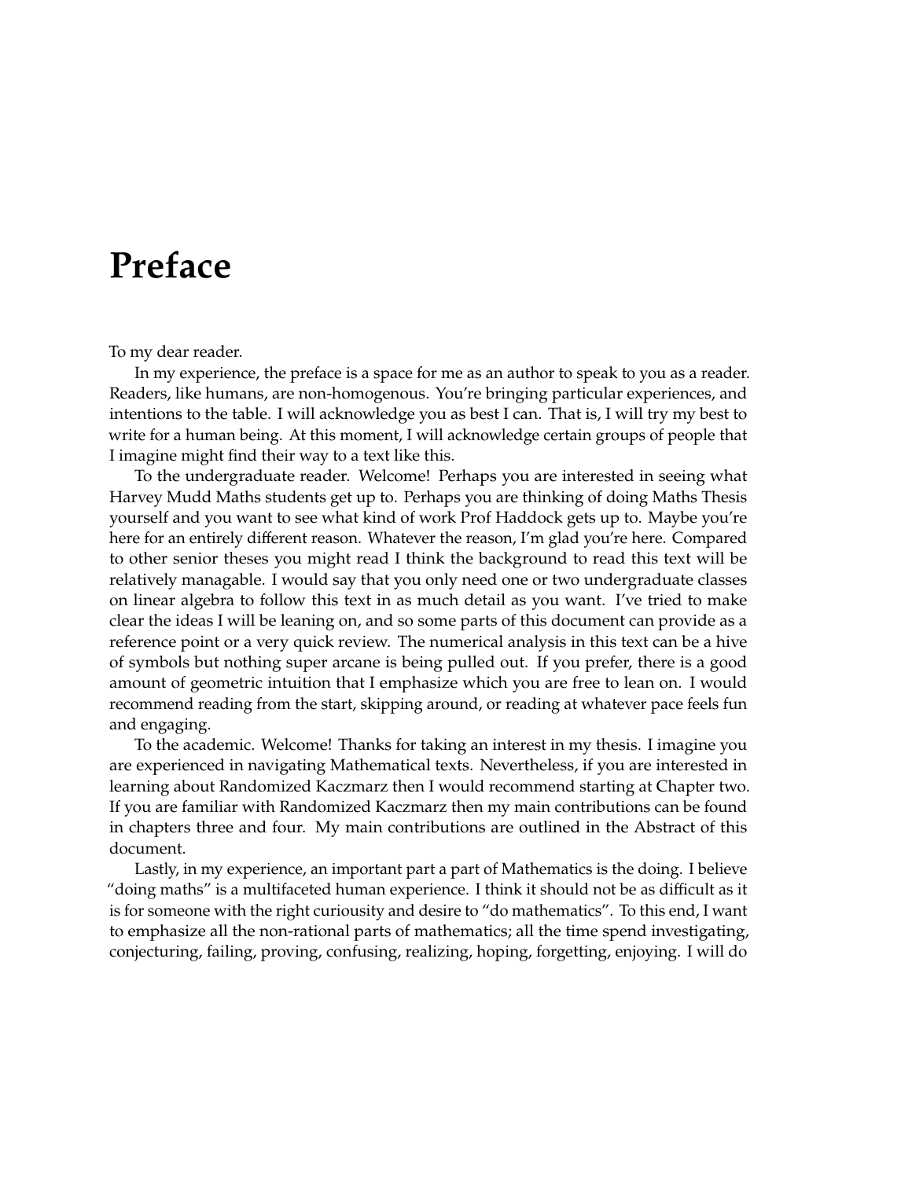# Preface

To my dear reader.

In my experience, the preface is a space for me as an author to speak to you as a reader. Readers, like humans, are non-homogenous. You're bringing particular experiences, and intentions to the table. I will acknowledge you as best I can. That is, I will try my best to write for a human being. At this moment, I will acknowledge certain groups of people that I imagine might find their way to a text like this.

To the undergraduate reader. Welcome! Perhaps you are interested in seeing what Harvey Mudd Maths students get up to. Perhaps you are thinking of doing Maths Thesis yourself and you want to see what kind of work Prof Haddock gets up to. Maybe you're here for an entirely different reason. Whatever the reason, I'm glad you're here. Compared to other senior theses you might read I think the background to read this text will be relatively managable. I would say that you only need one or two undergraduate classes on linear algebra to follow this text in as much detail as you want. I've tried to make clear the ideas I will be leaning on, and so some parts of this document can provide as a reference point or a very quick review. The numerical analysis in this text can be a hive of symbols but nothing super arcane is being pulled out. If you prefer, there is a good amount of geometric intuition that I emphasize which you are free to lean on. I would recommend reading from the start, skipping around, or reading at whatever pace feels fun and engaging.

To the academic. Welcome! Thanks for taking an interest in my thesis. I imagine you are experienced in navigating Mathematical texts. Nevertheless, if you are interested in learning about Randomized Kaczmarz then I would recommend starting at Chapter two. If you are familiar with Randomized Kaczmarz then my main contributions can be found in chapters three and four. My main contributions are outlined in the Abstract of this document.

Lastly, in my experience, an important part a part of Mathematics is the doing. I believe "doing maths" is a multifaceted human experience. I think it should not be as difficult as it is for someone with the right curiousity and desire to "do mathematics". To this end, I want to emphasize all the non-rational parts of mathematics; all the time spend investigating, conjecturing, failing, proving, confusing, realizing, hoping, forgetting, enjoying. I will do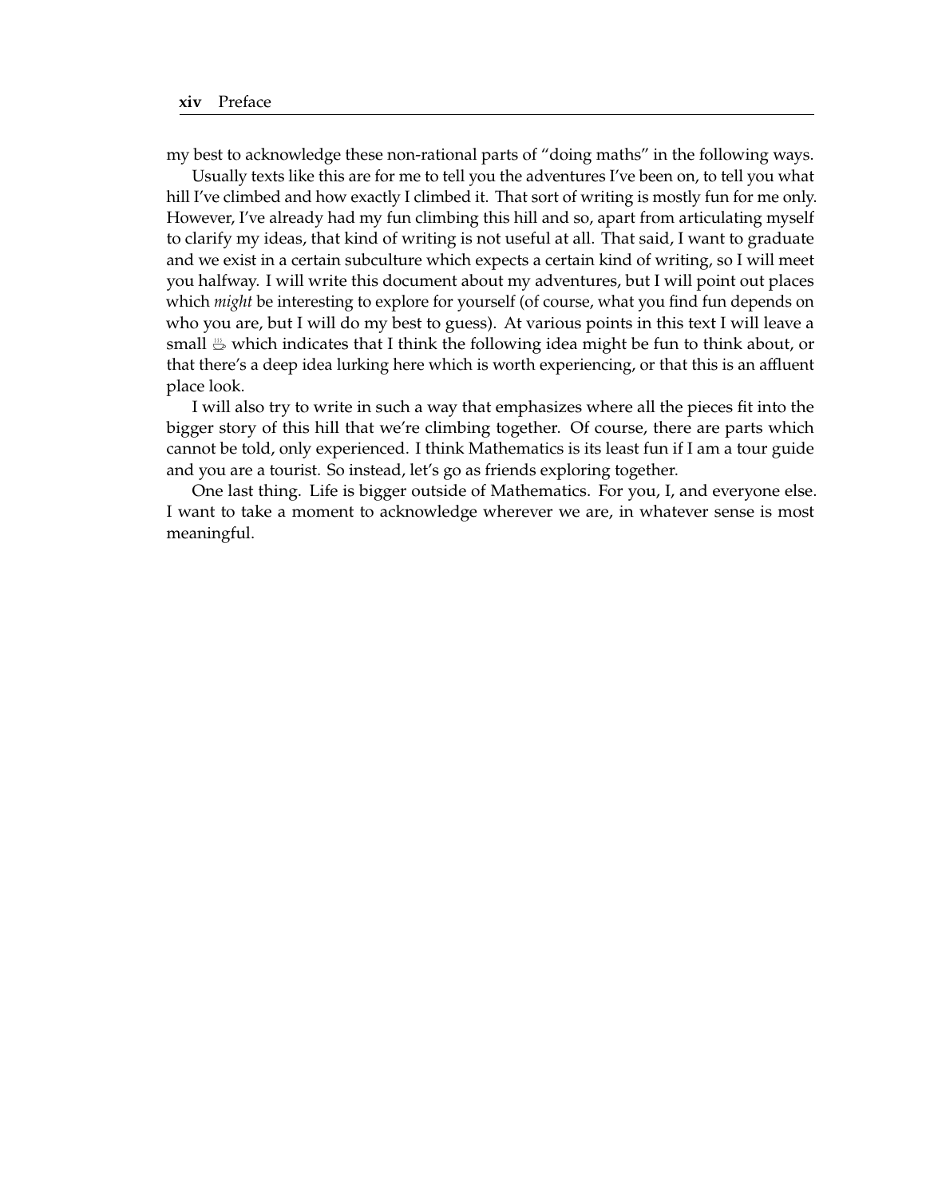my best to acknowledge these non-rational parts of "doing maths" in the following ways.

Usually texts like this are for me to tell you the adventures I've been on, to tell you what hill I've climbed and how exactly I climbed it. That sort of writing is mostly fun for me only. However, I've already had my fun climbing this hill and so, apart from articulating myself to clarify my ideas, that kind of writing is not useful at all. That said, I want to graduate and we exist in a certain subculture which expects a certain kind of writing, so I will meet you halfway. I will write this document about my adventures, but I will point out places which *might* be interesting to explore for yourself (of course, what you find fun depends on who you are, but I will do my best to guess). At various points in this text I will leave a small ♨ which indicates that I think the following idea might be fun to think about, or that there's a deep idea lurking here which is worth experiencing, or that this is an affluent place look.

I will also try to write in such a way that emphasizes where all the pieces fit into the bigger story of this hill that we're climbing together. Of course, there are parts which cannot be told, only experienced. I think Mathematics is its least fun if I am a tour guide and you are a tourist. So instead, let's go as friends exploring together.

One last thing. Life is bigger outside of Mathematics. For you, I, and everyone else. I want to take a moment to acknowledge wherever we are, in whatever sense is most meaningful.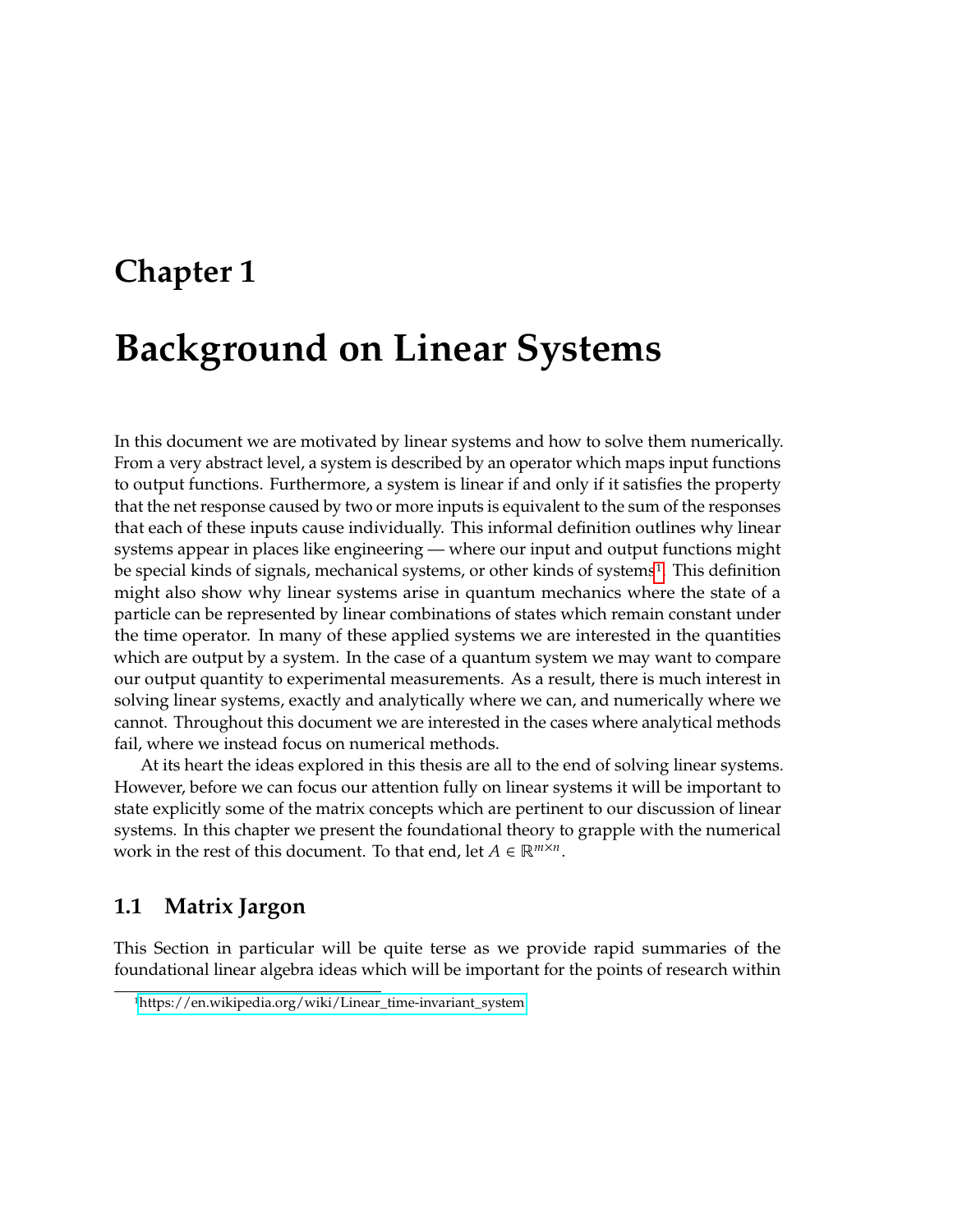# Chapter 1

# Background on Linear Systems

In this document we are motivated by linear systems and how to solve them numerically. From a very abstract level, a system is described by an operator which maps input functions to output functions. Furthermore, a system is linear if and only if it satisfies the property that the net response caused by two or more inputs is equivalent to the sum of the responses that each of these inputs cause individually. This informal definition outlines why linear systems appear in places like engineering — where our input and output functions might be special kinds of signals, mechanical systems, or other kinds of systems[1]. This definition might also show why linear systems arise in quantum mechanics where the state of a particle can be represented by linear combinations of states which remain constant under the time operator. In many of these applied systems we are interested in the quantities which are output by a system. In the case of a quantum system we may want to compare our output quantity to experimental measurements. As a result, there is much interest in solving linear systems, exactly and analytically where we can, and numerically where we cannot. Throughout this document we are interested in the cases where analytical methods fail, where we instead focus on numerical methods.

At its heart the ideas explored in this thesis are all to the end of solving linear systems. However, before we can focus our attention fully on linear systems it will be important to state explicitly some of the matrix concepts which are pertinent to our discussion of linear systems. In this chapter we present the foundational theory to grapple with the numerical work in the rest of this document. To that end, let $A \in \mathbb{R}^{m \times n}$.

## 1.1 Matrix Jargon

This Section in particular will be quite terse as we provide rapid summaries of the foundational linear algebra ideas which will be important for the points of research within

[1] https://en.wikipedia.org/wiki/Linear_time-invariant_system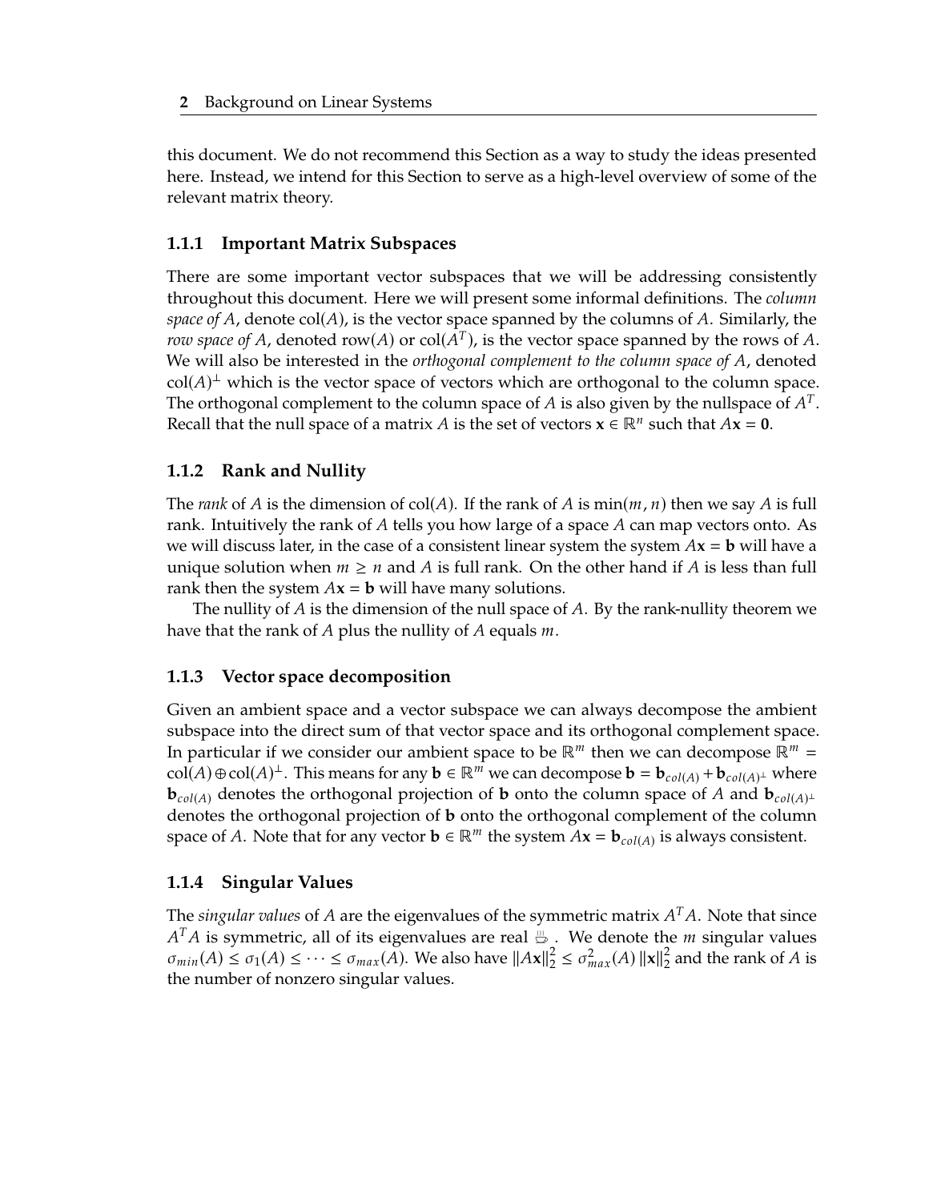this document. We do not recommend this Section as a way to study the ideas presented here. Instead, we intend for this Section to serve as a high-level overview of some of the relevant matrix theory.

### 1.1.1 Important Matrix Subspaces

There are some important vector subspaces that we will be addressing consistently throughout this document. Here we will present some informal definitions. The *column space of $A$*, denote $\text{col}(A)$, is the vector space spanned by the columns of $A$. Similarly, the *row space of $A$*, denoted $\text{row}(A)$ or $\text{col}(A^T)$, is the vector space spanned by the rows of $A$. We will also be interested in the *orthogonal complement to the column space of $A$*, denoted $\text{col}(A)^\perp$ which is the vector space of vectors which are orthogonal to the column space. The orthogonal complement to the column space of $A$ is also given by the nullspace of $A^T$. Recall that the null space of a matrix $A$ is the set of vectors $\mathbf{x} \in \mathbb{R}^n$ such that $A\mathbf{x} = \mathbf{0}$.

### 1.1.2 Rank and Nullity

The *rank* of $A$ is the dimension of $\text{col}(A)$. If the rank of $A$ is $\min(m, n)$ then we say $A$ is full rank. Intuitively the rank of $A$ tells you how large of a space $A$ can map vectors onto. As we will discuss later, in the case of a consistent linear system the system $A\mathbf{x} = \mathbf{b}$ will have a unique solution when $m \geq n$ and $A$ is full rank. On the other hand if $A$ is less than full rank then the system $A\mathbf{x} = \mathbf{b}$ will have many solutions.

The nullity of $A$ is the dimension of the null space of $A$. By the rank-nullity theorem we have that the rank of $A$ plus the nullity of $A$ equals $m$.

### 1.1.3 Vector space decomposition

Given an ambient space and a vector subspace we can always decompose the ambient subspace into the direct sum of that vector space and its orthogonal complement space. In particular if we consider our ambient space to be $\mathbb{R}^m$ then we can decompose $\mathbb{R}^m = \text{col}(A) \oplus \text{col}(A)^\perp$. This means for any $\mathbf{b} \in \mathbb{R}^m$ we can decompose $\mathbf{b} = \mathbf{b}_{col(A)} + \mathbf{b}_{col(A)^\perp}$ where $\mathbf{b}_{col(A)}$ denotes the orthogonal projection of $\mathbf{b}$ onto the column space of $A$ and $\mathbf{b}_{col(A)^\perp}$ denotes the orthogonal projection of $\mathbf{b}$ onto the orthogonal complement of the column space of $A$. Note that for any vector $\mathbf{b} \in \mathbb{R}^m$ the system $A\mathbf{x} = \mathbf{b}_{col(A)}$ is always consistent.

### 1.1.4 Singular Values

The *singular values* of $A$ are the eigenvalues of the symmetric matrix $A^T A$. Note that since $A^T A$ is symmetric, all of its eigenvalues are real ☕. We denote the $m$ singular values $\sigma_{min}(A) \leq \sigma_1(A) \leq \cdots \leq \sigma_{max}(A)$. We also have $\|A\mathbf{x}\|_2^2 \leq \sigma_{max}^2(A) \|\mathbf{x}\|_2^2$ and the rank of $A$ is the number of nonzero singular values.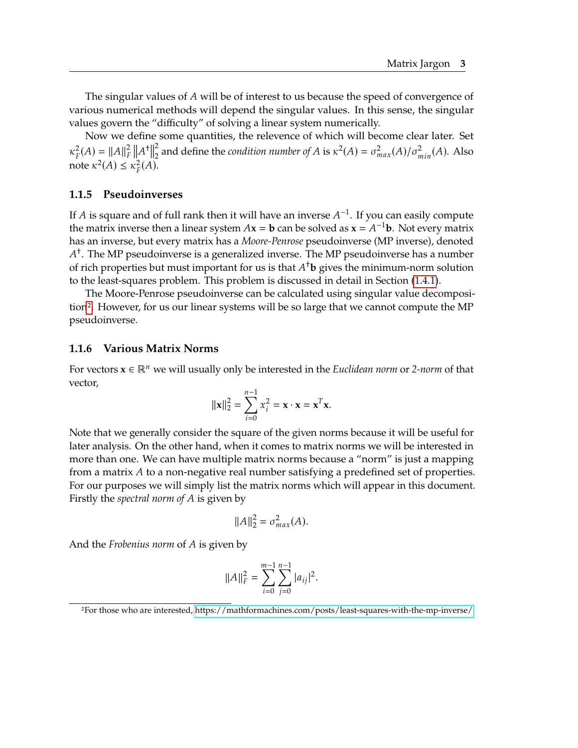The singular values of $A$ will be of interest to us because the speed of convergence of various numerical methods will depend the singular values. In this sense, the singular values govern the "difficulty" of solving a linear system numerically.

Now we define some quantities, the relevence of which will become clear later. Set $\kappa_F^2(A) = \|A\|_F^2 \|A^\dagger\|_2^2$ and define the *condition number of A* is $\kappa^2(A) = \sigma_{max}^2(A)/\sigma_{min}^2(A)$. Also note $\kappa^2(A) \leq \kappa_F^2(A)$.

### 1.1.5 Pseudoinverses

If $A$ is square and of full rank then it will have an inverse $A^{-1}$. If you can easily compute the matrix inverse then a linear system $A\mathbf{x} = \mathbf{b}$ can be solved as $\mathbf{x} = A^{-1}\mathbf{b}$. Not every matrix has an inverse, but every matrix has a *Moore-Penrose* pseudoinverse (MP inverse), denoted $A^\dagger$. The MP pseudoinverse is a generalized inverse. The MP pseudoinverse has a number of rich properties but must important for us is that $A^\dagger\mathbf{b}$ gives the minimum-norm solution to the least-squares problem. This problem is discussed in detail in Section (1.4.1).

The Moore-Penrose pseudoinverse can be calculated using singular value decomposition[2]. However, for us our linear systems will be so large that we cannot compute the MP pseudoinverse.

### 1.1.6 Various Matrix Norms

For vectors $\mathbf{x} \in \mathbb{R}^n$ we will usually only be interested in the *Euclidean norm* or *2-norm* of that vector,

$$\|\mathbf{x}\|_2^2 = \sum_{i=0}^{n-1} x_i^2 = \mathbf{x} \cdot \mathbf{x} = \mathbf{x}^T\mathbf{x}.$$

Note that we generally consider the square of the given norms because it will be useful for later analysis. On the other hand, when it comes to matrix norms we will be interested in more than one. We can have multiple matrix norms because a "norm" is just a mapping from a matrix $A$ to a non-negative real number satisfying a predefined set of properties. For our purposes we will simply list the matrix norms which will appear in this document. Firstly the *spectral norm of A* is given by

$$\|A\|_2^2 = \sigma_{max}^2(A).$$

And the *Frobenius norm* of $A$ is given by

$$\|A\|_F^2 = \sum_{i=0}^{m-1} \sum_{j=0}^{n-1} |a_{ij}|^2.$$

[2]For those who are interested, https://mathformachines.com/posts/least-squares-with-the-mp-inverse/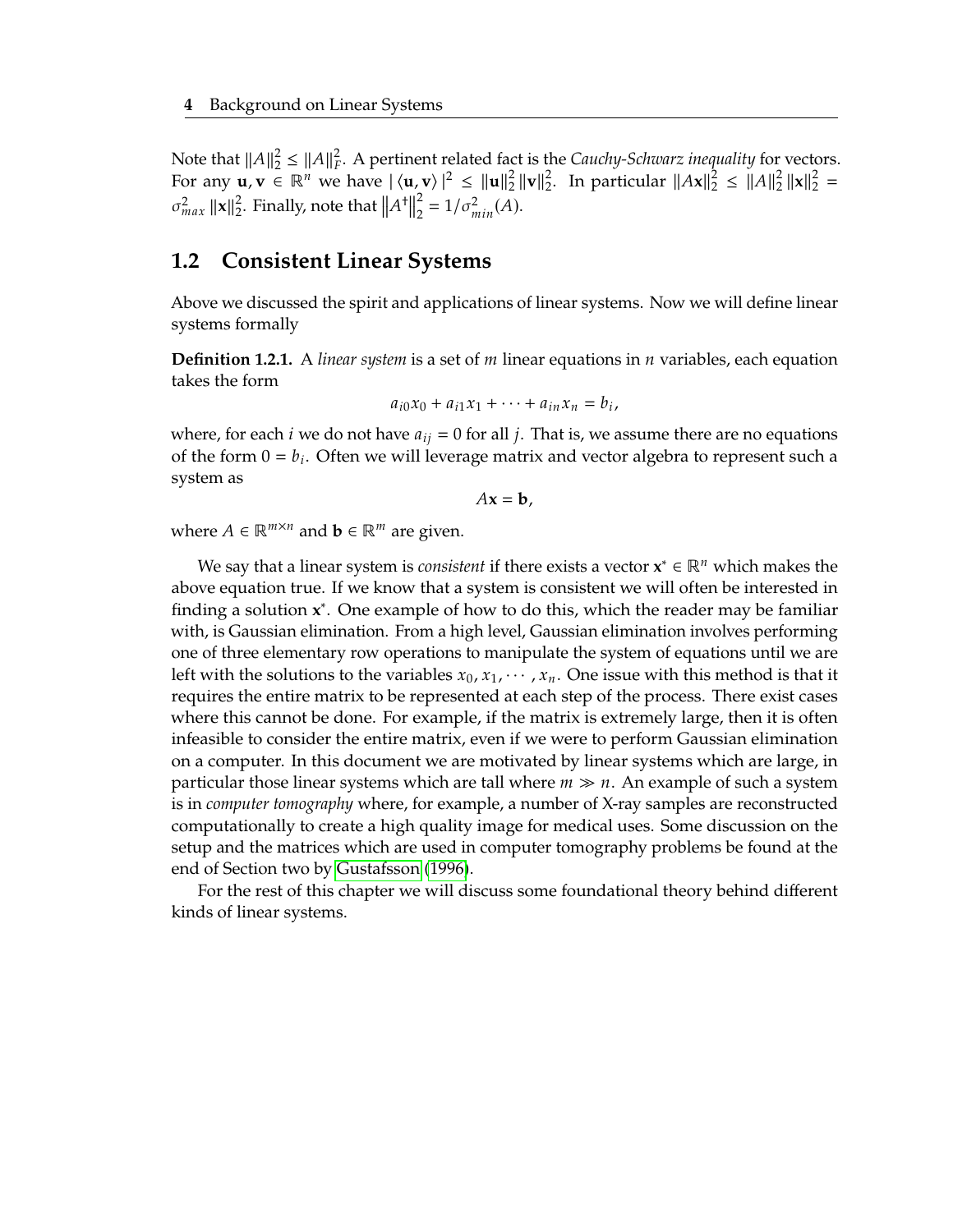Note that $\|A\|_2^2 \leq \|A\|_F^2$. A pertinent related fact is the *Cauchy-Schwarz inequality* for vectors. For any $\mathbf{u}, \mathbf{v} \in \mathbb{R}^n$ we have $|\langle \mathbf{u}, \mathbf{v} \rangle|^2 \leq \|\mathbf{u}\|_2^2 \|\mathbf{v}\|_2^2$. In particular $\|A\mathbf{x}\|_2^2 \leq \|A\|_2^2 \|\mathbf{x}\|_2^2 = \sigma_{max}^2 \|\mathbf{x}\|_2^2$. Finally, note that $\left\|A^\dagger\right\|_2^2 = 1/\sigma_{min}^2(A)$.

## 1.2 Consistent Linear Systems

Above we discussed the spirit and applications of linear systems. Now we will define linear systems formally

**Definition 1.2.1.** A *linear system* is a set of $m$ linear equations in $n$ variables, each equation takes the form

$$a_{i0}x_0 + a_{i1}x_1 + \cdots + a_{in}x_n = b_i,$$

where, for each $i$ we do not have $a_{ij} = 0$ for all $j$. That is, we assume there are no equations of the form $0 = b_i$. Often we will leverage matrix and vector algebra to represent such a system as

$$A\mathbf{x} = \mathbf{b},$$

where $A \in \mathbb{R}^{m \times n}$ and $\mathbf{b} \in \mathbb{R}^m$ are given.

We say that a linear system is *consistent* if there exists a vector $\mathbf{x}^* \in \mathbb{R}^n$ which makes the above equation true. If we know that a system is consistent we will often be interested in finding a solution $\mathbf{x}^*$. One example of how to do this, which the reader may be familiar with, is Gaussian elimination. From a high level, Gaussian elimination involves performing one of three elementary row operations to manipulate the system of equations until we are left with the solutions to the variables $x_0, x_1, \cdots, x_n$. One issue with this method is that it requires the entire matrix to be represented at each step of the process. There exist cases where this cannot be done. For example, if the matrix is extremely large, then it is often infeasible to consider the entire matrix, even if we were to perform Gaussian elimination on a computer. In this document we are motivated by linear systems which are large, in particular those linear systems which are tall where $m \gg n$. An example of such a system is in *computer tomography* where, for example, a number of X-ray samples are reconstructed computationally to create a high quality image for medical uses. Some discussion on the setup and the matrices which are used in computer tomography problems be found at the end of Section two by Gustafsson (1996).

For the rest of this chapter we will discuss some foundational theory behind different kinds of linear systems.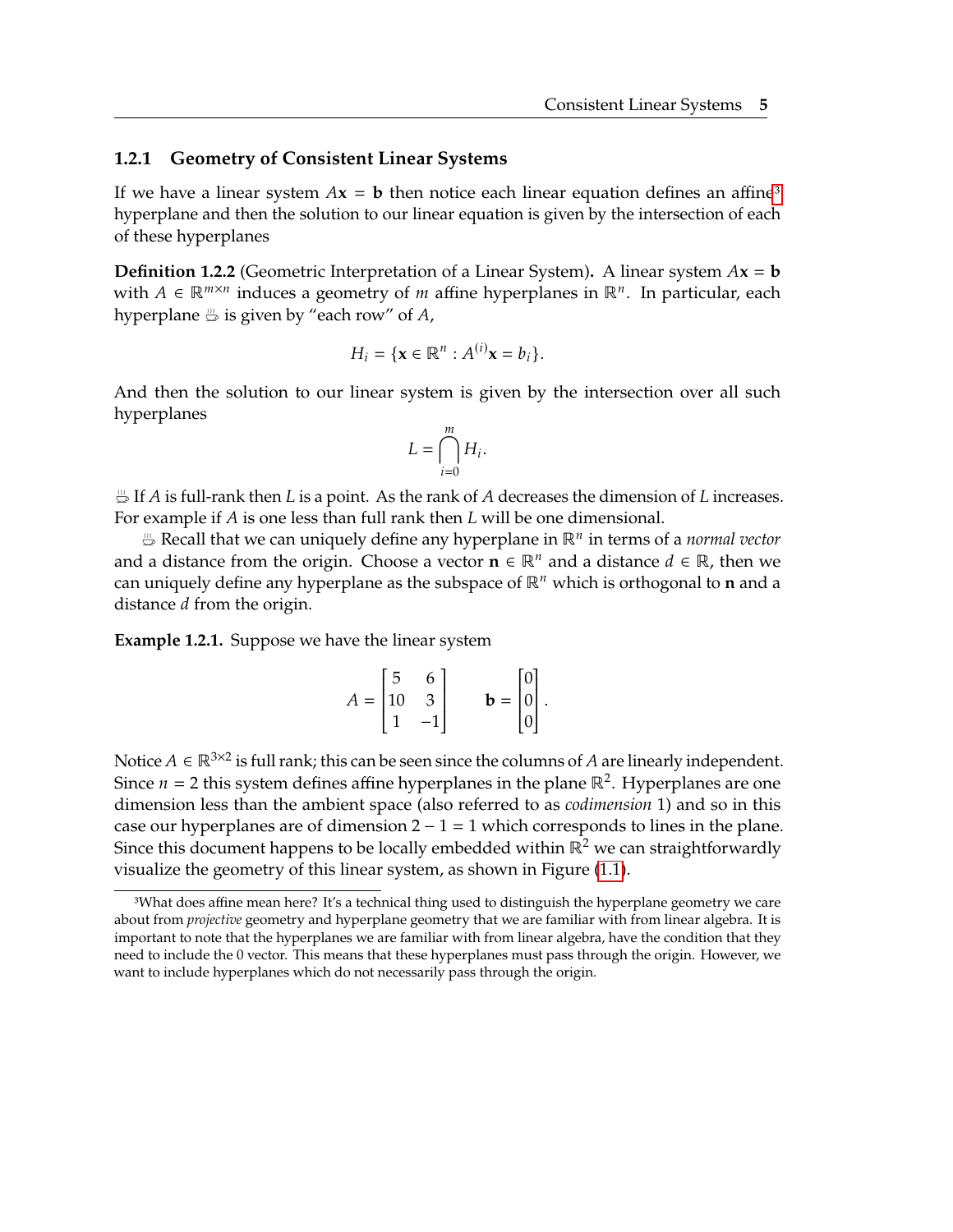### 1.2.1 Geometry of Consistent Linear Systems

If we have a linear system $A\mathbf{x} = \mathbf{b}$ then notice each linear equation defines an affine[3] hyperplane and then the solution to our linear equation is given by the intersection of each of these hyperplanes

**Definition 1.2.2** (Geometric Interpretation of a Linear System)**.** A linear system $A\mathbf{x} = \mathbf{b}$ with $A \in \mathbb{R}^{m \times n}$ induces a geometry of $m$ affine hyperplanes in $\mathbb{R}^n$. In particular, each hyperplane ♨ is given by "each row" of $A$,

$$H_i = \{\mathbf{x} \in \mathbb{R}^n : A^{(i)}\mathbf{x} = b_i\}.$$

And then the solution to our linear system is given by the intersection over all such hyperplanes

$$L = \bigcap_{i=0}^{m} H_i.$$

♨ If $A$ is full-rank then $L$ is a point. As the rank of $A$ decreases the dimension of $L$ increases. For example if $A$ is one less than full rank then $L$ will be one dimensional.

♨ Recall that we can uniquely define any hyperplane in $\mathbb{R}^n$ in terms of a *normal vector* and a distance from the origin. Choose a vector $\mathbf{n} \in \mathbb{R}^n$ and a distance $d \in \mathbb{R}$, then we can uniquely define any hyperplane as the subspace of $\mathbb{R}^n$ which is orthogonal to $\mathbf{n}$ and a distance $d$ from the origin.

**Example 1.2.1.** Suppose we have the linear system

$$A = \begin{bmatrix} 5 & 6 \\ 10 & 3 \\ 1 & -1 \end{bmatrix} \qquad \mathbf{b} = \begin{bmatrix} 0 \\ 0 \\ 0 \end{bmatrix}.$$

Notice $A \in \mathbb{R}^{3\times 2}$ is full rank; this can be seen since the columns of $A$ are linearly independent. Since $n = 2$ this system defines affine hyperplanes in the plane $\mathbb{R}^2$. Hyperplanes are one dimension less than the ambient space (also referred to as *codimension* 1) and so in this case our hyperplanes are of dimension $2 - 1 = 1$ which corresponds to lines in the plane. Since this document happens to be locally embedded within $\mathbb{R}^2$ we can straightforwardly visualize the geometry of this linear system, as shown in Figure (1.1).

---

[3] What does affine mean here? It's a technical thing used to distinguish the hyperplane geometry we care about from *projective* geometry and hyperplane geometry that we are familiar with from linear algebra. It is important to note that the hyperplanes we are familiar with from linear algebra, have the condition that they need to include the 0 vector. This means that these hyperplanes must pass through the origin. However, we want to include hyperplanes which do not necessarily pass through the origin.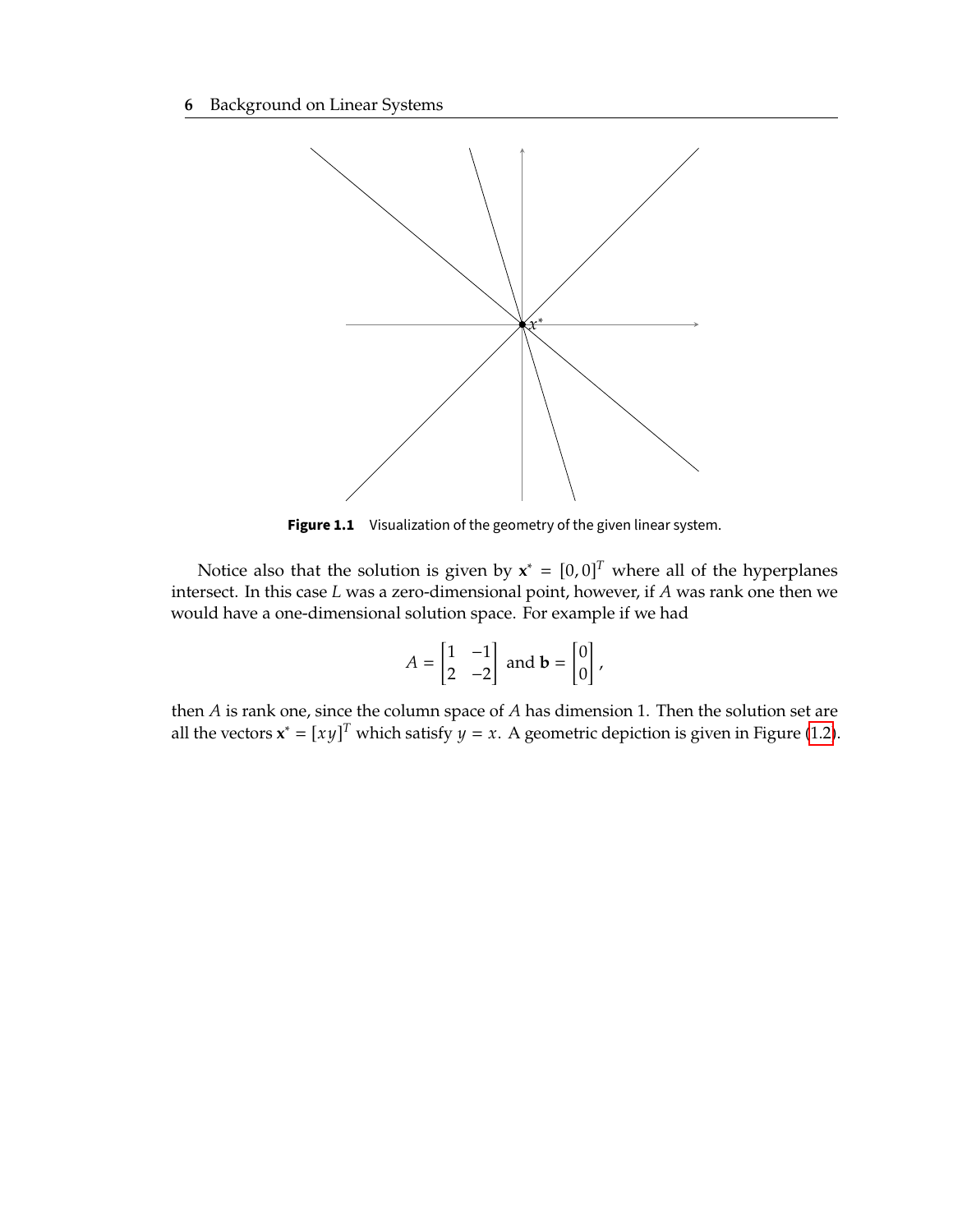Figure 1.1 Visualization of the geometry of the given linear system.

Notice also that the solution is given by $\mathbf{x}^* = [0, 0]^T$ where all of the hyperplanes intersect. In this case $L$ was a zero-dimensional point, however, if $A$ was rank one then we would have a one-dimensional solution space. For example if we had

$$A = \begin{bmatrix} 1 & -1 \\ 2 & -2 \end{bmatrix} \text{ and } \mathbf{b} = \begin{bmatrix} 0 \\ 0 \end{bmatrix},$$

then $A$ is rank one, since the column space of $A$ has dimension 1. Then the solution set are all the vectors $\mathbf{x}^* = [xy]^T$ which satisfy $y = x$. A geometric depiction is given in Figure (1.2).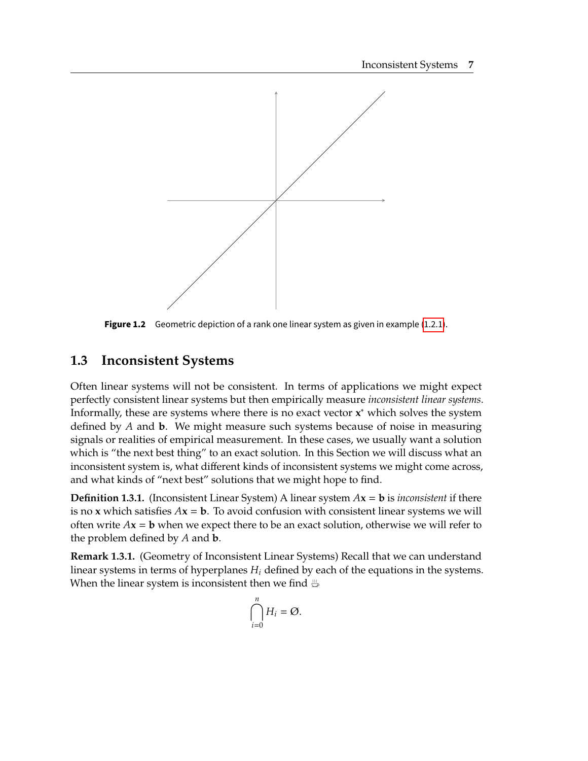Figure 1.2 Geometric depiction of a rank one linear system as given in example (1.2.1).

## 1.3 Inconsistent Systems

Often linear systems will not be consistent. In terms of applications we might expect perfectly consistent linear systems but then empirically measure *inconsistent linear systems*. Informally, these are systems where there is no exact vector $\mathbf{x}^*$ which solves the system defined by $A$ and $\mathbf{b}$. We might measure such systems because of noise in measuring signals or realities of empirical measurement. In these cases, we usually want a solution which is "the next best thing" to an exact solution. In this Section we will discuss what an inconsistent system is, what different kinds of inconsistent systems we might come across, and what kinds of "next best" solutions that we might hope to find.

**Definition 1.3.1.** (Inconsistent Linear System) A linear system $A\mathbf{x} = \mathbf{b}$ is *inconsistent* if there is no $\mathbf{x}$ which satisfies $A\mathbf{x} = \mathbf{b}$. To avoid confusion with consistent linear systems we will often write $A\mathbf{x} = \mathbf{b}$ when we expect there to be an exact solution, otherwise we will refer to the problem defined by $A$ and $\mathbf{b}$.

**Remark 1.3.1.** (Geometry of Inconsistent Linear Systems) Recall that we can understand linear systems in terms of hyperplanes $H_i$ defined by each of the equations in the systems. When the linear system is inconsistent then we find ☕

$$\bigcap_{i=0}^{n} H_i = \emptyset.$$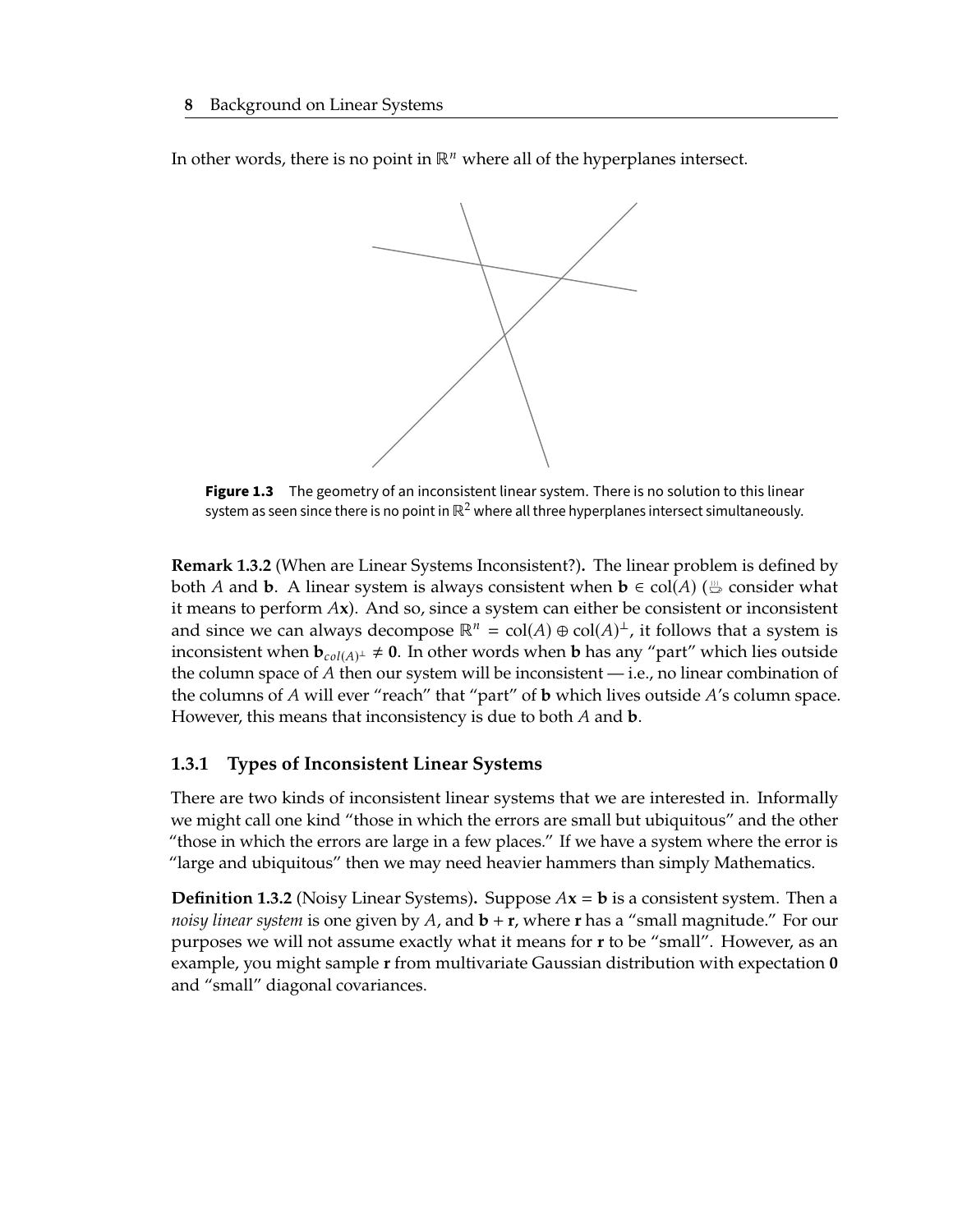In other words, there is no point in $\mathbb{R}^n$ where all of the hyperplanes intersect.

**Figure 1.3** The geometry of an inconsistent linear system. There is no solution to this linear system as seen since there is no point in $\mathbb{R}^2$ where all three hyperplanes intersect simultaneously.

**Remark 1.3.2** (When are Linear Systems Inconsistent?)**.** The linear problem is defined by both $A$ and $\mathbf{b}$. A linear system is always consistent when $\mathbf{b} \in \text{col}(A)$ (☕ consider what it means to perform $A\mathbf{x}$). And so, since a system can either be consistent or inconsistent and since we can always decompose $\mathbb{R}^n = \text{col}(A) \oplus \text{col}(A)^\perp$, it follows that a system is inconsistent when $\mathbf{b}_{col(A)^\perp} \neq \mathbf{0}$. In other words when $\mathbf{b}$ has any "part" which lies outside the column space of $A$ then our system will be inconsistent — i.e., no linear combination of the columns of $A$ will ever "reach" that "part" of $\mathbf{b}$ which lives outside $A$'s column space. However, this means that inconsistency is due to both $A$ and $\mathbf{b}$.

### 1.3.1 Types of Inconsistent Linear Systems

There are two kinds of inconsistent linear systems that we are interested in. Informally we might call one kind "those in which the errors are small but ubiquitous" and the other "those in which the errors are large in a few places." If we have a system where the error is "large and ubiquitous" then we may need heavier hammers than simply Mathematics.

**Definition 1.3.2** (Noisy Linear Systems)**.** Suppose $A\mathbf{x} = \mathbf{b}$ is a consistent system. Then a *noisy linear system* is one given by $A$, and $\mathbf{b} + \mathbf{r}$, where $\mathbf{r}$ has a "small magnitude." For our purposes we will not assume exactly what it means for $\mathbf{r}$ to be "small". However, as an example, you might sample $\mathbf{r}$ from multivariate Gaussian distribution with expectation $\mathbf{0}$ and "small" diagonal covariances.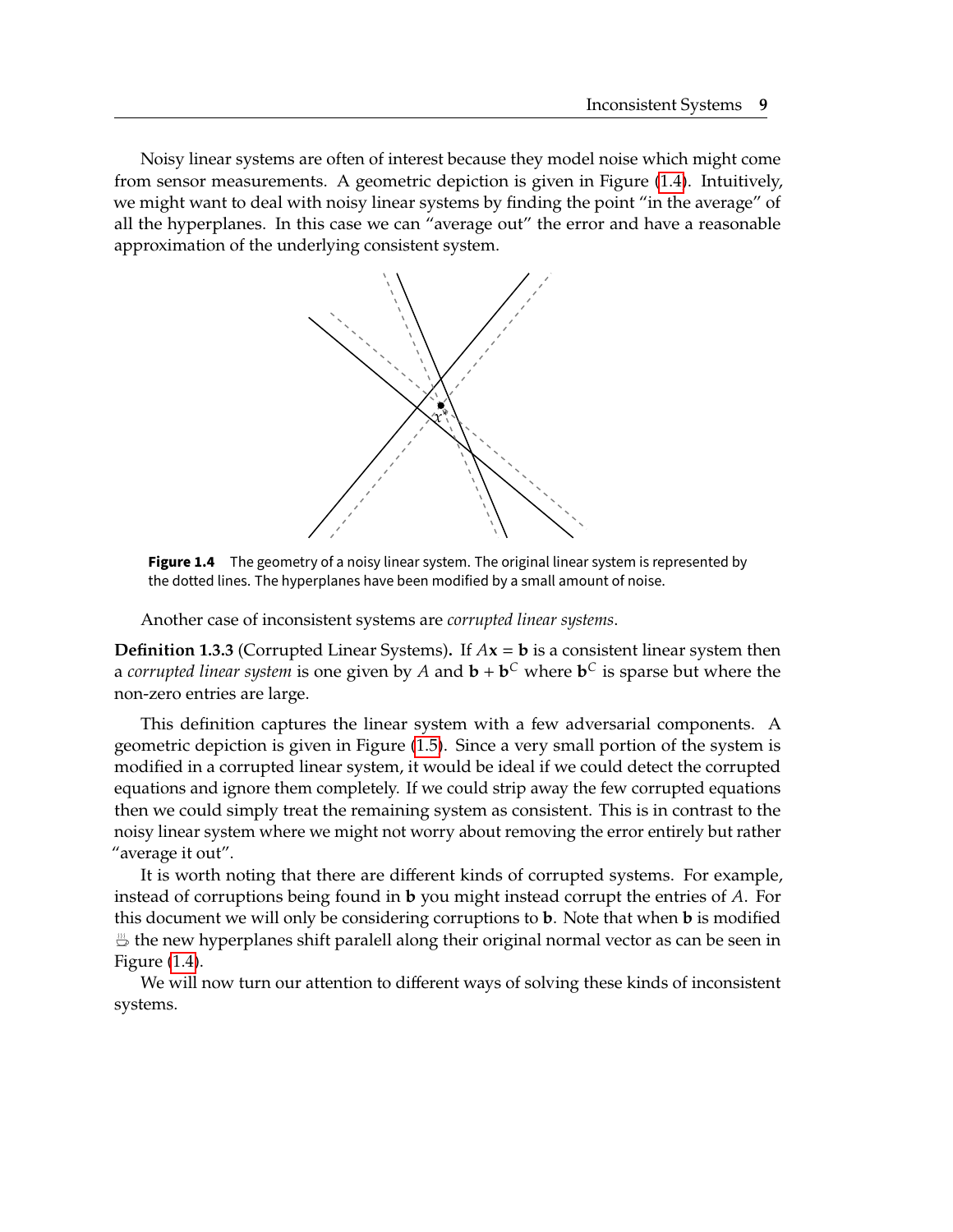Noisy linear systems are often of interest because they model noise which might come from sensor measurements. A geometric depiction is given in Figure (1.4). Intuitively, we might want to deal with noisy linear systems by finding the point "in the average" of all the hyperplanes. In this case we can "average out" the error and have a reasonable approximation of the underlying consistent system.

**Figure 1.4** The geometry of a noisy linear system. The original linear system is represented by the dotted lines. The hyperplanes have been modified by a small amount of noise.

Another case of inconsistent systems are *corrupted linear systems*.

**Definition 1.3.3** (Corrupted Linear Systems)**.** If $A\mathbf{x} = \mathbf{b}$ is a consistent linear system then a *corrupted linear system* is one given by $A$ and $\mathbf{b} + \mathbf{b}^C$ where $\mathbf{b}^C$ is sparse but where the non-zero entries are large.

This definition captures the linear system with a few adversarial components. A geometric depiction is given in Figure (1.5). Since a very small portion of the system is modified in a corrupted linear system, it would be ideal if we could detect the corrupted equations and ignore them completely. If we could strip away the few corrupted equations then we could simply treat the remaining system as consistent. This is in contrast to the noisy linear system where we might not worry about removing the error entirely but rather "average it out".

It is worth noting that there are different kinds of corrupted systems. For example, instead of corruptions being found in $\mathbf{b}$ you might instead corrupt the entries of $A$. For this document we will only be considering corruptions to $\mathbf{b}$. Note that when $\mathbf{b}$ is modified the new hyperplanes shift paralell along their original normal vector as can be seen in Figure (1.4).

We will now turn our attention to different ways of solving these kinds of inconsistent systems.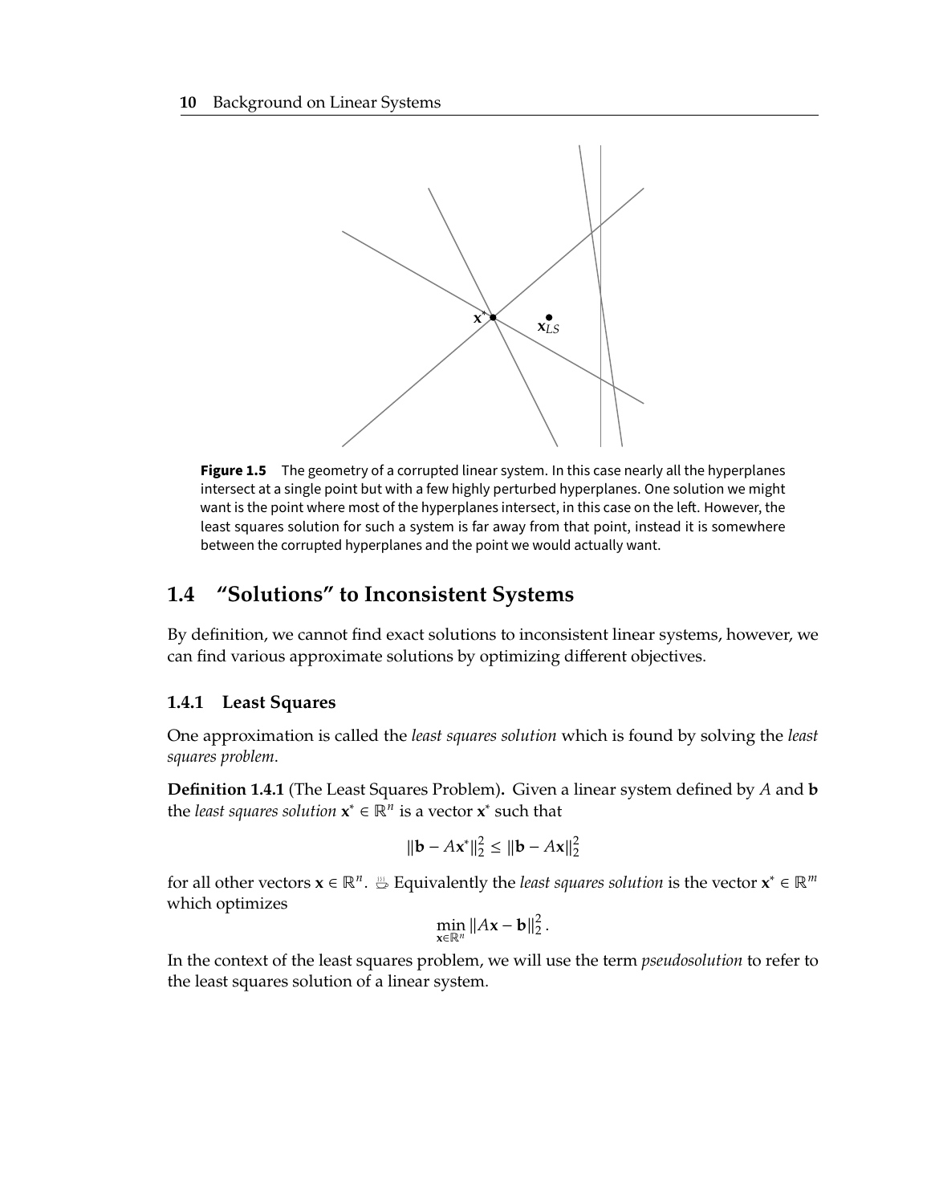**Figure 1.5** The geometry of a corrupted linear system. In this case nearly all the hyperplanes intersect at a single point but with a few highly perturbed hyperplanes. One solution we might want is the point where most of the hyperplanes intersect, in this case on the left. However, the least squares solution for such a system is far away from that point, instead it is somewhere between the corrupted hyperplanes and the point we would actually want.

## 1.4 "Solutions" to Inconsistent Systems

By definition, we cannot find exact solutions to inconsistent linear systems, however, we can find various approximate solutions by optimizing different objectives.

### 1.4.1 Least Squares

One approximation is called the *least squares solution* which is found by solving the *least squares problem*.

**Definition 1.4.1** (The Least Squares Problem)**.** Given a linear system defined by $A$ and $\mathbf{b}$ the *least squares solution* $\mathbf{x}^* \in \mathbb{R}^n$ is a vector $\mathbf{x}^*$ such that

$$\|\mathbf{b} - A\mathbf{x}^*\|_2^2 \leq \|\mathbf{b} - A\mathbf{x}\|_2^2$$

for all other vectors $\mathbf{x} \in \mathbb{R}^n$. ♨ Equivalently the *least squares solution* is the vector $\mathbf{x}^* \in \mathbb{R}^m$ which optimizes

$$\min_{\mathbf{x} \in \mathbb{R}^n} \|A\mathbf{x} - \mathbf{b}\|_2^2 .$$

In the context of the least squares problem, we will use the term *pseudosolution* to refer to the least squares solution of a linear system.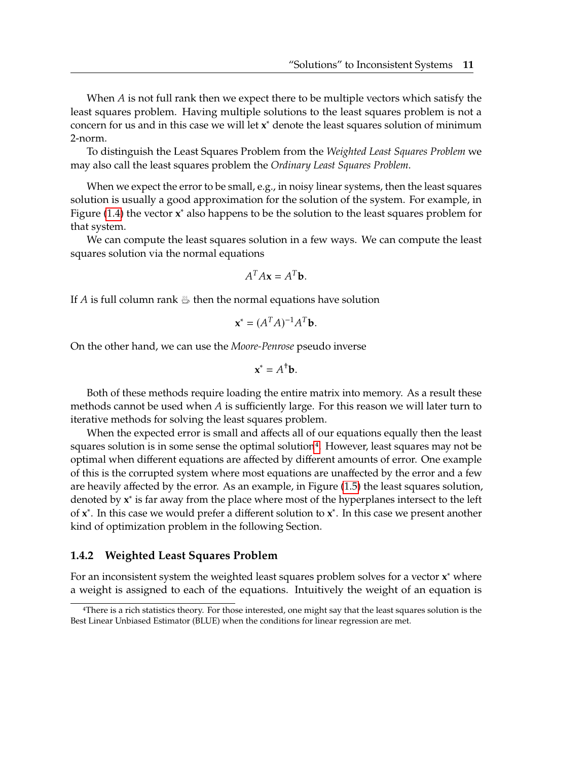When $A$ is not full rank then we expect there to be multiple vectors which satisfy the least squares problem. Having multiple solutions to the least squares problem is not a concern for us and in this case we will let $\mathbf{x}^*$ denote the least squares solution of minimum 2-norm.

To distinguish the Least Squares Problem from the *Weighted Least Squares Problem* we may also call the least squares problem the *Ordinary Least Squares Problem*.

When we expect the error to be small, e.g., in noisy linear systems, then the least squares solution is usually a good approximation for the solution of the system. For example, in Figure (1.4) the vector $\mathbf{x}^*$ also happens to be the solution to the least squares problem for that system.

We can compute the least squares solution in a few ways. We can compute the least squares solution via the normal equations

$$A^T A\mathbf{x} = A^T\mathbf{b}.$$

If $A$ is full column rank ♨ then the normal equations have solution

$$\mathbf{x}^* = (A^T A)^{-1} A^T \mathbf{b}.$$

On the other hand, we can use the *Moore-Penrose* pseudo inverse

$$\mathbf{x}^* = A^\dagger \mathbf{b}.$$

Both of these methods require loading the entire matrix into memory. As a result these methods cannot be used when $A$ is sufficiently large. For this reason we will later turn to iterative methods for solving the least squares problem.

When the expected error is small and affects all of our equations equally then the least squares solution is in some sense the optimal solution[4]. However, least squares may not be optimal when different equations are affected by different amounts of error. One example of this is the corrupted system where most equations are unaffected by the error and a few are heavily affected by the error. As an example, in Figure (1.5) the least squares solution, denoted by $\mathbf{x}^*$ is far away from the place where most of the hyperplanes intersect to the left of $\mathbf{x}^*$. In this case we would prefer a different solution to $\mathbf{x}^*$. In this case we present another kind of optimization problem in the following Section.

### 1.4.2 Weighted Least Squares Problem

For an inconsistent system the weighted least squares problem solves for a vector $\mathbf{x}^*$ where a weight is assigned to each of the equations. Intuitively the weight of an equation is

[4] There is a rich statistics theory. For those interested, one might say that the least squares solution is the Best Linear Unbiased Estimator (BLUE) when the conditions for linear regression are met.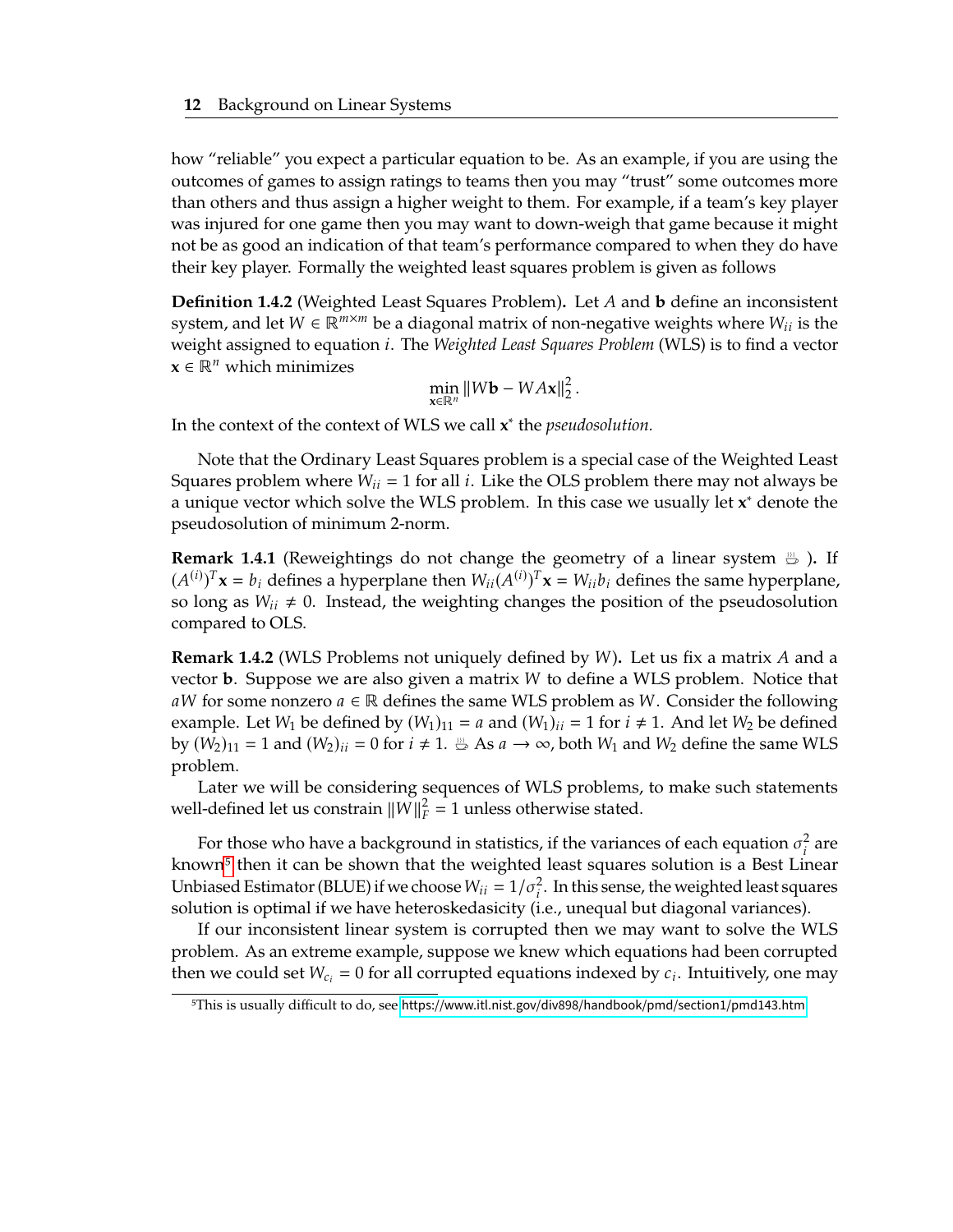how "reliable" you expect a particular equation to be. As an example, if you are using the outcomes of games to assign ratings to teams then you may "trust" some outcomes more than others and thus assign a higher weight to them. For example, if a team's key player was injured for one game then you may want to down-weigh that game because it might not be as good an indication of that team's performance compared to when they do have their key player. Formally the weighted least squares problem is given as follows

**Definition 1.4.2** (Weighted Least Squares Problem)**.** Let $A$ and $\mathbf{b}$ define an inconsistent system, and let $W \in \mathbb{R}^{m\times m}$ be a diagonal matrix of non-negative weights where $W_{ii}$ is the weight assigned to equation $i$. The *Weighted Least Squares Problem* (WLS) is to find a vector $\mathbf{x} \in \mathbb{R}^n$ which minimizes

$$\min_{\mathbf{x}\in\mathbb{R}^n} \|W\mathbf{b} - WA\mathbf{x}\|_2^2 .$$

In the context of the context of WLS we call $\mathbf{x}^*$ the *pseudosolution.*

Note that the Ordinary Least Squares problem is a special case of the Weighted Least Squares problem where $W_{ii} = 1$ for all $i$. Like the OLS problem there may not always be a unique vector which solve the WLS problem. In this case we usually let $\mathbf{x}^*$ denote the pseudosolution of minimum 2-norm.

**Remark 1.4.1** (Reweightings do not change the geometry of a linear system ☕ )**.** If $(A^{(i)})^T\mathbf{x} = b_i$ defines a hyperplane then $W_{ii}(A^{(i)})^T\mathbf{x} = W_{ii}b_i$ defines the same hyperplane, so long as $W_{ii} \neq 0$. Instead, the weighting changes the position of the pseudosolution compared to OLS.

**Remark 1.4.2** (WLS Problems not uniquely defined by $W$)**.** Let us fix a matrix $A$ and a vector $\mathbf{b}$. Suppose we are also given a matrix $W$ to define a WLS problem. Notice that $aW$ for some nonzero $a \in \mathbb{R}$ defines the same WLS problem as $W$. Consider the following example. Let $W_1$ be defined by $(W_1)_{11} = a$ and $(W_1)_{ii} = 1$ for $i \neq 1$. And let $W_2$ be defined by $(W_2)_{11} = 1$ and $(W_2)_{ii} = 0$ for $i \neq 1$. ☕ As $a \to \infty$, both $W_1$ and $W_2$ define the same WLS problem.

Later we will be considering sequences of WLS problems, to make such statements well-defined let us constrain $\|W\|_F^2 = 1$ unless otherwise stated.

For those who have a background in statistics, if the variances of each equation $\sigma_i^2$ are known[5] then it can be shown that the weighted least squares solution is a Best Linear Unbiased Estimator (BLUE) if we choose $W_{ii} = 1/\sigma_i^2$. In this sense, the weighted least squares solution is optimal if we have heteroskedasicity (i.e., unequal but diagonal variances).

If our inconsistent linear system is corrupted then we may want to solve the WLS problem. As an extreme example, suppose we knew which equations had been corrupted then we could set $W_{c_i} = 0$ for all corrupted equations indexed by $c_i$. Intuitively, one may

[5] This is usually difficult to do, see https://www.itl.nist.gov/div898/handbook/pmd/section1/pmd143.htm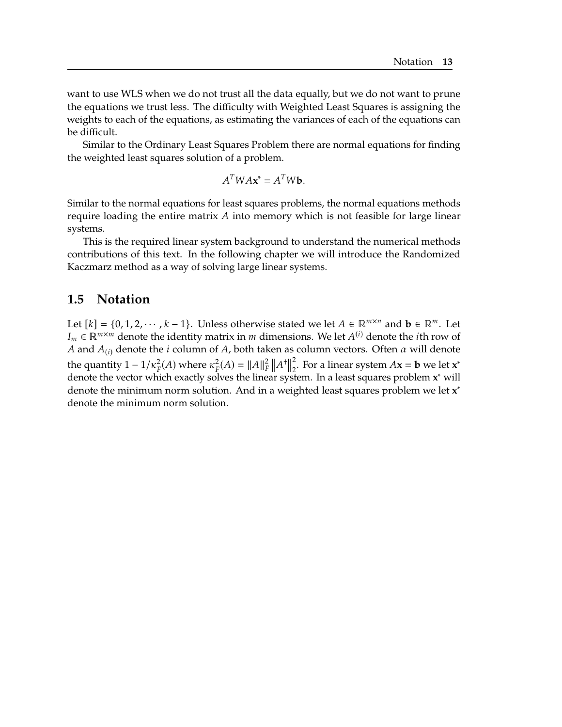want to use WLS when we do not trust all the data equally, but we do not want to prune the equations we trust less. The difficulty with Weighted Least Squares is assigning the weights to each of the equations, as estimating the variances of each of the equations can be difficult.

Similar to the Ordinary Least Squares Problem there are normal equations for finding the weighted least squares solution of a problem.

$$A^T W A \mathbf{x}^* = A^T W \mathbf{b}.$$

Similar to the normal equations for least squares problems, the normal equations methods require loading the entire matrix $A$ into memory which is not feasible for large linear systems.

This is the required linear system background to understand the numerical methods contributions of this text. In the following chapter we will introduce the Randomized Kaczmarz method as a way of solving large linear systems.

## 1.5 Notation

Let $[k] = \{0, 1, 2, \cdots, k-1\}$. Unless otherwise stated we let $A \in \mathbb{R}^{m \times n}$ and $\mathbf{b} \in \mathbb{R}^m$. Let $I_m \in \mathbb{R}^{m \times m}$ denote the identity matrix in $m$ dimensions. We let $A^{(i)}$ denote the $i$th row of $A$ and $A_{(i)}$ denote the $i$ column of $A$, both taken as column vectors. Often $\alpha$ will denote the quantity $1 - 1/\kappa_F^2(A)$ where $\kappa_F^2(A) = \|A\|_F^2 \left\|A^\dagger\right\|_2^2$. For a linear system $A\mathbf{x} = \mathbf{b}$ we let $\mathbf{x}^*$ denote the vector which exactly solves the linear system. In a least squares problem $\mathbf{x}^*$ will denote the minimum norm solution. And in a weighted least squares problem we let $\mathbf{x}^*$ denote the minimum norm solution.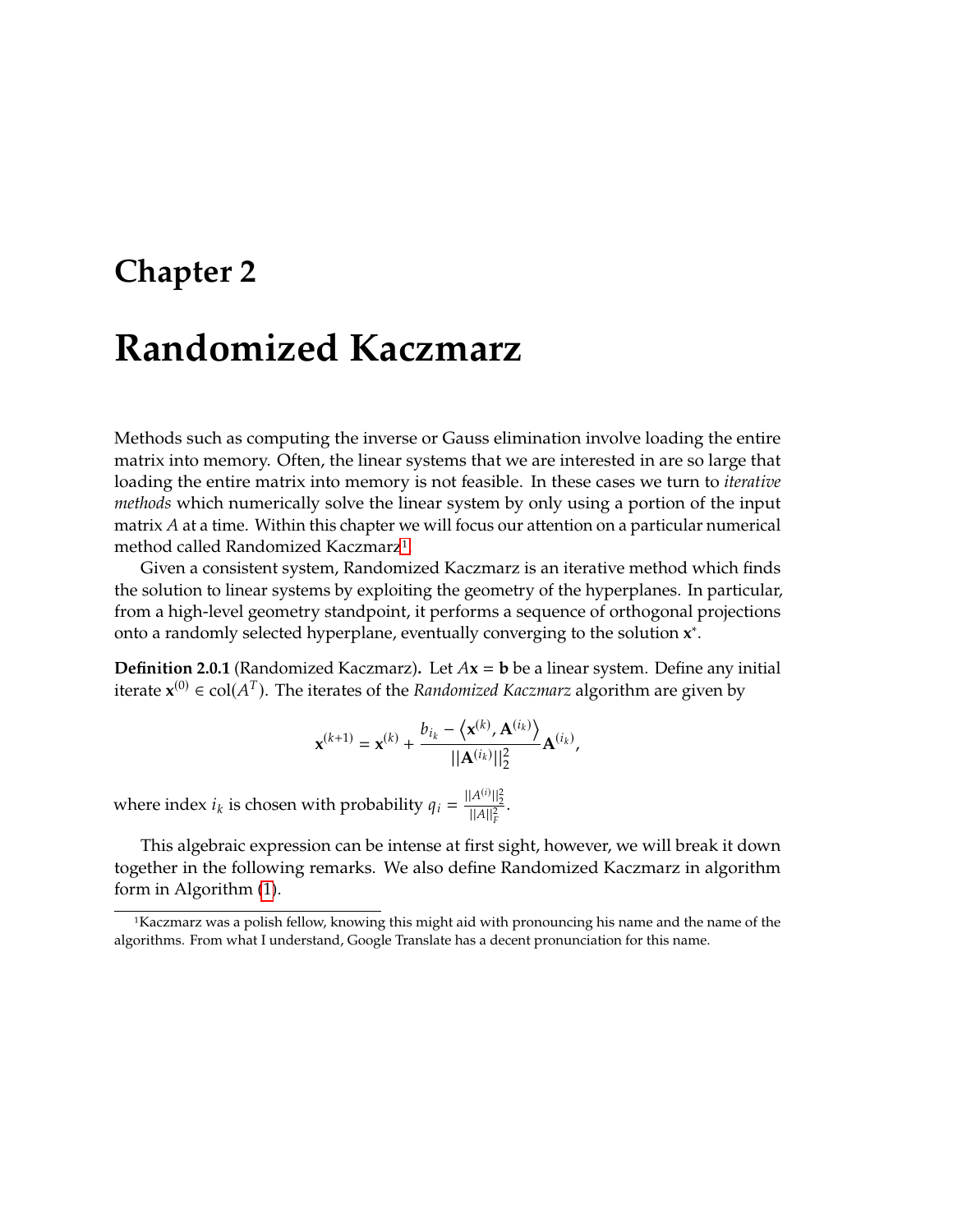# Chapter 2

# Randomized Kaczmarz

Methods such as computing the inverse or Gauss elimination involve loading the entire matrix into memory. Often, the linear systems that we are interested in are so large that loading the entire matrix into memory is not feasible. In these cases we turn to *iterative methods* which numerically solve the linear system by only using a portion of the input matrix $A$ at a time. Within this chapter we will focus our attention on a particular numerical method called Randomized Kaczmarz[1].

Given a consistent system, Randomized Kaczmarz is an iterative method which finds the solution to linear systems by exploiting the geometry of the hyperplanes. In particular, from a high-level geometry standpoint, it performs a sequence of orthogonal projections onto a randomly selected hyperplane, eventually converging to the solution $\mathbf{x}^*$.

**Definition 2.0.1** (Randomized Kaczmarz)**.** Let $A\mathbf{x} = \mathbf{b}$ be a linear system. Define any initial iterate $\mathbf{x}^{(0)} \in \text{col}(A^T)$. The iterates of the *Randomized Kaczmarz* algorithm are given by

$$\mathbf{x}^{(k+1)} = \mathbf{x}^{(k)} + \frac{b_{i_k} - \left\langle \mathbf{x}^{(k)}, \mathbf{A}^{(i_k)} \right\rangle}{||\mathbf{A}^{(i_k)}||_2^2} \mathbf{A}^{(i_k)},$$

where index $i_k$ is chosen with probability $q_i = \frac{||A^{(i)}||_2^2}{||A||_F^2}$.

This algebraic expression can be intense at first sight, however, we will break it down together in the following remarks. We also define Randomized Kaczmarz in algorithm form in Algorithm (1).

[1] Kaczmarz was a polish fellow, knowing this might aid with pronouncing his name and the name of the algorithms. From what I understand, Google Translate has a decent pronunciation for this name.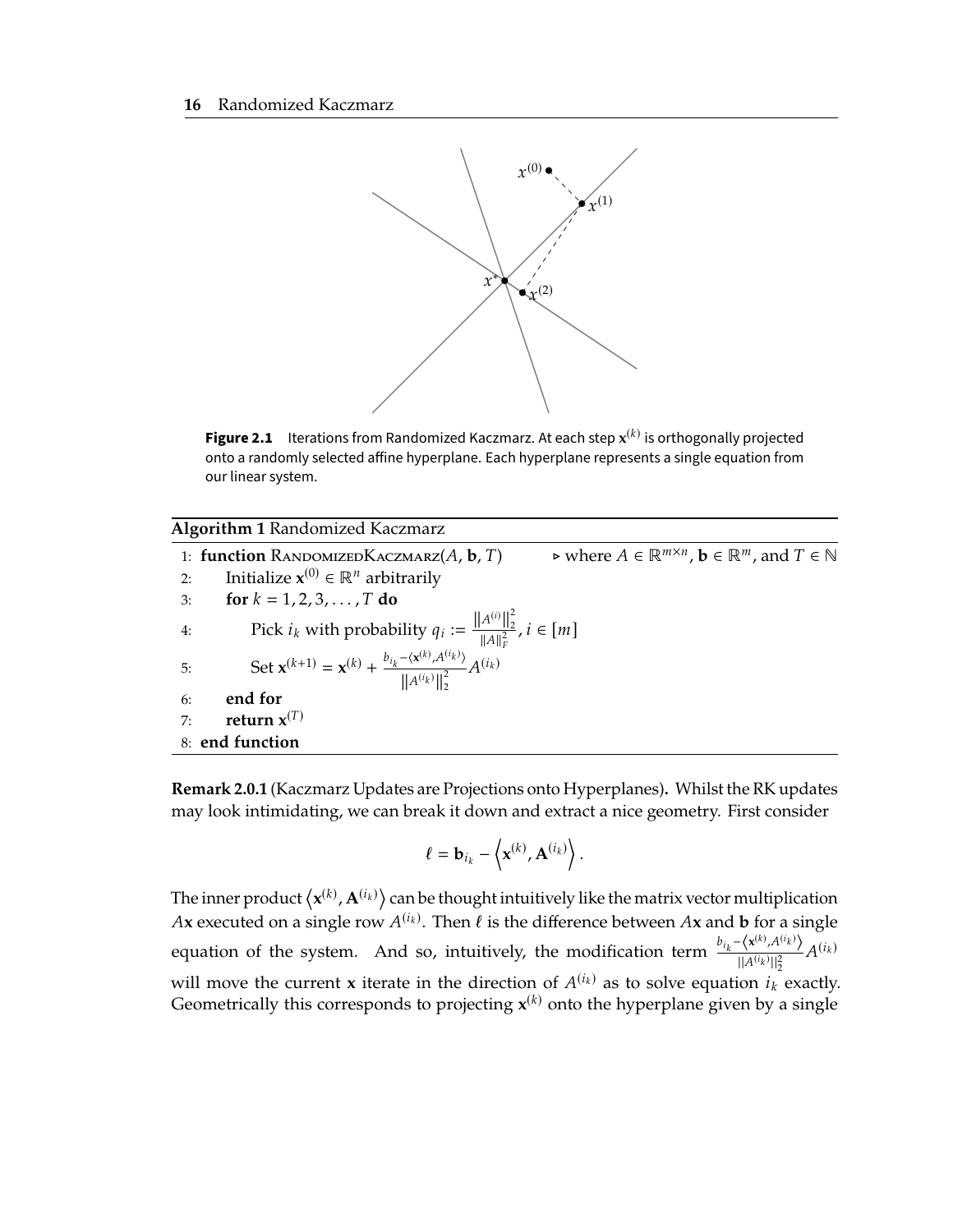**Figure 2.1** Iterations from Randomized Kaczmarz. At each step $\mathbf{x}^{(k)}$ is orthogonally projected onto a randomly selected affine hyperplane. Each hyperplane represents a single equation from our linear system.

**Algorithm 1** Randomized Kaczmarz

```
1: function RandomizedKaczmarz(A, b, T)      ▷ where A ∈ ℝ^{m×n}, b ∈ ℝ^m, and T ∈ ℕ
2:     Initialize x^(0) ∈ ℝ^n arbitrarily
3:     for k = 1, 2, 3, ..., T do
4:         Pick i_k with probability q_i := ||A^(i)||_2^2 / ||A||_F^2, i ∈ [m]
5:         Set x^(k+1) = x^(k) + (b_{i_k} − ⟨x^(k), A^(i_k)⟩) / ||A^(i_k)||_2^2 · A^(i_k)
6:     end for
7:     return x^(T)
8: end function
```

**Remark 2.0.1** (Kaczmarz Updates are Projections onto Hyperplanes)**.** Whilst the RK updates may look intimidating, we can break it down and extract a nice geometry. First consider

$$\ell = \mathbf{b}_{i_k} - \left\langle \mathbf{x}^{(k)}, \mathbf{A}^{(i_k)} \right\rangle .$$

The inner product $\langle \mathbf{x}^{(k)}, \mathbf{A}^{(i_k)} \rangle$ can be thought intuitively like the matrix vector multiplication $A\mathbf{x}$ executed on a single row $A^{(i_k)}$. Then $\ell$ is the difference between $A\mathbf{x}$ and $\mathbf{b}$ for a single equation of the system. And so, intuitively, the modification term $\frac{b_{i_k} - \langle \mathbf{x}^{(k)}, A^{(i_k)} \rangle}{\|A^{(i_k)}\|_2^2} A^{(i_k)}$ will move the current $\mathbf{x}$ iterate in the direction of $A^{(i_k)}$ as to solve equation $i_k$ exactly. Geometrically this corresponds to projecting $\mathbf{x}^{(k)}$ onto the hyperplane given by a single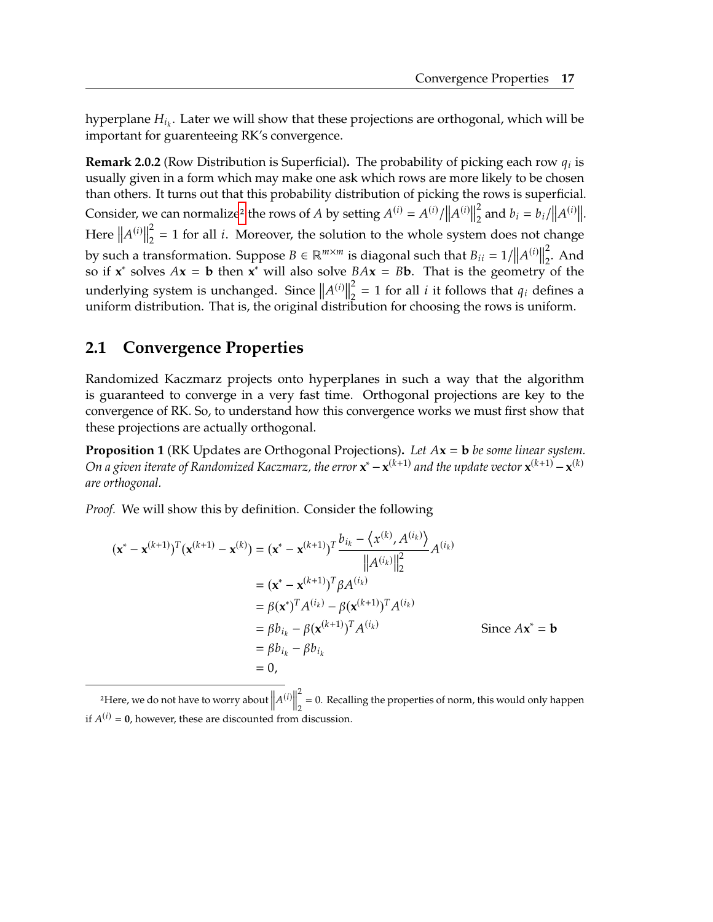hyperplane $H_{i_k}$. Later we will show that these projections are orthogonal, which will be important for guarenteeing RK's convergence.

**Remark 2.0.2** (Row Distribution is Superficial)**.** The probability of picking each row $q_i$ is usually given in a form which may make one ask which rows are more likely to be chosen than others. It turns out that this probability distribution of picking the rows is superficial. Consider, we can normalize[2] the rows of $A$ by setting $A^{(i)} = A^{(i)}/\|A^{(i)}\|_2^2$ and $b_i = b_i/\|A^{(i)}\|$. Here $\|A^{(i)}\|_2^2 = 1$ for all $i$. Moreover, the solution to the whole system does not change by such a transformation. Suppose $B \in \mathbb{R}^{m\times m}$ is diagonal such that $B_{ii} = 1/\|A^{(i)}\|_2^2$. And so if $\mathbf{x}^*$ solves $A\mathbf{x} = \mathbf{b}$ then $\mathbf{x}^*$ will also solve $BA\mathbf{x} = B\mathbf{b}$. That is the geometry of the underlying system is unchanged. Since $\|A^{(i)}\|_2^2 = 1$ for all $i$ it follows that $q_i$ defines a uniform distribution. That is, the original distribution for choosing the rows is uniform.

## 2.1 Convergence Properties

Randomized Kaczmarz projects onto hyperplanes in such a way that the algorithm is guaranteed to converge in a very fast time. Orthogonal projections are key to the convergence of RK. So, to understand how this convergence works we must first show that these projections are actually orthogonal.

**Proposition 1** (RK Updates are Orthogonal Projections)**.** *Let $A\mathbf{x} = \mathbf{b}$ be some linear system. On a given iterate of Randomized Kaczmarz, the error $\mathbf{x}^* - \mathbf{x}^{(k+1)}$ and the update vector $\mathbf{x}^{(k+1)} - \mathbf{x}^{(k)}$ are orthogonal.*

*Proof.* We will show this by definition. Consider the following

$$
\begin{aligned}
(\mathbf{x}^* - \mathbf{x}^{(k+1)})^T(\mathbf{x}^{(k+1)} - \mathbf{x}^{(k)}) &= (\mathbf{x}^* - \mathbf{x}^{(k+1)})^T \frac{b_{i_k} - \langle x^{(k)}, A^{(i_k)}\rangle}{\|A^{(i_k)}\|_2^2} A^{(i_k)} \\
&= (\mathbf{x}^* - \mathbf{x}^{(k+1)})^T \beta A^{(i_k)} \\
&= \beta(\mathbf{x}^*)^T A^{(i_k)} - \beta(\mathbf{x}^{(k+1)})^T A^{(i_k)} \\
&= \beta b_{i_k} - \beta(\mathbf{x}^{(k+1)})^T A^{(i_k)} && \text{Since } A\mathbf{x}^* = \mathbf{b} \\
&= \beta b_{i_k} - \beta b_{i_k} \\
&= 0,
\end{aligned}
$$

[2] Here, we do not have to worry about $\|A^{(i)}\|_2^2 = 0$. Recalling the properties of norm, this would only happen if $A^{(i)} = \mathbf{0}$, however, these are discounted from discussion.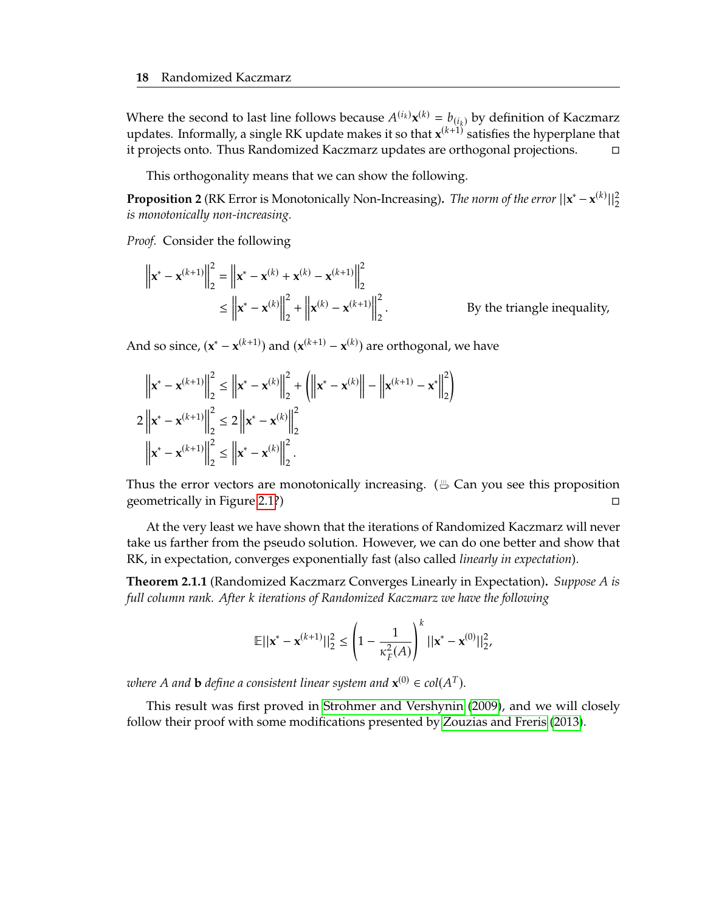Where the second to last line follows because $A^{(i_k)}\mathbf{x}^{(k)} = b_{(i_k)}$ by definition of Kaczmarz updates. Informally, a single RK update makes it so that $\mathbf{x}^{(k+1)}$ satisfies the hyperplane that it projects onto. Thus Randomized Kaczmarz updates are orthogonal projections. □

This orthogonality means that we can show the following.

**Proposition 2** (RK Error is Monotonically Non-Increasing)**.** *The norm of the error $||\mathbf{x}^* - \mathbf{x}^{(k)}||_2^2$ is monotonically non-increasing.*

*Proof.* Consider the following

$$
\begin{aligned}
\left\|\mathbf{x}^* - \mathbf{x}^{(k+1)}\right\|_2^2 &= \left\|\mathbf{x}^* - \mathbf{x}^{(k)} + \mathbf{x}^{(k)} - \mathbf{x}^{(k+1)}\right\|_2^2 \\
&\leq \left\|\mathbf{x}^* - \mathbf{x}^{(k)}\right\|_2^2 + \left\|\mathbf{x}^{(k)} - \mathbf{x}^{(k+1)}\right\|_2^2. && \text{By the triangle inequality,}
\end{aligned}
$$

And so since, $(\mathbf{x}^* - \mathbf{x}^{(k+1)})$ and $(\mathbf{x}^{(k+1)} - \mathbf{x}^{(k)})$ are orthogonal, we have

$$
\begin{aligned}
\left\|\mathbf{x}^* - \mathbf{x}^{(k+1)}\right\|_2^2 &\leq \left\|\mathbf{x}^* - \mathbf{x}^{(k)}\right\|_2^2 + \left(\left\|\mathbf{x}^* - \mathbf{x}^{(k)}\right\| - \left\|\mathbf{x}^{(k+1)} - \mathbf{x}^*\right\|_2^2\right) \\
2\left\|\mathbf{x}^* - \mathbf{x}^{(k+1)}\right\|_2^2 &\leq 2\left\|\mathbf{x}^* - \mathbf{x}^{(k)}\right\|_2^2 \\
\left\|\mathbf{x}^* - \mathbf{x}^{(k+1)}\right\|_2^2 &\leq \left\|\mathbf{x}^* - \mathbf{x}^{(k)}\right\|_2^2.
\end{aligned}
$$

Thus the error vectors are monotonically increasing. (☕ Can you see this proposition geometrically in Figure 2.1?) □

At the very least we have shown that the iterations of Randomized Kaczmarz will never take us farther from the pseudo solution. However, we can do one better and show that RK, in expectation, converges exponentially fast (also called *linearly in expectation*).

**Theorem 2.1.1** (Randomized Kaczmarz Converges Linearly in Expectation)**.** *Suppose A is full column rank. After k iterations of Randomized Kaczmarz we have the following*

$$
\mathbb{E}||\mathbf{x}^* - \mathbf{x}^{(k+1)}||_2^2 \leq \left(1 - \frac{1}{\kappa_F^2(A)}\right)^k ||\mathbf{x}^* - \mathbf{x}^{(0)}||_2^2,
$$

*where A and* $\mathbf{b}$ *define a consistent linear system and* $\mathbf{x}^{(0)} \in col(A^T)$*.*

This result was first proved in Strohmer and Vershynin (2009), and we will closely follow their proof with some modifications presented by Zouzias and Freris (2013).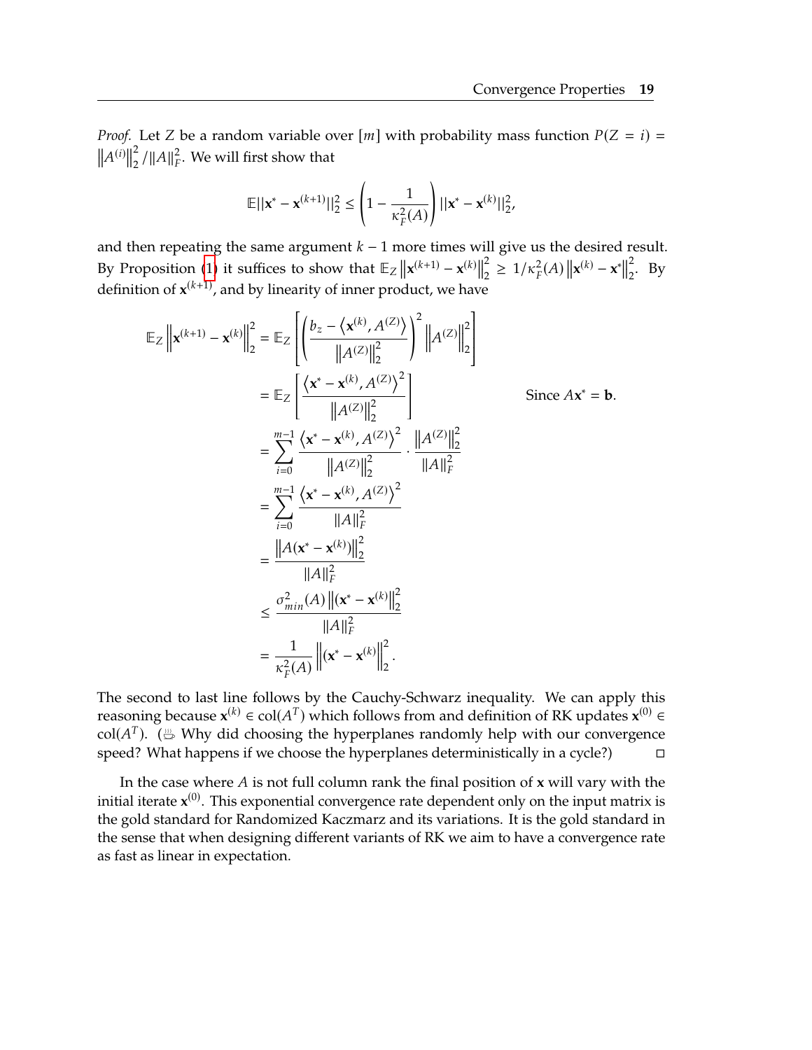*Proof.* Let $Z$ be a random variable over $[m]$ with probability mass function $P(Z = i) = \left\|A^{(i)}\right\|_2^2 / \|A\|_F^2$. We will first show that

$$\mathbb{E}||\mathbf{x}^* - \mathbf{x}^{(k+1)}||_2^2 \leq \left(1 - \frac{1}{\kappa_F^2(A)}\right)||\mathbf{x}^* - \mathbf{x}^{(k)}||_2^2,$$

and then repeating the same argument $k-1$ more times will give us the desired result. By Proposition (1) it suffices to show that $\mathbb{E}_Z\left\|\mathbf{x}^{(k+1)} - \mathbf{x}^{(k)}\right\|_2^2 \geq 1/\kappa_F^2(A)\left\|\mathbf{x}^{(k)} - \mathbf{x}^*\right\|_2^2$. By definition of $\mathbf{x}^{(k+1)}$, and by linearity of inner product, we have

$$\begin{aligned}
\mathbb{E}_Z\left\|\mathbf{x}^{(k+1)} - \mathbf{x}^{(k)}\right\|_2^2 &= \mathbb{E}_Z\left[\left(\frac{b_z - \left\langle \mathbf{x}^{(k)}, A^{(Z)}\right\rangle}{\left\|A^{(Z)}\right\|_2^2}\right)^2 \left\|A^{(Z)}\right\|_2^2\right] \\
&= \mathbb{E}_Z\left[\frac{\left\langle \mathbf{x}^* - \mathbf{x}^{(k)}, A^{(Z)}\right\rangle^2}{\left\|A^{(Z)}\right\|_2^2}\right] \qquad \text{Since } A\mathbf{x}^* = \mathbf{b}. \\
&= \sum_{i=0}^{m-1} \frac{\left\langle \mathbf{x}^* - \mathbf{x}^{(k)}, A^{(Z)}\right\rangle^2}{\left\|A^{(Z)}\right\|_2^2} \cdot \frac{\left\|A^{(Z)}\right\|_2^2}{\|A\|_F^2} \\
&= \sum_{i=0}^{m-1} \frac{\left\langle \mathbf{x}^* - \mathbf{x}^{(k)}, A^{(Z)}\right\rangle^2}{\|A\|_F^2} \\
&= \frac{\left\|A(\mathbf{x}^* - \mathbf{x}^{(k)})\right\|_2^2}{\|A\|_F^2} \\
&\leq \frac{\sigma_{min}^2(A)\left\|(\mathbf{x}^* - \mathbf{x}^{(k)}\right\|_2^2}{\|A\|_F^2} \\
&= \frac{1}{\kappa_F^2(A)}\left\|(\mathbf{x}^* - \mathbf{x}^{(k)}\right\|_2^2.
\end{aligned}$$

The second to last line follows by the Cauchy-Schwarz inequality. We can apply this reasoning because $\mathbf{x}^{(k)} \in \operatorname{col}(A^T)$ which follows from and definition of RK updates $\mathbf{x}^{(0)} \in \operatorname{col}(A^T)$. (☕ Why did choosing the hyperplanes randomly help with our convergence speed? What happens if we choose the hyperplanes deterministically in a cycle?) □

In the case where $A$ is not full column rank the final position of $\mathbf{x}$ will vary with the initial iterate $\mathbf{x}^{(0)}$. This exponential convergence rate dependent only on the input matrix is the gold standard for Randomized Kaczmarz and its variations. It is the gold standard in the sense that when designing different variants of RK we aim to have a convergence rate as fast as linear in expectation.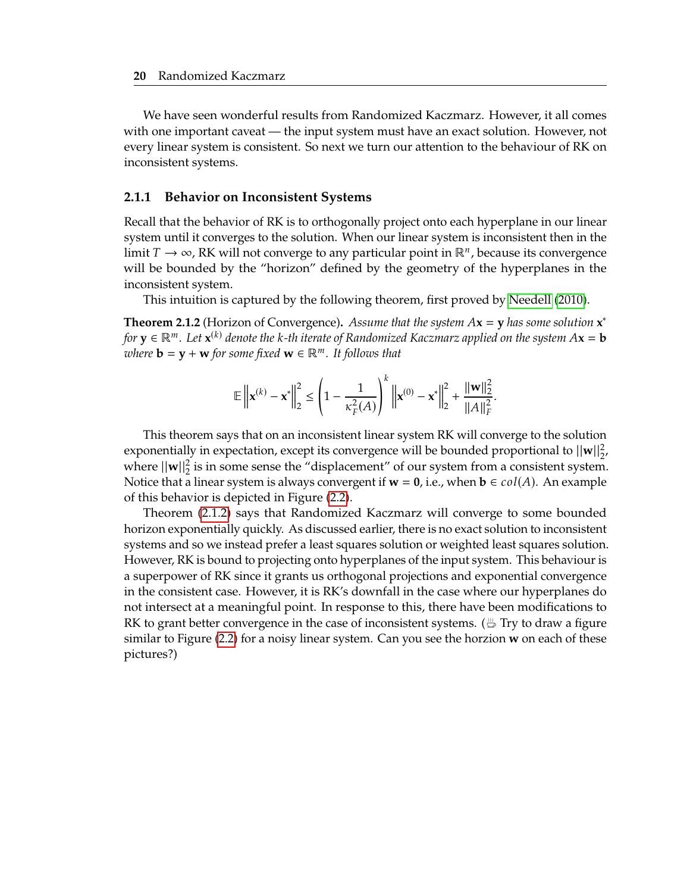We have seen wonderful results from Randomized Kaczmarz. However, it all comes with one important caveat — the input system must have an exact solution. However, not every linear system is consistent. So next we turn our attention to the behaviour of RK on inconsistent systems.

### 2.1.1 Behavior on Inconsistent Systems

Recall that the behavior of RK is to orthogonally project onto each hyperplane in our linear system until it converges to the solution. When our linear system is inconsistent then in the limit $T \to \infty$, RK will not converge to any particular point in $\mathbb{R}^n$, because its convergence will be bounded by the "horizon" defined by the geometry of the hyperplanes in the inconsistent system.

This intuition is captured by the following theorem, first proved by Needell (2010).

**Theorem 2.1.2** (Horizon of Convergence). *Assume that the system $A\mathbf{x} = \mathbf{y}$ has some solution $\mathbf{x}^*$ for $\mathbf{y} \in \mathbb{R}^m$. Let $\mathbf{x}^{(k)}$ denote the k-th iterate of Randomized Kaczmarz applied on the system $A\mathbf{x} = \mathbf{b}$ where $\mathbf{b} = \mathbf{y} + \mathbf{w}$ for some fixed $\mathbf{w} \in \mathbb{R}^m$. It follows that*

$$\mathbb{E}\left\|\mathbf{x}^{(k)} - \mathbf{x}^*\right\|_2^2 \leq \left(1 - \frac{1}{\kappa_F^2(A)}\right)^k \left\|\mathbf{x}^{(0)} - \mathbf{x}^*\right\|_2^2 + \frac{\|\mathbf{w}\|_2^2}{\|A\|_F^2}.$$

This theorem says that on an inconsistent linear system RK will converge to the solution exponentially in expectation, except its convergence will be bounded proportional to $||\mathbf{w}||_2^2$, where $||\mathbf{w}||_2^2$ is in some sense the "displacement" of our system from a consistent system. Notice that a linear system is always convergent if $\mathbf{w} = \mathbf{0}$, i.e., when $\mathbf{b} \in col(A)$. An example of this behavior is depicted in Figure (2.2).

Theorem (2.1.2) says that Randomized Kaczmarz will converge to some bounded horizon exponentially quickly. As discussed earlier, there is no exact solution to inconsistent systems and so we instead prefer a least squares solution or weighted least squares solution. However, RK is bound to projecting onto hyperplanes of the input system. This behaviour is a superpower of RK since it grants us orthogonal projections and exponential convergence in the consistent case. However, it is RK's downfall in the case where our hyperplanes do not intersect at a meaningful point. In response to this, there have been modifications to RK to grant better convergence in the case of inconsistent systems. (☕ Try to draw a figure similar to Figure (2.2) for a noisy linear system. Can you see the horzion $\mathbf{w}$ on each of these pictures?)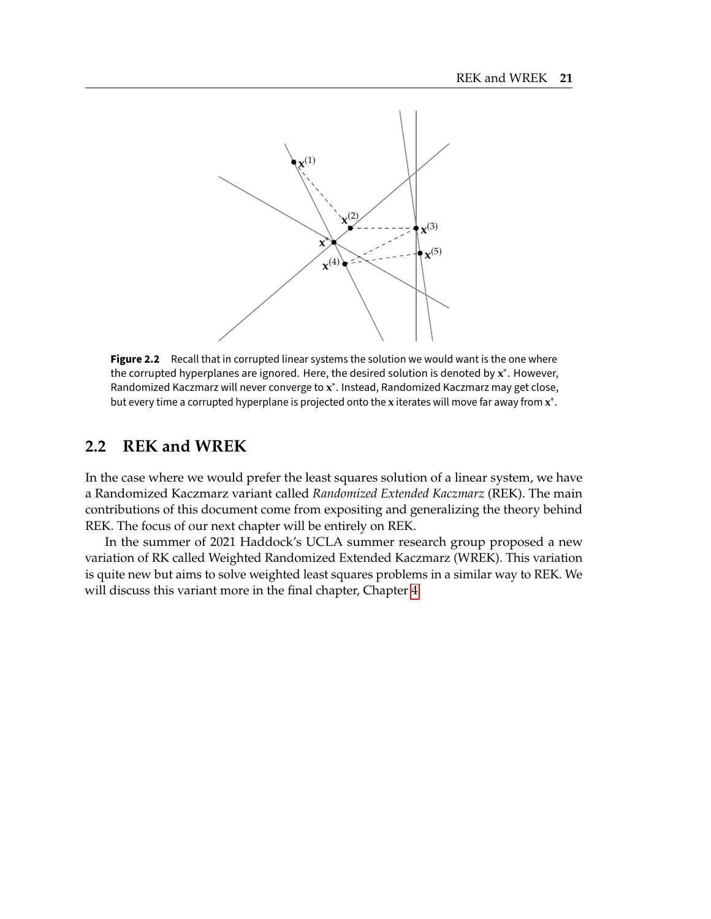Figure 2.2 Recall that in corrupted linear systems the solution we would want is the one where the corrupted hyperplanes are ignored. Here, the desired solution is denoted by $\mathbf{x}^*$. However, Randomized Kaczmarz will never converge to $\mathbf{x}^*$. Instead, Randomized Kaczmarz may get close, but every time a corrupted hyperplane is projected onto the $\mathbf{x}$ iterates will move far away from $\mathbf{x}^*$.

## 2.2 REK and WREK

In the case where we would prefer the least squares solution of a linear system, we have a Randomized Kaczmarz variant called *Randomized Extended Kaczmarz* (REK). The main contributions of this document come from expositing and generalizing the theory behind REK. The focus of our next chapter will be entirely on REK.

In the summer of 2021 Haddock's UCLA summer research group proposed a new variation of RK called Weighted Randomized Extended Kaczmarz (WREK). This variation is quite new but aims to solve weighted least squares problems in a similar way to REK. We will discuss this variant more in the final chapter, Chapter 4.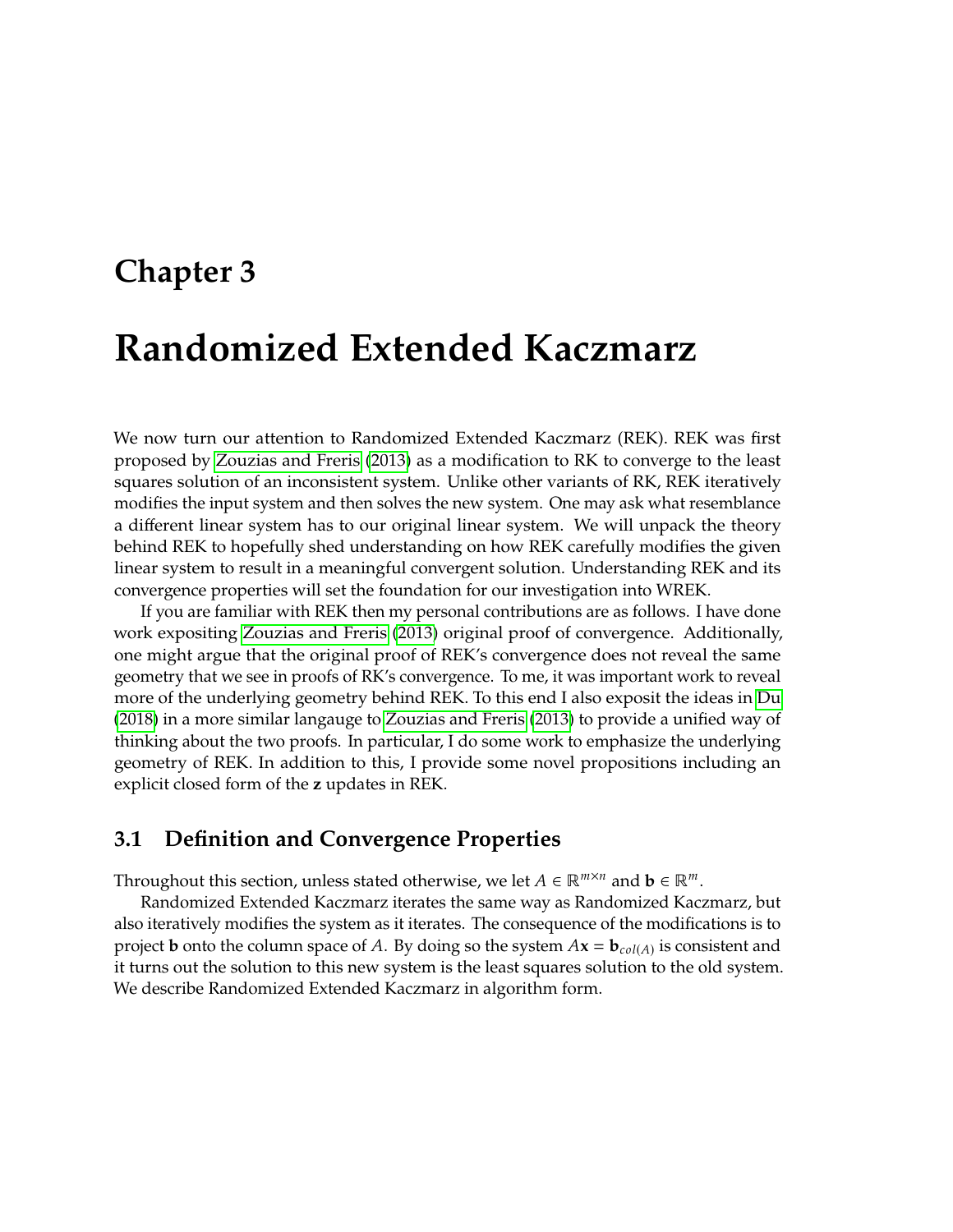# Chapter 3

# Randomized Extended Kaczmarz

We now turn our attention to Randomized Extended Kaczmarz (REK). REK was first proposed by Zouzias and Freris (2013) as a modification to RK to converge to the least squares solution of an inconsistent system. Unlike other variants of RK, REK iteratively modifies the input system and then solves the new system. One may ask what resemblance a different linear system has to our original linear system. We will unpack the theory behind REK to hopefully shed understanding on how REK carefully modifies the given linear system to result in a meaningful convergent solution. Understanding REK and its convergence properties will set the foundation for our investigation into WREK.

If you are familiar with REK then my personal contributions are as follows. I have done work expositing Zouzias and Freris (2013) original proof of convergence. Additionally, one might argue that the original proof of REK's convergence does not reveal the same geometry that we see in proofs of RK's convergence. To me, it was important work to reveal more of the underlying geometry behind REK. To this end I also exposit the ideas in Du (2018) in a more similar langauge to Zouzias and Freris (2013) to provide a unified way of thinking about the two proofs. In particular, I do some work to emphasize the underlying geometry of REK. In addition to this, I provide some novel propositions including an explicit closed form of the $\mathbf{z}$ updates in REK.

## 3.1 Definition and Convergence Properties

Throughout this section, unless stated otherwise, we let $A \in \mathbb{R}^{m \times n}$ and $\mathbf{b} \in \mathbb{R}^m$.

Randomized Extended Kaczmarz iterates the same way as Randomized Kaczmarz, but also iteratively modifies the system as it iterates. The consequence of the modifications is to project $\mathbf{b}$ onto the column space of $A$. By doing so the system $A\mathbf{x} = \mathbf{b}_{col(A)}$ is consistent and it turns out the solution to this new system is the least squares solution to the old system. We describe Randomized Extended Kaczmarz in algorithm form.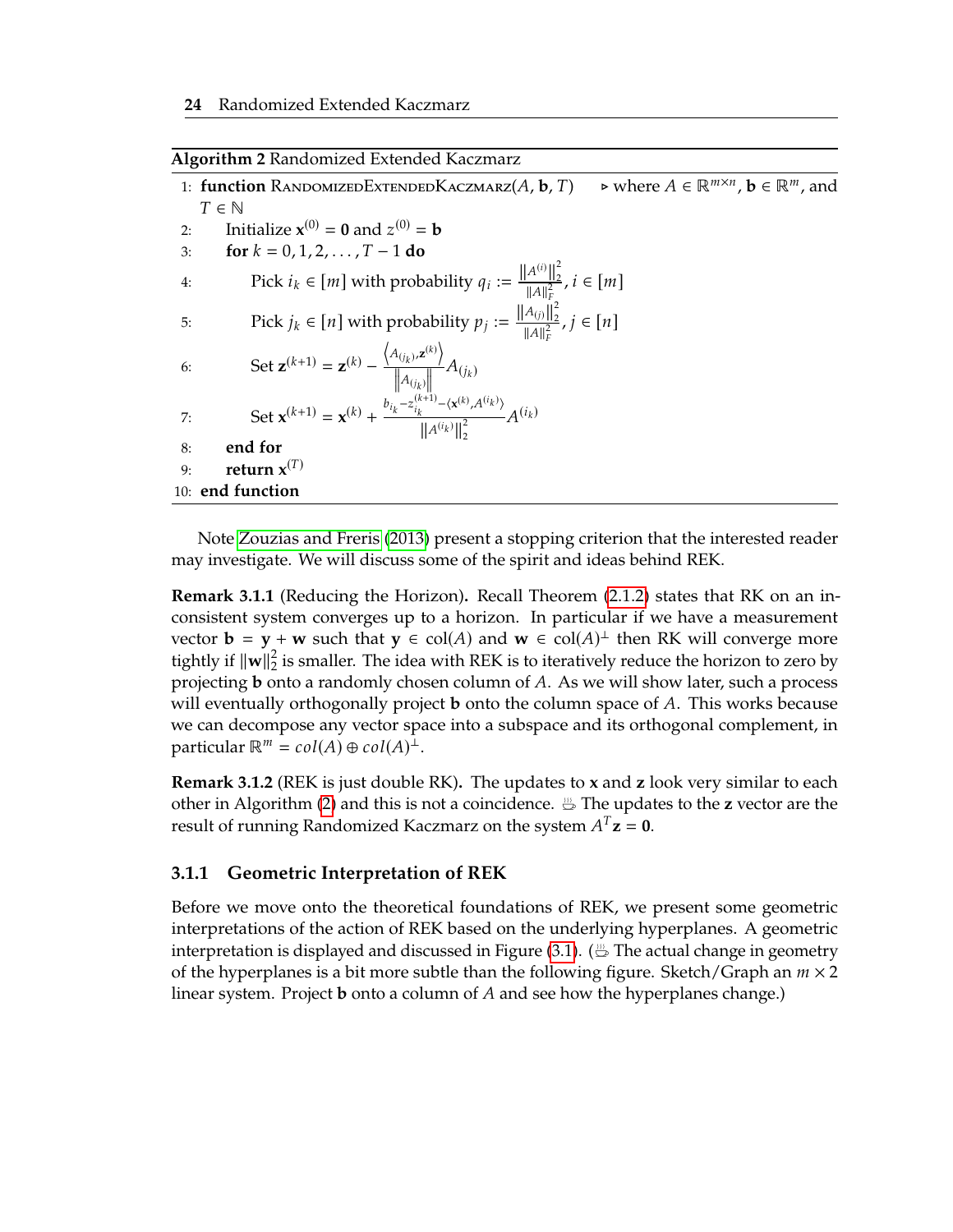**Algorithm 2** Randomized Extended Kaczmarz

```
1: function RandomizedExtendedKaczmarz(A, b, T)    ▷ where A ∈ ℝ^{m×n}, b ∈ ℝ^m, and T ∈ ℕ
2:     Initialize x^(0) = 0 and z^(0) = b
3:     for k = 0, 1, 2, ..., T − 1 do
4:         Pick i_k ∈ [m] with probability q_i := ‖A^(i)‖_2^2 / ‖A‖_F^2, i ∈ [m]
5:         Pick j_k ∈ [n] with probability p_j := ‖A_(j)‖_2^2 / ‖A‖_F^2, j ∈ [n]
6:         Set z^(k+1) = z^(k) − ⟨A_(j_k), z^(k)⟩ / ‖A_(j_k)‖ · A_(j_k)
7:         Set x^(k+1) = x^(k) + (b_{i_k} − z_{i_k}^(k+1) − ⟨x^(k), A^(i_k)⟩) / ‖A^(i_k)‖_2^2 · A^(i_k)
8:     end for
9:     return x^(T)
10: end function
```

Note Zouzias and Freris (2013) present a stopping criterion that the interested reader may investigate. We will discuss some of the spirit and ideas behind REK.

**Remark 3.1.1** (Reducing the Horizon)**.** Recall Theorem (2.1.2) states that RK on an inconsistent system converges up to a horizon. In particular if we have a measurement vector $\mathbf{b} = \mathbf{y} + \mathbf{w}$ such that $\mathbf{y} \in \text{col}(A)$ and $\mathbf{w} \in \text{col}(A)^{\perp}$ then RK will converge more tightly if $\|\mathbf{w}\|_2^2$ is smaller. The idea with REK is to iteratively reduce the horizon to zero by projecting $\mathbf{b}$ onto a randomly chosen column of $A$. As we will show later, such a process will eventually orthogonally project $\mathbf{b}$ onto the column space of $A$. This works because we can decompose any vector space into a subspace and its orthogonal complement, in particular $\mathbb{R}^m = col(A) \oplus col(A)^{\perp}$.

**Remark 3.1.2** (REK is just double RK)**.** The updates to $\mathbf{x}$ and $\mathbf{z}$ look very similar to each other in Algorithm (2) and this is not a coincidence. ☕ The updates to the $\mathbf{z}$ vector are the result of running Randomized Kaczmarz on the system $A^T\mathbf{z} = \mathbf{0}$.

### 3.1.1 Geometric Interpretation of REK

Before we move onto the theoretical foundations of REK, we present some geometric interpretations of the action of REK based on the underlying hyperplanes. A geometric interpretation is displayed and discussed in Figure (3.1). (☕ The actual change in geometry of the hyperplanes is a bit more subtle than the following figure. Sketch/Graph an $m \times 2$ linear system. Project $\mathbf{b}$ onto a column of $A$ and see how the hyperplanes change.)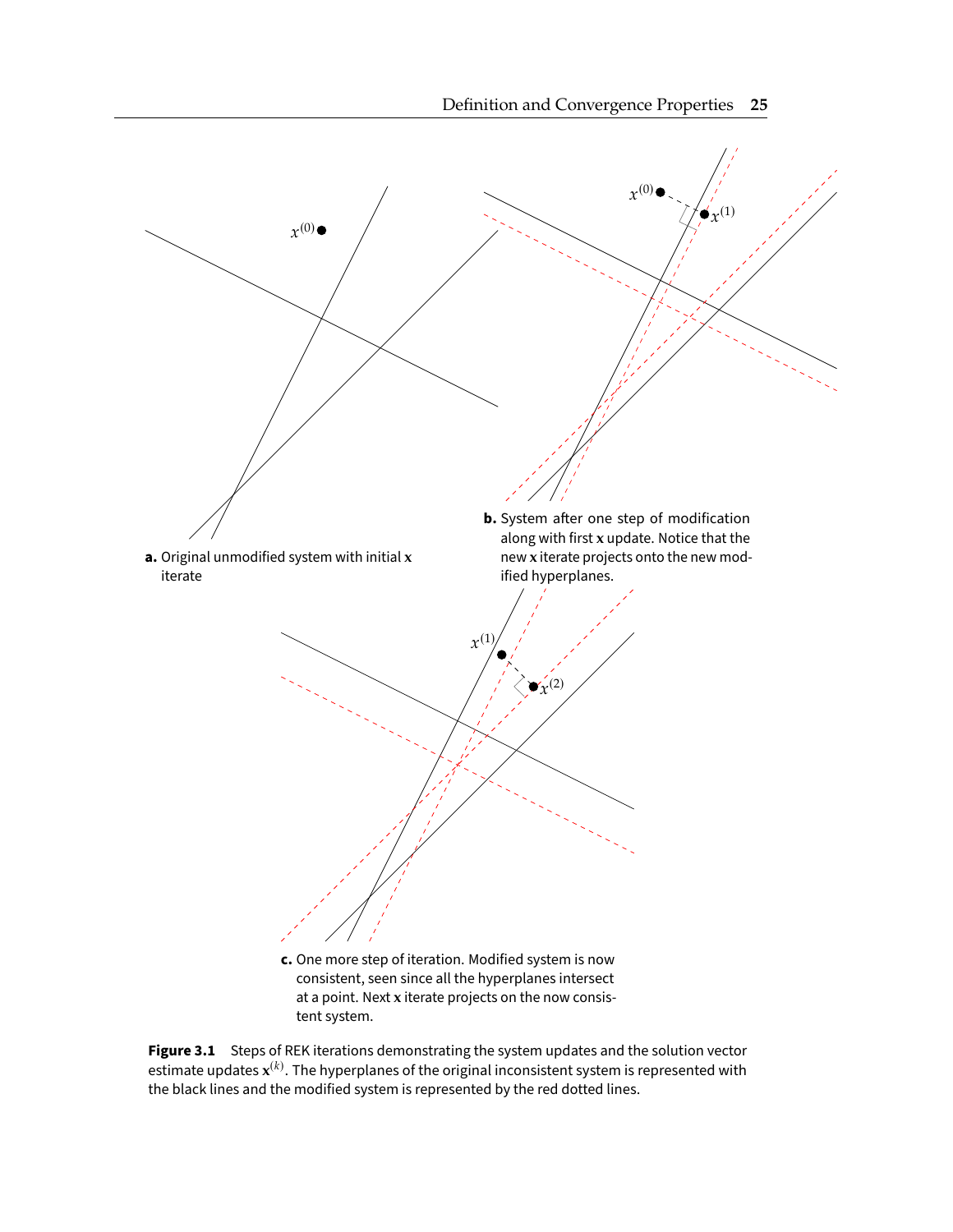**a.** Original unmodified system with initial $\mathbf{x}$ iterate

**b.** System after one step of modification along with first $\mathbf{x}$ update. Notice that the new $\mathbf{x}$ iterate projects onto the new modified hyperplanes.

**c.** One more step of iteration. Modified system is now consistent, seen since all the hyperplanes intersect at a point. Next $\mathbf{x}$ iterate projects on the now consistent system.

**Figure 3.1** Steps of REK iterations demonstrating the system updates and the solution vector estimate updates $\mathbf{x}^{(k)}$. The hyperplanes of the original inconsistent system is represented with the black lines and the modified system is represented by the red dotted lines.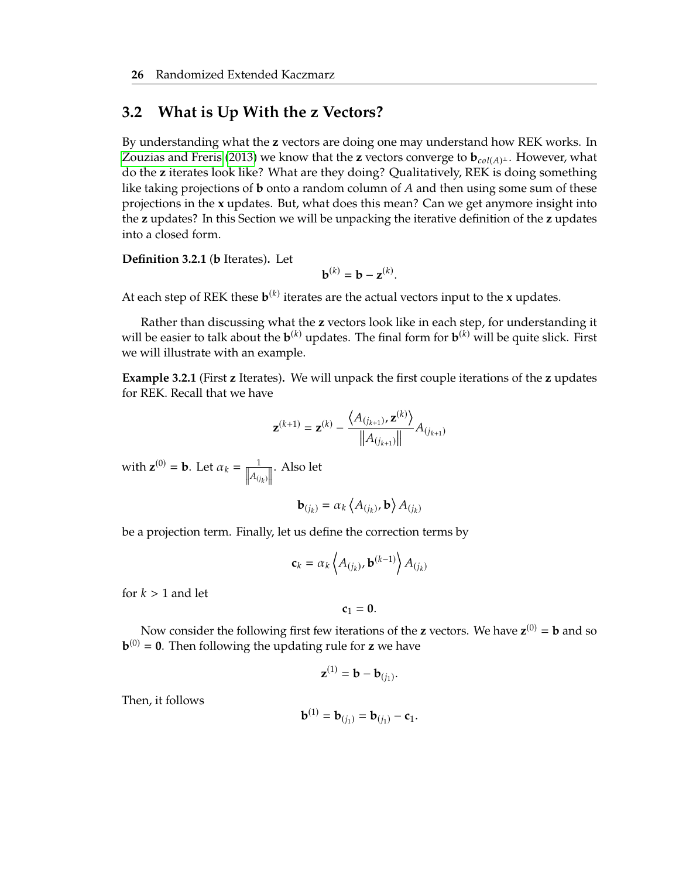## 3.2 What is Up With the z Vectors?

By understanding what the **z** vectors are doing one may understand how REK works. In Zouzias and Freris (2013) we know that the **z** vectors converge to $\mathbf{b}_{col(A)^{\perp}}$. However, what do the **z** iterates look like? What are they doing? Qualitatively, REK is doing something like taking projections of **b** onto a random column of $A$ and then using some sum of these projections in the **x** updates. But, what does this mean? Can we get anymore insight into the **z** updates? In this Section we will be unpacking the iterative definition of the **z** updates into a closed form.

**Definition 3.2.1** (**b** Iterates)**.** Let

$$\mathbf{b}^{(k)} = \mathbf{b} - \mathbf{z}^{(k)}.$$

At each step of REK these $\mathbf{b}^{(k)}$ iterates are the actual vectors input to the **x** updates.

Rather than discussing what the **z** vectors look like in each step, for understanding it will be easier to talk about the $\mathbf{b}^{(k)}$ updates. The final form for $\mathbf{b}^{(k)}$ will be quite slick. First we will illustrate with an example.

**Example 3.2.1** (First **z** Iterates)**.** We will unpack the first couple iterations of the **z** updates for REK. Recall that we have

$$\mathbf{z}^{(k+1)} = \mathbf{z}^{(k)} - \frac{\left\langle A_{(j_{k+1})}, \mathbf{z}^{(k)} \right\rangle}{\left\| A_{(j_{k+1})} \right\|} A_{(j_{k+1})}$$

with $\mathbf{z}^{(0)} = \mathbf{b}$. Let $\alpha_k = \frac{1}{\left\| A_{(j_k)} \right\|}$. Also let

$$\mathbf{b}_{(j_k)} = \alpha_k \left\langle A_{(j_k)}, \mathbf{b} \right\rangle A_{(j_k)}$$

be a projection term. Finally, let us define the correction terms by

$$\mathbf{c}_k = \alpha_k \left\langle A_{(j_k)}, \mathbf{b}^{(k-1)} \right\rangle A_{(j_k)}$$

for $k > 1$ and let

$$\mathbf{c}_1 = \mathbf{0}.$$

Now consider the following first few iterations of the **z** vectors. We have $\mathbf{z}^{(0)} = \mathbf{b}$ and so $\mathbf{b}^{(0)} = \mathbf{0}$. Then following the updating rule for **z** we have

$$\mathbf{z}^{(1)} = \mathbf{b} - \mathbf{b}_{(j_1)}.$$

Then, it follows

$$\mathbf{b}^{(1)} = \mathbf{b}_{(j_1)} = \mathbf{b}_{(j_1)} - \mathbf{c}_1.$$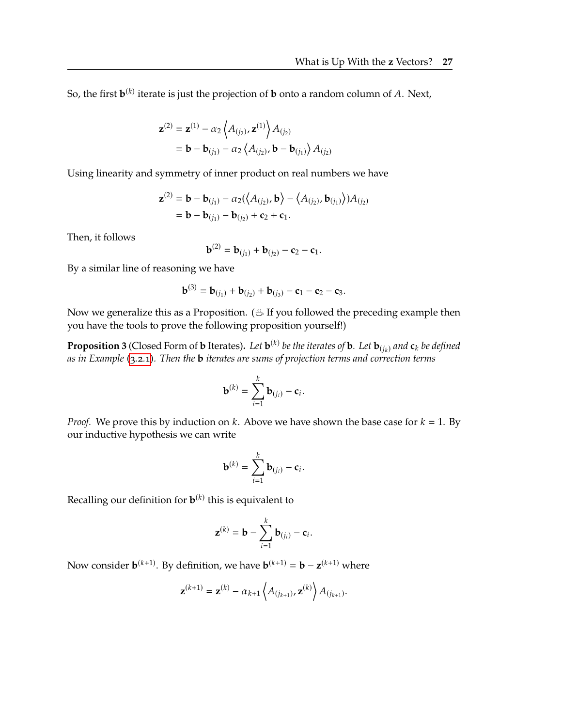So, the first $\mathbf{b}^{(k)}$ iterate is just the projection of $\mathbf{b}$ onto a random column of $A$. Next,

$$
\begin{aligned}
\mathbf{z}^{(2)} &= \mathbf{z}^{(1)} - \alpha_2 \left\langle A_{(j_2)}, \mathbf{z}^{(1)} \right\rangle A_{(j_2)} \\
&= \mathbf{b} - \mathbf{b}_{(j_1)} - \alpha_2 \left\langle A_{(j_2)}, \mathbf{b} - \mathbf{b}_{(j_1)} \right\rangle A_{(j_2)}
\end{aligned}
$$

Using linearity and symmetry of inner product on real numbers we have

$$
\begin{aligned}
\mathbf{z}^{(2)} &= \mathbf{b} - \mathbf{b}_{(j_1)} - \alpha_2 (\left\langle A_{(j_2)}, \mathbf{b} \right\rangle - \left\langle A_{(j_2)}, \mathbf{b}_{(j_1)} \right\rangle) A_{(j_2)} \\
&= \mathbf{b} - \mathbf{b}_{(j_1)} - \mathbf{b}_{(j_2)} + \mathbf{c}_2 + \mathbf{c}_1.
\end{aligned}
$$

Then, it follows

$$
\mathbf{b}^{(2)} = \mathbf{b}_{(j_1)} + \mathbf{b}_{(j_2)} - \mathbf{c}_2 - \mathbf{c}_1.
$$

By a similar line of reasoning we have

$$
\mathbf{b}^{(3)} = \mathbf{b}_{(j_1)} + \mathbf{b}_{(j_2)} + \mathbf{b}_{(j_3)} - \mathbf{c}_1 - \mathbf{c}_2 - \mathbf{c}_3.
$$

Now we generalize this as a Proposition. (☕ If you followed the preceding example then you have the tools to prove the following proposition yourself!)

**Proposition 3** (Closed Form of **b** Iterates)**.** *Let $\mathbf{b}^{(k)}$ be the iterates of $\mathbf{b}$. Let $\mathbf{b}_{(j_k)}$ and $\mathbf{c}_k$ be defined as in Example (3.2.1). Then the **b** iterates are sums of projection terms and correction terms*

$$
\mathbf{b}^{(k)} = \sum_{i=1}^{k} \mathbf{b}_{(j_i)} - \mathbf{c}_i.
$$

*Proof.* We prove this by induction on $k$. Above we have shown the base case for $k = 1$. By our inductive hypothesis we can write

$$
\mathbf{b}^{(k)} = \sum_{i=1}^{k} \mathbf{b}_{(j_i)} - \mathbf{c}_i.
$$

Recalling our definition for $\mathbf{b}^{(k)}$ this is equivalent to

$$
\mathbf{z}^{(k)} = \mathbf{b} - \sum_{i=1}^{k} \mathbf{b}_{(j_i)} - \mathbf{c}_i.
$$

Now consider $\mathbf{b}^{(k+1)}$. By definition, we have $\mathbf{b}^{(k+1)} = \mathbf{b} - \mathbf{z}^{(k+1)}$ where

$$
\mathbf{z}^{(k+1)} = \mathbf{z}^{(k)} - \alpha_{k+1} \left\langle A_{(j_{k+1})}, \mathbf{z}^{(k)} \right\rangle A_{(j_{k+1})}.
$$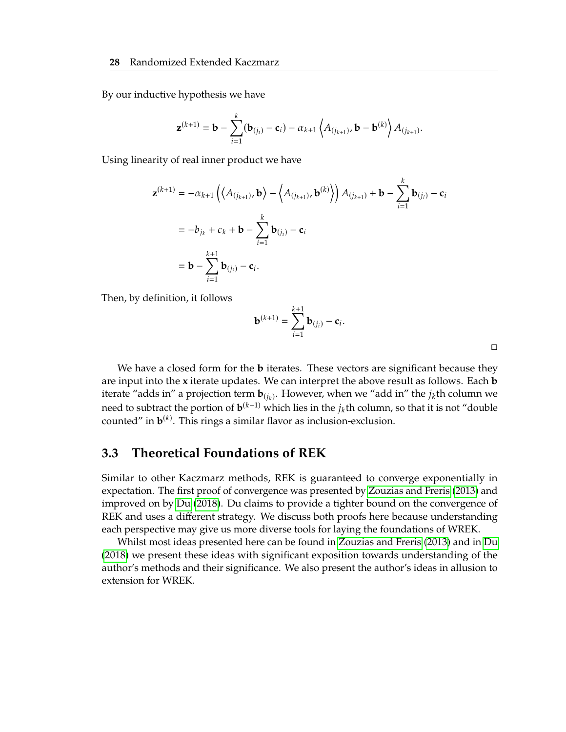By our inductive hypothesis we have

$$\mathbf{z}^{(k+1)} = \mathbf{b} - \sum_{i=1}^{k} (\mathbf{b}_{(j_i)} - \mathbf{c}_i) - \alpha_{k+1} \left\langle A_{(j_{k+1})}, \mathbf{b} - \mathbf{b}^{(k)} \right\rangle A_{(j_{k+1})}.$$

Using linearity of real inner product we have

$$\begin{aligned}
\mathbf{z}^{(k+1)} &= -\alpha_{k+1} \left( \left\langle A_{(j_{k+1})}, \mathbf{b} \right\rangle - \left\langle A_{(j_{k+1})}, \mathbf{b}^{(k)} \right\rangle \right) A_{(j_{k+1})} + \mathbf{b} - \sum_{i=1}^{k} \mathbf{b}_{(j_i)} - \mathbf{c}_i \\
&= -b_{j_k} + c_k + \mathbf{b} - \sum_{i=1}^{k} \mathbf{b}_{(j_i)} - \mathbf{c}_i \\
&= \mathbf{b} - \sum_{i=1}^{k+1} \mathbf{b}_{(j_i)} - \mathbf{c}_i.
\end{aligned}$$

Then, by definition, it follows

$$\mathbf{b}^{(k+1)} = \sum_{i=1}^{k+1} \mathbf{b}_{(j_i)} - \mathbf{c}_i.$$

□

We have a closed form for the $\mathbf{b}$ iterates. These vectors are significant because they are input into the $\mathbf{x}$ iterate updates. We can interpret the above result as follows. Each $\mathbf{b}$ iterate "adds in" a projection term $\mathbf{b}_{(j_k)}$. However, when we "add in" the $j_k$th column we need to subtract the portion of $\mathbf{b}^{(k-1)}$ which lies in the $j_k$th column, so that it is not "double counted" in $\mathbf{b}^{(k)}$. This rings a similar flavor as inclusion-exclusion.

## 3.3 Theoretical Foundations of REK

Similar to other Kaczmarz methods, REK is guaranteed to converge exponentially in expectation. The first proof of convergence was presented by Zouzias and Freris (2013) and improved on by Du (2018). Du claims to provide a tighter bound on the convergence of REK and uses a different strategy. We discuss both proofs here because understanding each perspective may give us more diverse tools for laying the foundations of WREK.

Whilst most ideas presented here can be found in Zouzias and Freris (2013) and in Du (2018) we present these ideas with significant exposition towards understanding of the author's methods and their significance. We also present the author's ideas in allusion to extension for WREK.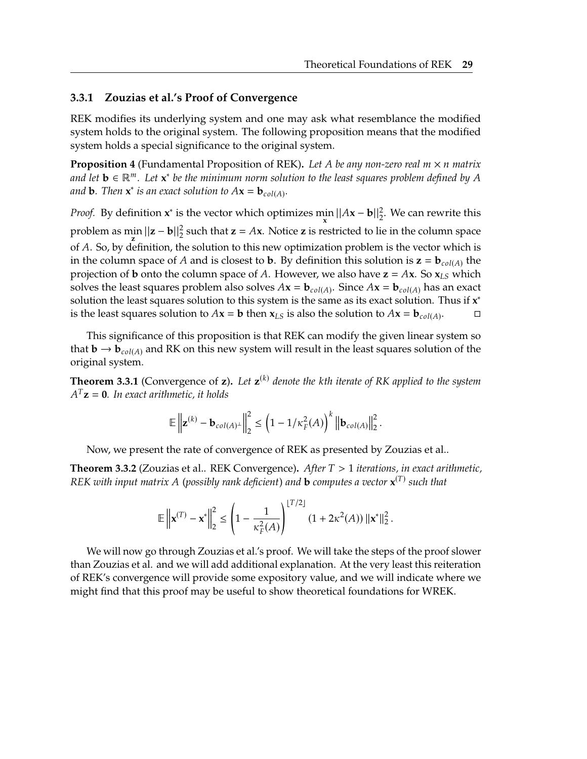### 3.3.1 Zouzias et al.'s Proof of Convergence

REK modifies its underlying system and one may ask what resemblance the modified system holds to the original system. The following proposition means that the modified system holds a special significance to the original system.

**Proposition 4** (Fundamental Proposition of REK)**.** *Let $A$ be any non-zero real $m \times n$ matrix and let $\mathbf{b} \in \mathbb{R}^m$. Let $\mathbf{x}^*$ be the minimum norm solution to the least squares problem defined by $A$ and $\mathbf{b}$. Then $\mathbf{x}^*$ is an exact solution to $A\mathbf{x} = \mathbf{b}_{col(A)}$.*

*Proof.* By definition $\mathbf{x}^*$ is the vector which optimizes $\min_{\mathbf{x}} ||A\mathbf{x} - \mathbf{b}||_2^2$. We can rewrite this problem as $\min_{\mathbf{z}} ||\mathbf{z} - \mathbf{b}||_2^2$ such that $\mathbf{z} = A\mathbf{x}$. Notice $\mathbf{z}$ is restricted to lie in the column space of $A$. So, by definition, the solution to this new optimization problem is the vector which is in the column space of $A$ and is closest to $\mathbf{b}$. By definition this solution is $\mathbf{z} = \mathbf{b}_{col(A)}$ the projection of $\mathbf{b}$ onto the column space of $A$. However, we also have $\mathbf{z} = A\mathbf{x}$. So $\mathbf{x}_{LS}$ which solves the least squares problem also solves $A\mathbf{x} = \mathbf{b}_{col(A)}$. Since $A\mathbf{x} = \mathbf{b}_{col(A)}$ has an exact solution the least squares solution to this system is the same as its exact solution. Thus if $\mathbf{x}^*$ is the least squares solution to $A\mathbf{x} = \mathbf{b}$ then $\mathbf{x}_{LS}$ is also the solution to $A\mathbf{x} = \mathbf{b}_{col(A)}$. □

This significance of this proposition is that REK can modify the given linear system so that $\mathbf{b} \to \mathbf{b}_{col(A)}$ and RK on this new system will result in the least squares solution of the original system.

**Theorem 3.3.1** (Convergence of $\mathbf{z}$)**.** *Let $\mathbf{z}^{(k)}$ denote the kth iterate of RK applied to the system $A^T\mathbf{z} = \mathbf{0}$. In exact arithmetic, it holds*

$$\mathbb{E}\left\|\mathbf{z}^{(k)} - \mathbf{b}_{col(A)^\perp}\right\|_2^2 \leq \left(1 - 1/\kappa_F^2(A)\right)^k \left\|\mathbf{b}_{col(A)}\right\|_2^2.$$

Now, we present the rate of convergence of REK as presented by Zouzias et al..

**Theorem 3.3.2** (Zouzias et al.. REK Convergence)**.** *After $T > 1$ iterations, in exact arithmetic, REK with input matrix $A$ (possibly rank deficient) and $\mathbf{b}$ computes a vector $\mathbf{x}^{(T)}$ such that*

$$\mathbb{E}\left\|\mathbf{x}^{(T)} - \mathbf{x}^*\right\|_2^2 \leq \left(1 - \frac{1}{\kappa_F^2(A)}\right)^{\lfloor T/2 \rfloor} (1 + 2\kappa^2(A)) \left\|\mathbf{x}^*\right\|_2^2.$$

We will now go through Zouzias et al.'s proof. We will take the steps of the proof slower than Zouzias et al. and we will add additional explanation. At the very least this reiteration of REK's convergence will provide some expository value, and we will indicate where we might find that this proof may be useful to show theoretical foundations for WREK.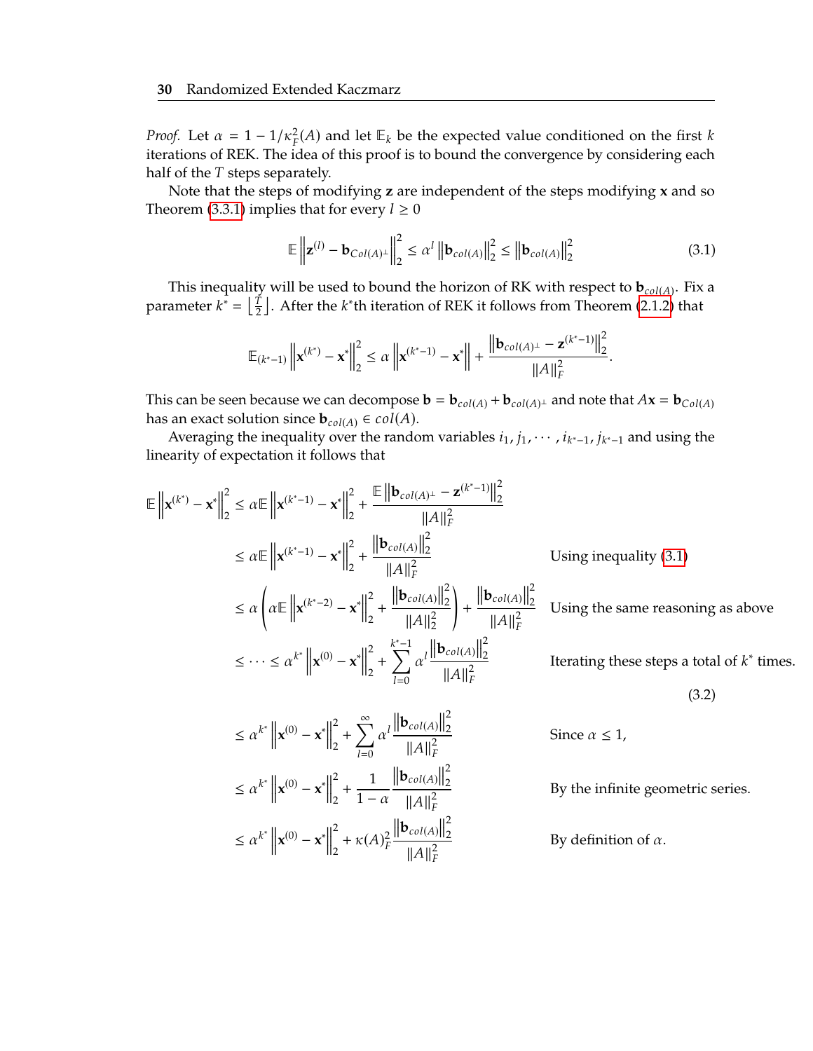*Proof.* Let $\alpha = 1 - 1/\kappa_F^2(A)$ and let $\mathbb{E}_k$ be the expected value conditioned on the first $k$ iterations of REK. The idea of this proof is to bound the convergence by considering each half of the $T$ steps separately.

Note that the steps of modifying $\mathbf{z}$ are independent of the steps modifying $\mathbf{x}$ and so Theorem (3.3.1) implies that for every $l \geq 0$

$$\mathbb{E}\left\|\mathbf{z}^{(l)} - \mathbf{b}_{Col(A)^{\perp}}\right\|_2^2 \leq \alpha^l \left\|\mathbf{b}_{col(A)}\right\|_2^2 \leq \left\|\mathbf{b}_{col(A)}\right\|_2^2 \tag{3.1}$$

This inequality will be used to bound the horizon of RK with respect to $\mathbf{b}_{col(A)}$. Fix a parameter $k^* = \left\lfloor \frac{T}{2} \right\rfloor$. After the $k^*$th iteration of REK it follows from Theorem (2.1.2) that

$$\mathbb{E}_{(k^*-1)}\left\|\mathbf{x}^{(k^*)} - \mathbf{x}^*\right\|_2^2 \leq \alpha \left\|\mathbf{x}^{(k^*-1)} - \mathbf{x}^*\right\| + \frac{\left\|\mathbf{b}_{col(A)^{\perp}} - \mathbf{z}^{(k^*-1)}\right\|_2^2}{\|A\|_F^2}.$$

This can be seen because we can decompose $\mathbf{b} = \mathbf{b}_{col(A)} + \mathbf{b}_{col(A)^{\perp}}$ and note that $A\mathbf{x} = \mathbf{b}_{Col(A)}$ has an exact solution since $\mathbf{b}_{col(A)} \in col(A)$.

Averaging the inequality over the random variables $i_1, j_1, \cdots, i_{k^*-1}, j_{k^*-1}$ and using the linearity of expectation it follows that

$$\begin{aligned}
\mathbb{E}\left\|\mathbf{x}^{(k^*)} - \mathbf{x}^*\right\|_2^2 &\leq \alpha\mathbb{E}\left\|\mathbf{x}^{(k^*-1)} - \mathbf{x}^*\right\|_2^2 + \frac{\mathbb{E}\left\|\mathbf{b}_{col(A)^{\perp}} - \mathbf{z}^{(k^*-1)}\right\|_2^2}{\|A\|_F^2} \\
&\leq \alpha\mathbb{E}\left\|\mathbf{x}^{(k^*-1)} - \mathbf{x}^*\right\|_2^2 + \frac{\left\|\mathbf{b}_{col(A)}\right\|_2^2}{\|A\|_F^2} && \text{Using inequality (3.1)} \\
&\leq \alpha\left(\alpha\mathbb{E}\left\|\mathbf{x}^{(k^*-2)} - \mathbf{x}^*\right\|_2^2 + \frac{\left\|\mathbf{b}_{col(A)}\right\|_2^2}{\|A\|_2^2}\right) + \frac{\left\|\mathbf{b}_{col(A)}\right\|_2^2}{\|A\|_F^2} && \text{Using the same reasoning as above} \\
&\leq \cdots \leq \alpha^{k^*}\left\|\mathbf{x}^{(0)} - \mathbf{x}^*\right\|_2^2 + \sum_{l=0}^{k^*-1}\alpha^l\frac{\left\|\mathbf{b}_{col(A)}\right\|_2^2}{\|A\|_F^2} && \text{Iterating these steps a total of } k^* \text{ times.}
\end{aligned} \tag{3.2}$$

$$\begin{aligned}
&\leq \alpha^{k^*}\left\|\mathbf{x}^{(0)} - \mathbf{x}^*\right\|_2^2 + \sum_{l=0}^{\infty}\alpha^l\frac{\left\|\mathbf{b}_{col(A)}\right\|_2^2}{\|A\|_F^2} && \text{Since } \alpha \leq 1, \\
&\leq \alpha^{k^*}\left\|\mathbf{x}^{(0)} - \mathbf{x}^*\right\|_2^2 + \frac{1}{1-\alpha}\frac{\left\|\mathbf{b}_{col(A)}\right\|_2^2}{\|A\|_F^2} && \text{By the infinite geometric series.} \\
&\leq \alpha^{k^*}\left\|\mathbf{x}^{(0)} - \mathbf{x}^*\right\|_2^2 + \kappa(A)_F^2\frac{\left\|\mathbf{b}_{col(A)}\right\|_2^2}{\|A\|_F^2} && \text{By definition of } \alpha.
\end{aligned}$$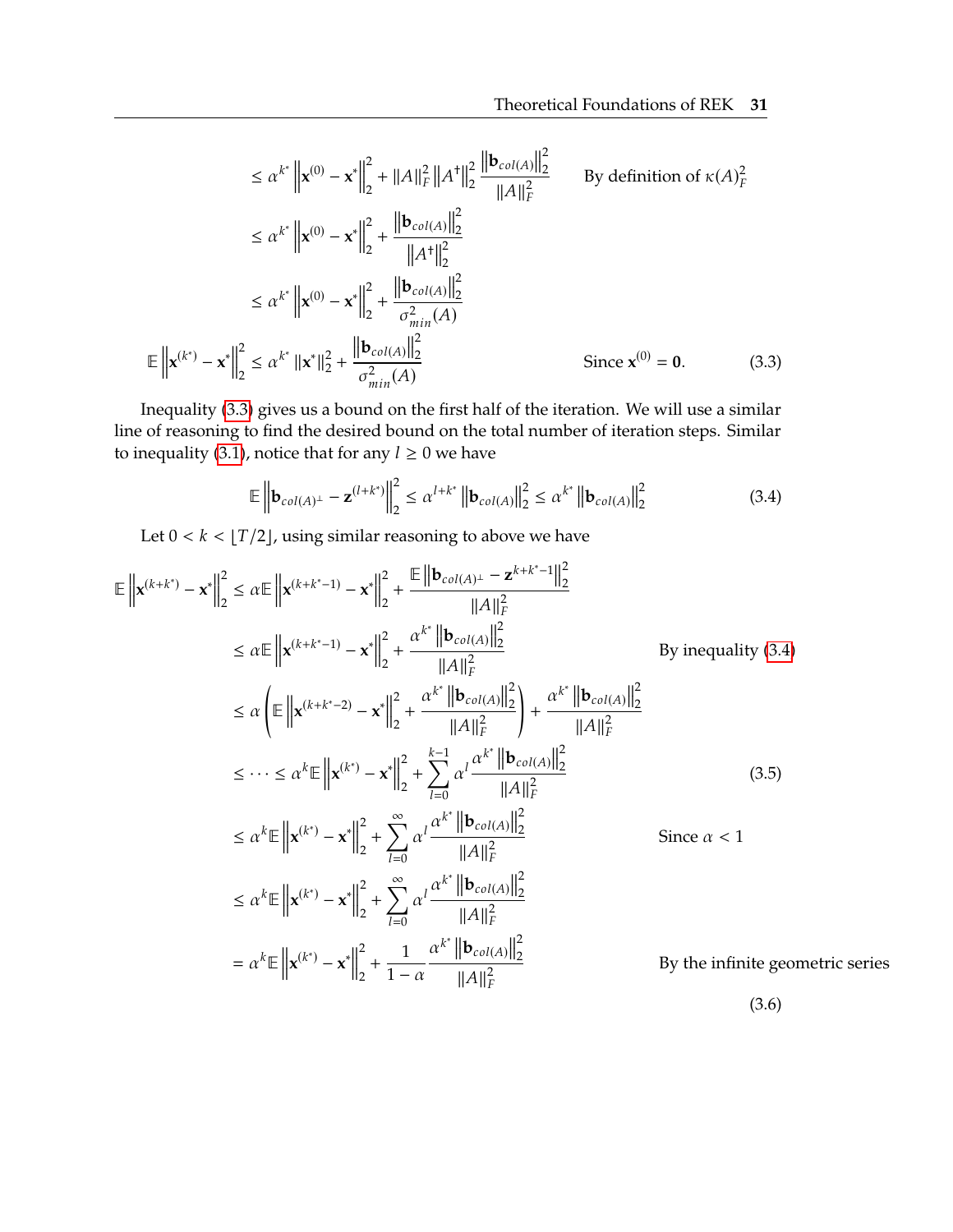$$
\begin{aligned}
&\leq \alpha^{k^*} \left\| \mathbf{x}^{(0)} - \mathbf{x}^* \right\|_2^2 + \|A\|_F^2 \left\| A^\dagger \right\|_2^2 \frac{\left\| \mathbf{b}_{col(A)} \right\|_2^2}{\|A\|_F^2} \qquad \text{By definition of } \kappa(A)_F^2 \\
&\leq \alpha^{k^*} \left\| \mathbf{x}^{(0)} - \mathbf{x}^* \right\|_2^2 + \frac{\left\| \mathbf{b}_{col(A)} \right\|_2^2}{\left\| A^\dagger \right\|_2^2} \\
&\leq \alpha^{k^*} \left\| \mathbf{x}^{(0)} - \mathbf{x}^* \right\|_2^2 + \frac{\left\| \mathbf{b}_{col(A)} \right\|_2^2}{\sigma_{min}^2(A)}
\end{aligned}
$$

$$
\mathbb{E} \left\| \mathbf{x}^{(k^*)} - \mathbf{x}^* \right\|_2^2 \leq \alpha^{k^*} \left\| \mathbf{x}^* \right\|_2^2 + \frac{\left\| \mathbf{b}_{col(A)} \right\|_2^2}{\sigma_{min}^2(A)} \qquad \text{Since } \mathbf{x}^{(0)} = \mathbf{0}. \tag{3.3}
$$

Inequality (3.3) gives us a bound on the first half of the iteration. We will use a similar line of reasoning to find the desired bound on the total number of iteration steps. Similar to inequality (3.1), notice that for any $l \geq 0$ we have

$$
\mathbb{E} \left\| \mathbf{b}_{col(A)^\perp} - \mathbf{z}^{(l+k^*)} \right\|_2^2 \leq \alpha^{l+k^*} \left\| \mathbf{b}_{col(A)} \right\|_2^2 \leq \alpha^{k^*} \left\| \mathbf{b}_{col(A)} \right\|_2^2 \tag{3.4}
$$

Let $0 < k < \lfloor T/2 \rfloor$, using similar reasoning to above we have

$$
\begin{aligned}
\mathbb{E} \left\| \mathbf{x}^{(k+k^*)} - \mathbf{x}^* \right\|_2^2 &\leq \alpha \mathbb{E} \left\| \mathbf{x}^{(k+k^*-1)} - \mathbf{x}^* \right\|_2^2 + \frac{\mathbb{E} \left\| \mathbf{b}_{col(A)^\perp} - \mathbf{z}^{k+k^*-1} \right\|_2^2}{\|A\|_F^2} \\
&\leq \alpha \mathbb{E} \left\| \mathbf{x}^{(k+k^*-1)} - \mathbf{x}^* \right\|_2^2 + \frac{\alpha^{k^*} \left\| \mathbf{b}_{col(A)} \right\|_2^2}{\|A\|_F^2} \qquad \text{By inequality (3.4)} \\
&\leq \alpha \left( \mathbb{E} \left\| \mathbf{x}^{(k+k^*-2)} - \mathbf{x}^* \right\|_2^2 + \frac{\alpha^{k^*} \left\| \mathbf{b}_{col(A)} \right\|_2^2}{\|A\|_F^2} \right) + \frac{\alpha^{k^*} \left\| \mathbf{b}_{col(A)} \right\|_2^2}{\|A\|_F^2} \\
&\leq \cdots \leq \alpha^k \mathbb{E} \left\| \mathbf{x}^{(k^*)} - \mathbf{x}^* \right\|_2^2 + \sum_{l=0}^{k-1} \alpha^l \frac{\alpha^{k^*} \left\| \mathbf{b}_{col(A)} \right\|_2^2}{\|A\|_F^2} \qquad (3.5) \\
&\leq \alpha^k \mathbb{E} \left\| \mathbf{x}^{(k^*)} - \mathbf{x}^* \right\|_2^2 + \sum_{l=0}^{\infty} \alpha^l \frac{\alpha^{k^*} \left\| \mathbf{b}_{col(A)} \right\|_2^2}{\|A\|_F^2} \qquad \text{Since } \alpha < 1 \\
&\leq \alpha^k \mathbb{E} \left\| \mathbf{x}^{(k^*)} - \mathbf{x}^* \right\|_2^2 + \sum_{l=0}^{\infty} \alpha^l \frac{\alpha^{k^*} \left\| \mathbf{b}_{col(A)} \right\|_2^2}{\|A\|_F^2} \\
&= \alpha^k \mathbb{E} \left\| \mathbf{x}^{(k^*)} - \mathbf{x}^* \right\|_2^2 + \frac{1}{1-\alpha} \frac{\alpha^{k^*} \left\| \mathbf{b}_{col(A)} \right\|_2^2}{\|A\|_F^2} \qquad \text{By the infinite geometric series}
\end{aligned}
$$

$$
\tag{3.6}
$$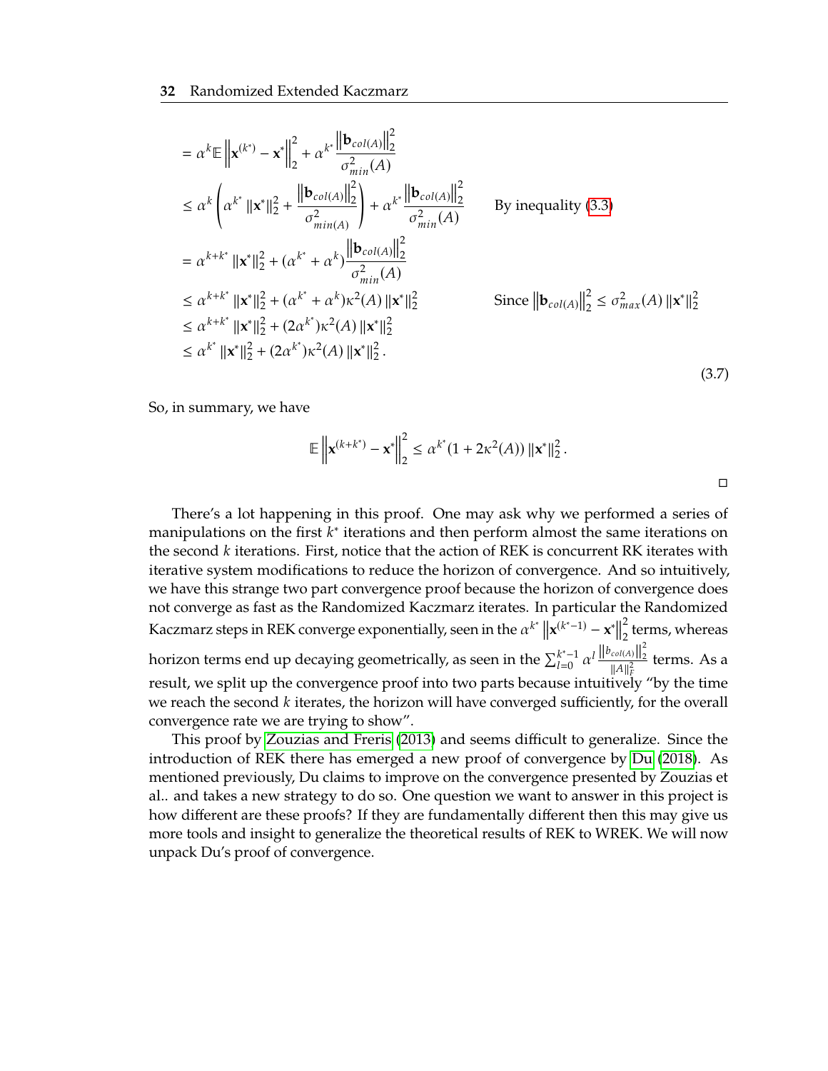$$
\begin{aligned}
&= \alpha^k \mathbb{E}\left\|\mathbf{x}^{(k^*)} - \mathbf{x}^*\right\|_2^2 + \alpha^{k^*} \frac{\left\|\mathbf{b}_{col(A)}\right\|_2^2}{\sigma_{min}^2(A)} \\
&\leq \alpha^k \left( \alpha^{k^*} \|\mathbf{x}^*\|_2^2 + \frac{\left\|\mathbf{b}_{col(A)}\right\|_2^2}{\sigma_{min(A)}^2} \right) + \alpha^{k^*} \frac{\left\|\mathbf{b}_{col(A)}\right\|_2^2}{\sigma_{min}^2(A)} \qquad \text{By inequality (3.3)} \\
&= \alpha^{k+k^*} \|\mathbf{x}^*\|_2^2 + (\alpha^{k^*} + \alpha^k) \frac{\left\|\mathbf{b}_{col(A)}\right\|_2^2}{\sigma_{min}^2(A)} \\
&\leq \alpha^{k+k^*} \|\mathbf{x}^*\|_2^2 + (\alpha^{k^*} + \alpha^k)\kappa^2(A) \|\mathbf{x}^*\|_2^2 \qquad \text{Since } \left\|\mathbf{b}_{col(A)}\right\|_2^2 \leq \sigma_{max}^2(A) \|\mathbf{x}^*\|_2^2 \\
&\leq \alpha^{k+k^*} \|\mathbf{x}^*\|_2^2 + (2\alpha^{k^*})\kappa^2(A) \|\mathbf{x}^*\|_2^2 \\
&\leq \alpha^{k^*} \|\mathbf{x}^*\|_2^2 + (2\alpha^{k^*})\kappa^2(A) \|\mathbf{x}^*\|_2^2 .
\end{aligned}
\tag{3.7}
$$

So, in summary, we have

$$
\mathbb{E}\left\|\mathbf{x}^{(k+k^*)} - \mathbf{x}^*\right\|_2^2 \leq \alpha^{k^*}(1 + 2\kappa^2(A)) \|\mathbf{x}^*\|_2^2 .
$$

□

There's a lot happening in this proof. One may ask why we performed a series of manipulations on the first $k^*$ iterations and then perform almost the same iterations on the second $k$ iterations. First, notice that the action of REK is concurrent RK iterates with iterative system modifications to reduce the horizon of convergence. And so intuitively, we have this strange two part convergence proof because the horizon of convergence does not converge as fast as the Randomized Kaczmarz iterates. In particular the Randomized Kaczmarz steps in REK converge exponentially, seen in the $\alpha^{k^*}\left\|\mathbf{x}^{(k^*-1)} - \mathbf{x}^*\right\|_2^2$ terms, whereas horizon terms end up decaying geometrically, as seen in the $\sum_{l=0}^{k^*-1} \alpha^l \frac{\left\|b_{col(A)}\right\|_2^2}{\|A\|_F^2}$ terms. As a result, we split up the convergence proof into two parts because intuitively "by the time we reach the second $k$ iterates, the horizon will have converged sufficiently, for the overall convergence rate we are trying to show".

This proof by Zouzias and Freris (2013) and seems difficult to generalize. Since the introduction of REK there has emerged a new proof of convergence by Du (2018). As mentioned previously, Du claims to improve on the convergence presented by Zouzias et al.. and takes a new strategy to do so. One question we want to answer in this project is how different are these proofs? If they are fundamentally different then this may give us more tools and insight to generalize the theoretical results of REK to WREK. We will now unpack Du's proof of convergence.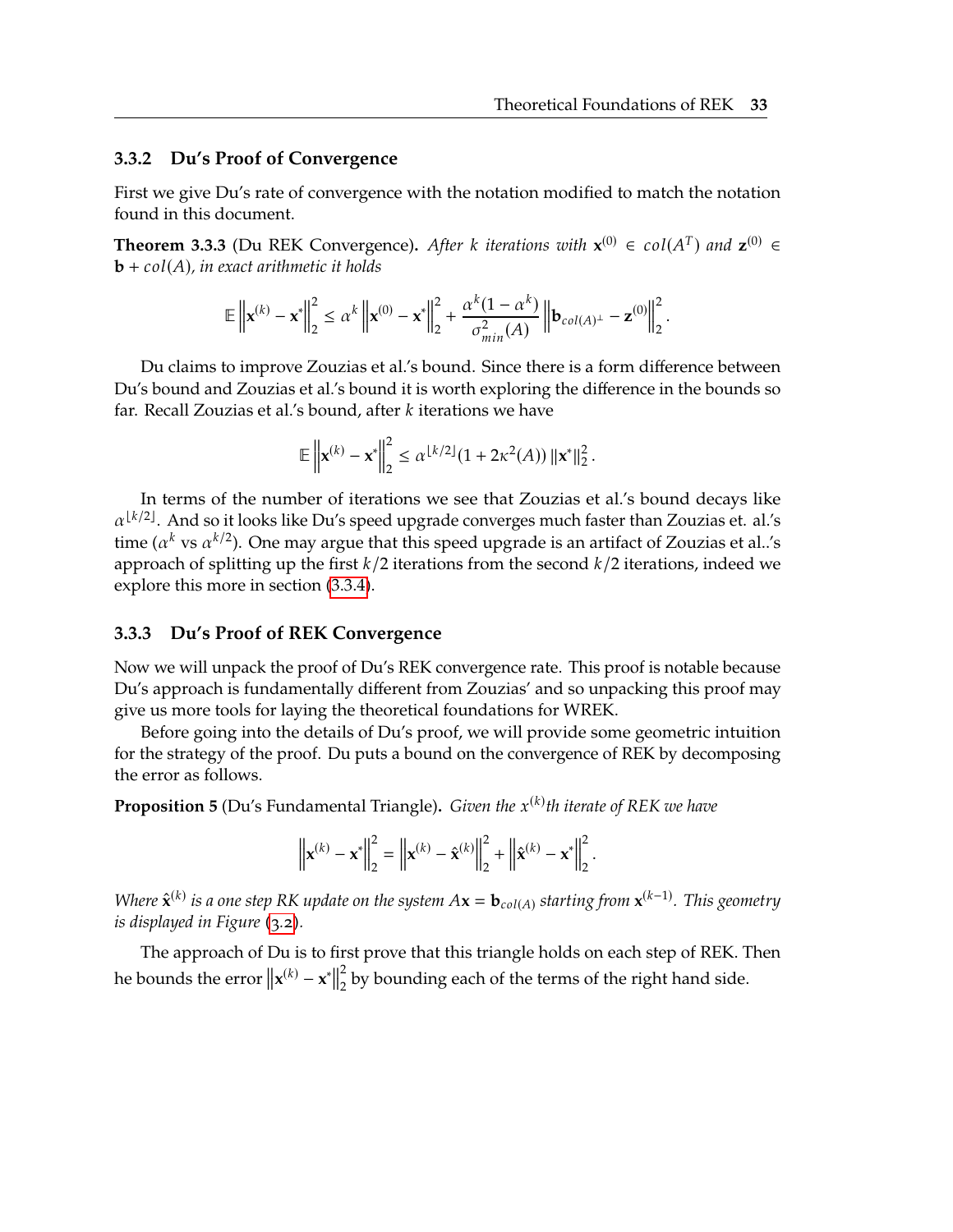### 3.3.2 Du's Proof of Convergence

First we give Du's rate of convergence with the notation modified to match the notation found in this document.

**Theorem 3.3.3** (Du REK Convergence)**.** *After $k$ iterations with $\mathbf{x}^{(0)} \in col(A^T)$ and $\mathbf{z}^{(0)} \in \mathbf{b} + col(A)$, in exact arithmetic it holds*

$$\mathbb{E}\left\|\mathbf{x}^{(k)} - \mathbf{x}^{*}\right\|_2^2 \leq \alpha^k \left\|\mathbf{x}^{(0)} - \mathbf{x}^{*}\right\|_2^2 + \frac{\alpha^k(1-\alpha^k)}{\sigma_{min}^2(A)} \left\|\mathbf{b}_{col(A)^{\perp}} - \mathbf{z}^{(0)}\right\|_2^2.$$

Du claims to improve Zouzias et al.'s bound. Since there is a form difference between Du's bound and Zouzias et al.'s bound it is worth exploring the difference in the bounds so far. Recall Zouzias et al.'s bound, after $k$ iterations we have

$$\mathbb{E}\left\|\mathbf{x}^{(k)} - \mathbf{x}^{*}\right\|_2^2 \leq \alpha^{\lfloor k/2 \rfloor}(1 + 2\kappa^2(A)) \left\|\mathbf{x}^{*}\right\|_2^2.$$

In terms of the number of iterations we see that Zouzias et al.'s bound decays like $\alpha^{\lfloor k/2 \rfloor}$. And so it looks like Du's speed upgrade converges much faster than Zouzias et. al.'s time ($\alpha^k$ vs $\alpha^{k/2}$). One may argue that this speed upgrade is an artifact of Zouzias et al..'s approach of splitting up the first $k/2$ iterations from the second $k/2$ iterations, indeed we explore this more in section (3.3.4).

### 3.3.3 Du's Proof of REK Convergence

Now we will unpack the proof of Du's REK convergence rate. This proof is notable because Du's approach is fundamentally different from Zouzias' and so unpacking this proof may give us more tools for laying the theoretical foundations for WREK.

Before going into the details of Du's proof, we will provide some geometric intuition for the strategy of the proof. Du puts a bound on the convergence of REK by decomposing the error as follows.

**Proposition 5** (Du's Fundamental Triangle)**.** *Given the $x^{(k)}$th iterate of REK we have*

$$\left\|\mathbf{x}^{(k)} - \mathbf{x}^{*}\right\|_2^2 = \left\|\mathbf{x}^{(k)} - \hat{\mathbf{x}}^{(k)}\right\|_2^2 + \left\|\hat{\mathbf{x}}^{(k)} - \mathbf{x}^{*}\right\|_2^2.$$

*Where $\hat{\mathbf{x}}^{(k)}$ is a one step RK update on the system $A\mathbf{x} = \mathbf{b}_{col(A)}$ starting from $\mathbf{x}^{(k-1)}$. This geometry is displayed in Figure (3.2).*

The approach of Du is to first prove that this triangle holds on each step of REK. Then he bounds the error $\left\|\mathbf{x}^{(k)} - \mathbf{x}^{*}\right\|_2^2$ by bounding each of the terms of the right hand side.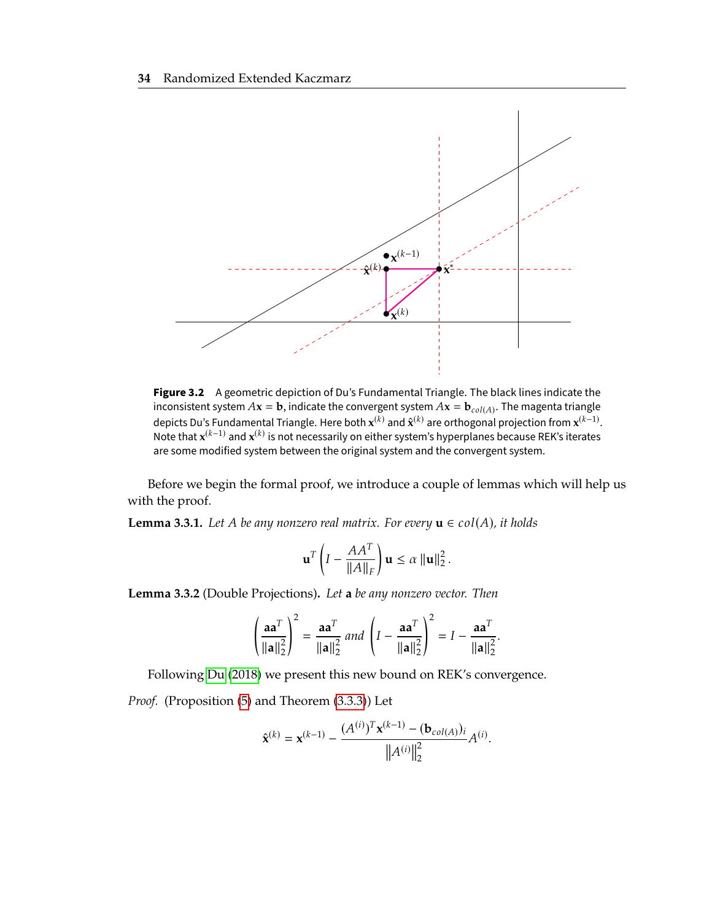**Figure 3.2** A geometric depiction of Du's Fundamental Triangle. The black lines indicate the inconsistent system $A\mathbf{x} = \mathbf{b}$, indicate the convergent system $A\mathbf{x} = \mathbf{b}_{col(A)}$. The magenta triangle depicts Du's Fundamental Triangle. Here both $\mathbf{x}^{(k)}$ and $\hat{\mathbf{x}}^{(k)}$ are orthogonal projection from $\mathbf{x}^{(k-1)}$. Note that $\mathbf{x}^{(k-1)}$ and $\mathbf{x}^{(k)}$ is not necessarily on either system's hyperplanes because REK's iterates are some modified system between the original system and the convergent system.

Before we begin the formal proof, we introduce a couple of lemmas which will help us with the proof.

**Lemma 3.3.1.** *Let $A$ be any nonzero real matrix. For every $\mathbf{u} \in col(A)$, it holds*

$$\mathbf{u}^T \left( I - \frac{AA^T}{\|A\|_F} \right) \mathbf{u} \leq \alpha \|\mathbf{u}\|_2^2 .$$

**Lemma 3.3.2** (Double Projections)**.** *Let $\mathbf{a}$ be any nonzero vector. Then*

$$\left( \frac{\mathbf{a}\mathbf{a}^T}{\|\mathbf{a}\|_2^2} \right)^2 = \frac{\mathbf{a}\mathbf{a}^T}{\|\mathbf{a}\|_2^2} \text{ and } \left( I - \frac{\mathbf{a}\mathbf{a}^T}{\|\mathbf{a}\|_2^2} \right)^2 = I - \frac{\mathbf{a}\mathbf{a}^T}{\|\mathbf{a}\|_2^2}.$$

Following Du (2018) we present this new bound on REK's convergence.

*Proof.* (Proposition (5) and Theorem (3.3.3)) Let

$$\hat{\mathbf{x}}^{(k)} = \mathbf{x}^{(k-1)} - \frac{(A^{(i)})^T \mathbf{x}^{(k-1)} - (\mathbf{b}_{col(A)})_i}{\left\|A^{(i)}\right\|_2^2} A^{(i)}.$$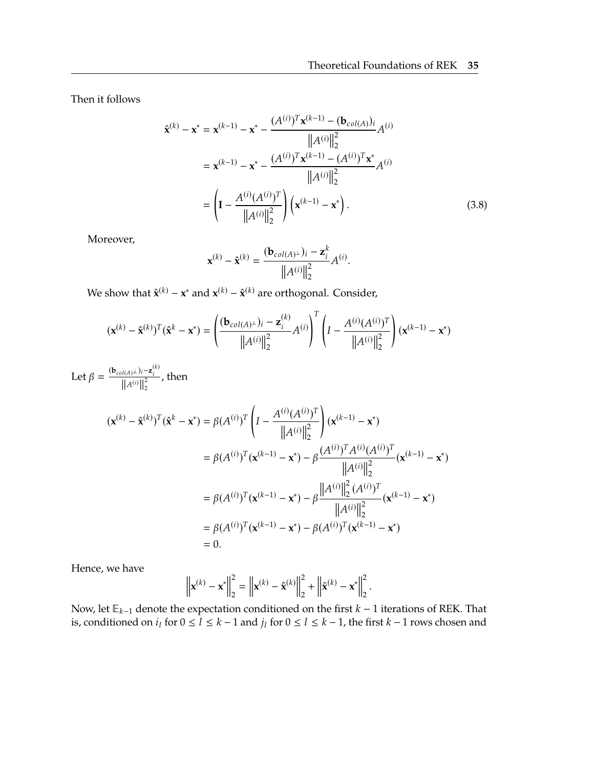Then it follows

$$
\begin{aligned}
\hat{\mathbf{x}}^{(k)} - \mathbf{x}^* &= \mathbf{x}^{(k-1)} - \mathbf{x}^* - \frac{(A^{(i)})^T \mathbf{x}^{(k-1)} - (\mathbf{b}_{col(A)})_i}{\left\|A^{(i)}\right\|_2^2} A^{(i)} \\
&= \mathbf{x}^{(k-1)} - \mathbf{x}^* - \frac{(A^{(i)})^T \mathbf{x}^{(k-1)} - (A^{(i)})^T \mathbf{x}^*}{\left\|A^{(i)}\right\|_2^2} A^{(i)} \\
&= \left(\mathbf{I} - \frac{A^{(i)}(A^{(i)})^T}{\left\|A^{(i)}\right\|_2^2}\right)\left(\mathbf{x}^{(k-1)} - \mathbf{x}^*\right). \qquad (3.8)
\end{aligned}
$$

Moreover,

$$
\mathbf{x}^{(k)} - \hat{\mathbf{x}}^{(k)} = \frac{(\mathbf{b}_{col(A)^\perp})_i - \mathbf{z}_i^k}{\left\|A^{(i)}\right\|_2^2} A^{(i)}.
$$

We show that $\hat{\mathbf{x}}^{(k)} - \mathbf{x}^*$ and $\mathbf{x}^{(k)} - \hat{\mathbf{x}}^{(k)}$ are orthogonal. Consider,

$$
(\mathbf{x}^{(k)} - \hat{\mathbf{x}}^{(k)})^T(\hat{\mathbf{x}}^k - \mathbf{x}^*) = \left(\frac{(\mathbf{b}_{col(A)^\perp})_i - \mathbf{z}_i^{(k)}}{\left\|A^{(i)}\right\|_2^2} A^{(i)}\right)^T \left(I - \frac{A^{(i)}(A^{(i)})^T}{\left\|A^{(i)}\right\|_2^2}\right)(\mathbf{x}^{(k-1)} - \mathbf{x}^*)
$$

Let $\beta = \frac{(\mathbf{b}_{col(A)^\perp})_i - \mathbf{z}_i^{(k)}}{\left\|A^{(i)}\right\|_2^2}$, then

$$
\begin{aligned}
(\mathbf{x}^{(k)} - \hat{\mathbf{x}}^{(k)})^T(\hat{\mathbf{x}}^k - \mathbf{x}^*) &= \beta (A^{(i)})^T \left(I - \frac{A^{(i)}(A^{(i)})^T}{\left\|A^{(i)}\right\|_2^2}\right)(\mathbf{x}^{(k-1)} - \mathbf{x}^*) \\
&= \beta (A^{(i)})^T(\mathbf{x}^{(k-1)} - \mathbf{x}^*) - \beta \frac{(A^{(i)})^T A^{(i)} (A^{(i)})^T}{\left\|A^{(i)}\right\|_2^2}(\mathbf{x}^{(k-1)} - \mathbf{x}^*) \\
&= \beta (A^{(i)})^T(\mathbf{x}^{(k-1)} - \mathbf{x}^*) - \beta \frac{\left\|A^{(i)}\right\|_2^2 (A^{(i)})^T}{\left\|A^{(i)}\right\|_2^2}(\mathbf{x}^{(k-1)} - \mathbf{x}^*) \\
&= \beta (A^{(i)})^T(\mathbf{x}^{(k-1)} - \mathbf{x}^*) - \beta (A^{(i)})^T(\mathbf{x}^{(k-1)} - \mathbf{x}^*) \\
&= 0.
\end{aligned}
$$

Hence, we have

$$
\left\|\mathbf{x}^{(k)} - \mathbf{x}^*\right\|_2^2 = \left\|\mathbf{x}^{(k)} - \hat{\mathbf{x}}^{(k)}\right\|_2^2 + \left\|\hat{\mathbf{x}}^{(k)} - \mathbf{x}^*\right\|_2^2.
$$

Now, let $\mathbb{E}_{k-1}$ denote the expectation conditioned on the first $k-1$ iterations of REK. That is, conditioned on $i_l$ for $0 \leq l \leq k-1$ and $j_l$ for $0 \leq l \leq k-1$, the first $k-1$ rows chosen and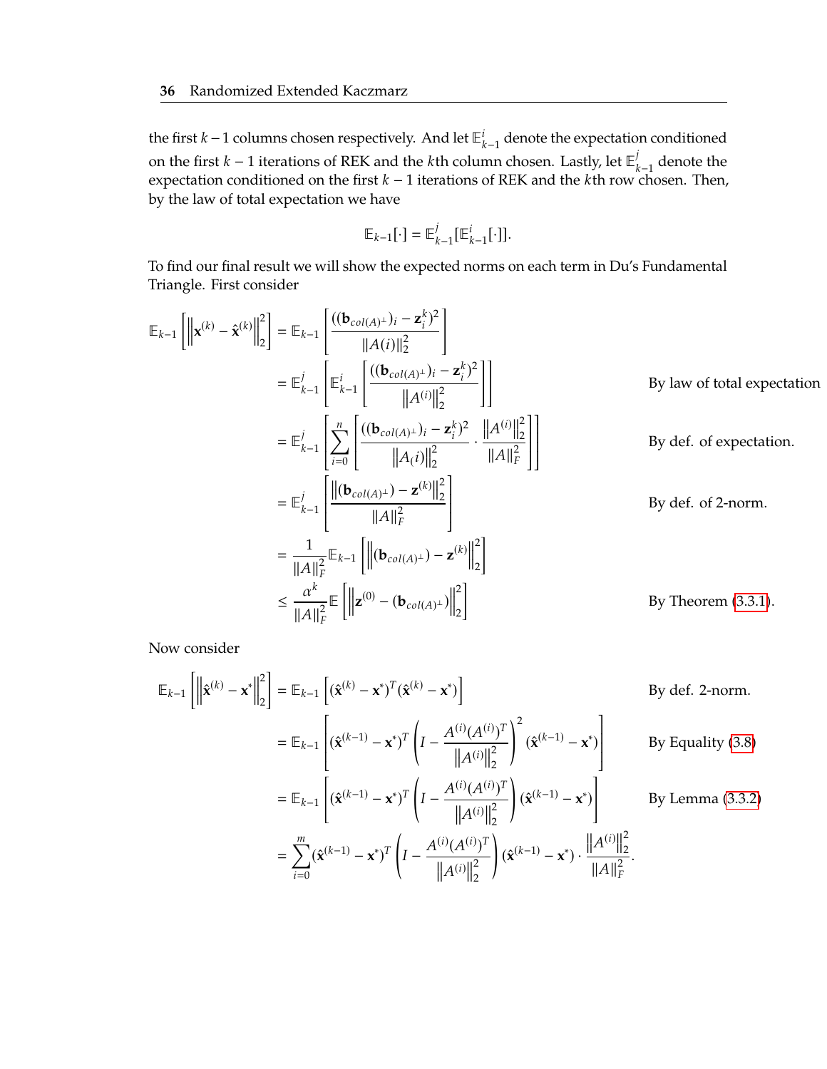the first $k-1$ columns chosen respectively. And let $\mathbb{E}^i_{k-1}$ denote the expectation conditioned on the first $k-1$ iterations of REK and the $k$th column chosen. Lastly, let $\mathbb{E}^j_{k-1}$ denote the expectation conditioned on the first $k-1$ iterations of REK and the $k$th row chosen. Then, by the law of total expectation we have

$$\mathbb{E}_{k-1}[\cdot] = \mathbb{E}^j_{k-1}[\mathbb{E}^i_{k-1}[\cdot]].$$

To find our final result we will show the expected norms on each term in Du's Fundamental Triangle. First consider

$$
\begin{aligned}
\mathbb{E}_{k-1}\left[\left\|\mathbf{x}^{(k)} - \hat{\mathbf{x}}^{(k)}\right\|_2^2\right] &= \mathbb{E}_{k-1}\left[\frac{((\mathbf{b}_{col(A)^\perp})_i - \mathbf{z}_i^k)^2}{\|A(i)\|_2^2}\right] \\
&= \mathbb{E}^j_{k-1}\left[\mathbb{E}^i_{k-1}\left[\frac{((\mathbf{b}_{col(A)^\perp})_i - \mathbf{z}_i^k)^2}{\left\|A^{(i)}\right\|_2^2}\right]\right] && \text{By law of total expectation} \\
&= \mathbb{E}^j_{k-1}\left[\sum_{i=0}^{n}\left[\frac{((\mathbf{b}_{col(A)^\perp})_i - \mathbf{z}_i^k)^2}{\left\|A_(i)\right\|_2^2} \cdot \frac{\left\|A^{(i)}\right\|_2^2}{\|A\|_F^2}\right]\right] && \text{By def. of expectation.} \\
&= \mathbb{E}^j_{k-1}\left[\frac{\left\|(\mathbf{b}_{col(A)^\perp}) - \mathbf{z}^{(k)}\right\|_2^2}{\|A\|_F^2}\right] && \text{By def. of 2-norm.} \\
&= \frac{1}{\|A\|_F^2}\mathbb{E}_{k-1}\left[\left\|(\mathbf{b}_{col(A)^\perp}) - \mathbf{z}^{(k)}\right\|_2^2\right] \\
&\leq \frac{\alpha^k}{\|A\|_F^2}\mathbb{E}\left[\left\|\mathbf{z}^{(0)} - (\mathbf{b}_{col(A)^\perp})\right\|_2^2\right] && \text{By Theorem (3.3.1).}
\end{aligned}
$$

Now consider

$$
\begin{aligned}
\mathbb{E}_{k-1}\left[\left\|\hat{\mathbf{x}}^{(k)} - \mathbf{x}^*\right\|_2^2\right] &= \mathbb{E}_{k-1}\left[(\hat{\mathbf{x}}^{(k)} - \mathbf{x}^*)^T(\hat{\mathbf{x}}^{(k)} - \mathbf{x}^*)\right] && \text{By def. 2-norm.} \\
&= \mathbb{E}_{k-1}\left[(\hat{\mathbf{x}}^{(k-1)} - \mathbf{x}^*)^T\left(I - \frac{A^{(i)}(A^{(i)})^T}{\left\|A^{(i)}\right\|_2^2}\right)^2(\hat{\mathbf{x}}^{(k-1)} - \mathbf{x}^*)\right] && \text{By Equality (3.8)} \\
&= \mathbb{E}_{k-1}\left[(\hat{\mathbf{x}}^{(k-1)} - \mathbf{x}^*)^T\left(I - \frac{A^{(i)}(A^{(i)})^T}{\left\|A^{(i)}\right\|_2^2}\right)(\hat{\mathbf{x}}^{(k-1)} - \mathbf{x}^*)\right] && \text{By Lemma (3.3.2)} \\
&= \sum_{i=0}^{m}(\hat{\mathbf{x}}^{(k-1)} - \mathbf{x}^*)^T\left(I - \frac{A^{(i)}(A^{(i)})^T}{\left\|A^{(i)}\right\|_2^2}\right)(\hat{\mathbf{x}}^{(k-1)} - \mathbf{x}^*) \cdot \frac{\left\|A^{(i)}\right\|_2^2}{\|A\|_F^2}.
\end{aligned}
$$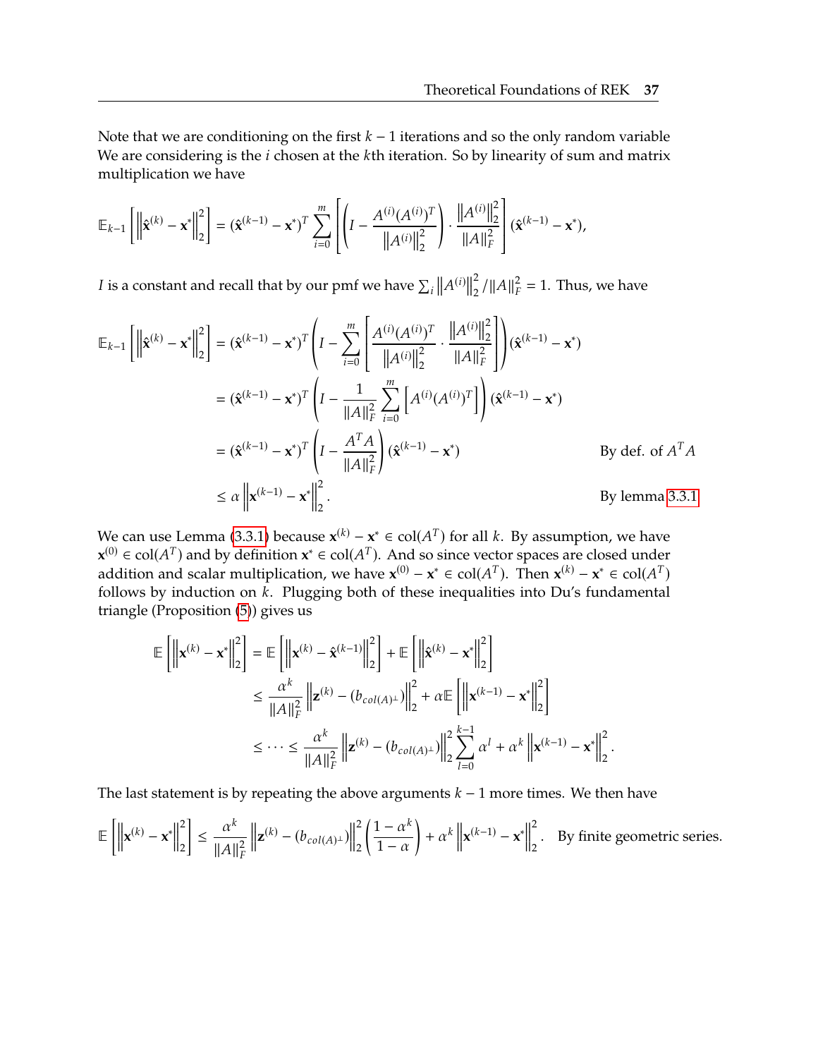Note that we are conditioning on the first $k-1$ iterations and so the only random variable We are considering is the $i$ chosen at the $k$th iteration. So by linearity of sum and matrix multiplication we have

$$\mathbb{E}_{k-1}\left[\left\|\hat{\mathbf{x}}^{(k)}-\mathbf{x}^*\right\|_2^2\right]=(\hat{\mathbf{x}}^{(k-1)}-\mathbf{x}^*)^T\sum_{i=0}^{m}\left[\left(I-\frac{A^{(i)}(A^{(i)})^T}{\left\|A^{(i)}\right\|_2^2}\right)\cdot\frac{\left\|A^{(i)}\right\|_2^2}{\|A\|_F^2}\right](\hat{\mathbf{x}}^{(k-1)}-\mathbf{x}^*),$$

$I$ is a constant and recall that by our pmf we have $\sum_i \left\|A^{(i)}\right\|_2^2/\|A\|_F^2=1$. Thus, we have

$$\begin{aligned}
\mathbb{E}_{k-1}\left[\left\|\hat{\mathbf{x}}^{(k)}-\mathbf{x}^*\right\|_2^2\right]&=(\hat{\mathbf{x}}^{(k-1)}-\mathbf{x}^*)^T\left(I-\sum_{i=0}^{m}\left[\frac{A^{(i)}(A^{(i)})^T}{\left\|A^{(i)}\right\|_2^2}\cdot\frac{\left\|A^{(i)}\right\|_2^2}{\|A\|_F^2}\right]\right)(\hat{\mathbf{x}}^{(k-1)}-\mathbf{x}^*)\\
&=(\hat{\mathbf{x}}^{(k-1)}-\mathbf{x}^*)^T\left(I-\frac{1}{\|A\|_F^2}\sum_{i=0}^{m}\left[A^{(i)}(A^{(i)})^T\right]\right)(\hat{\mathbf{x}}^{(k-1)}-\mathbf{x}^*)\\
&=(\hat{\mathbf{x}}^{(k-1)}-\mathbf{x}^*)^T\left(I-\frac{A^TA}{\|A\|_F^2}\right)(\hat{\mathbf{x}}^{(k-1)}-\mathbf{x}^*) && \text{By def. of } A^TA\\
&\leq \alpha\left\|\mathbf{x}^{(k-1)}-\mathbf{x}^*\right\|_2^2. && \text{By lemma 3.3.1}
\end{aligned}$$

We can use Lemma (3.3.1) because $\mathbf{x}^{(k)}-\mathbf{x}^*\in\text{col}(A^T)$ for all $k$. By assumption, we have $\mathbf{x}^{(0)}\in\text{col}(A^T)$ and by definition $\mathbf{x}^*\in\text{col}(A^T)$. And so since vector spaces are closed under addition and scalar multiplication, we have $\mathbf{x}^{(0)}-\mathbf{x}^*\in\text{col}(A^T)$. Then $\mathbf{x}^{(k)}-\mathbf{x}^*\in\text{col}(A^T)$ follows by induction on $k$. Plugging both of these inequalities into Du's fundamental triangle (Proposition (5)) gives us

$$\begin{aligned}
\mathbb{E}\left[\left\|\mathbf{x}^{(k)}-\mathbf{x}^*\right\|_2^2\right]&=\mathbb{E}\left[\left\|\mathbf{x}^{(k)}-\hat{\mathbf{x}}^{(k-1)}\right\|_2^2\right]+\mathbb{E}\left[\left\|\hat{\mathbf{x}}^{(k)}-\mathbf{x}^*\right\|_2^2\right]\\
&\leq\frac{\alpha^k}{\|A\|_F^2}\left\|\mathbf{z}^{(k)}-(b_{col(A)^\perp})\right\|_2^2+\alpha\mathbb{E}\left[\left\|\mathbf{x}^{(k-1)}-\mathbf{x}^*\right\|_2^2\right]\\
&\leq\cdots\leq\frac{\alpha^k}{\|A\|_F^2}\left\|\mathbf{z}^{(k)}-(b_{col(A)^\perp})\right\|_2^2\sum_{l=0}^{k-1}\alpha^l+\alpha^k\left\|\mathbf{x}^{(k-1)}-\mathbf{x}^*\right\|_2^2.
\end{aligned}$$

The last statement is by repeating the above arguments $k-1$ more times. We then have

$$\mathbb{E}\left[\left\|\mathbf{x}^{(k)}-\mathbf{x}^*\right\|_2^2\right]\leq\frac{\alpha^k}{\|A\|_F^2}\left\|\mathbf{z}^{(k)}-(b_{col(A)^\perp})\right\|_2^2\left(\frac{1-\alpha^k}{1-\alpha}\right)+\alpha^k\left\|\mathbf{x}^{(k-1)}-\mathbf{x}^*\right\|_2^2.\quad\text{By finite geometric series.}$$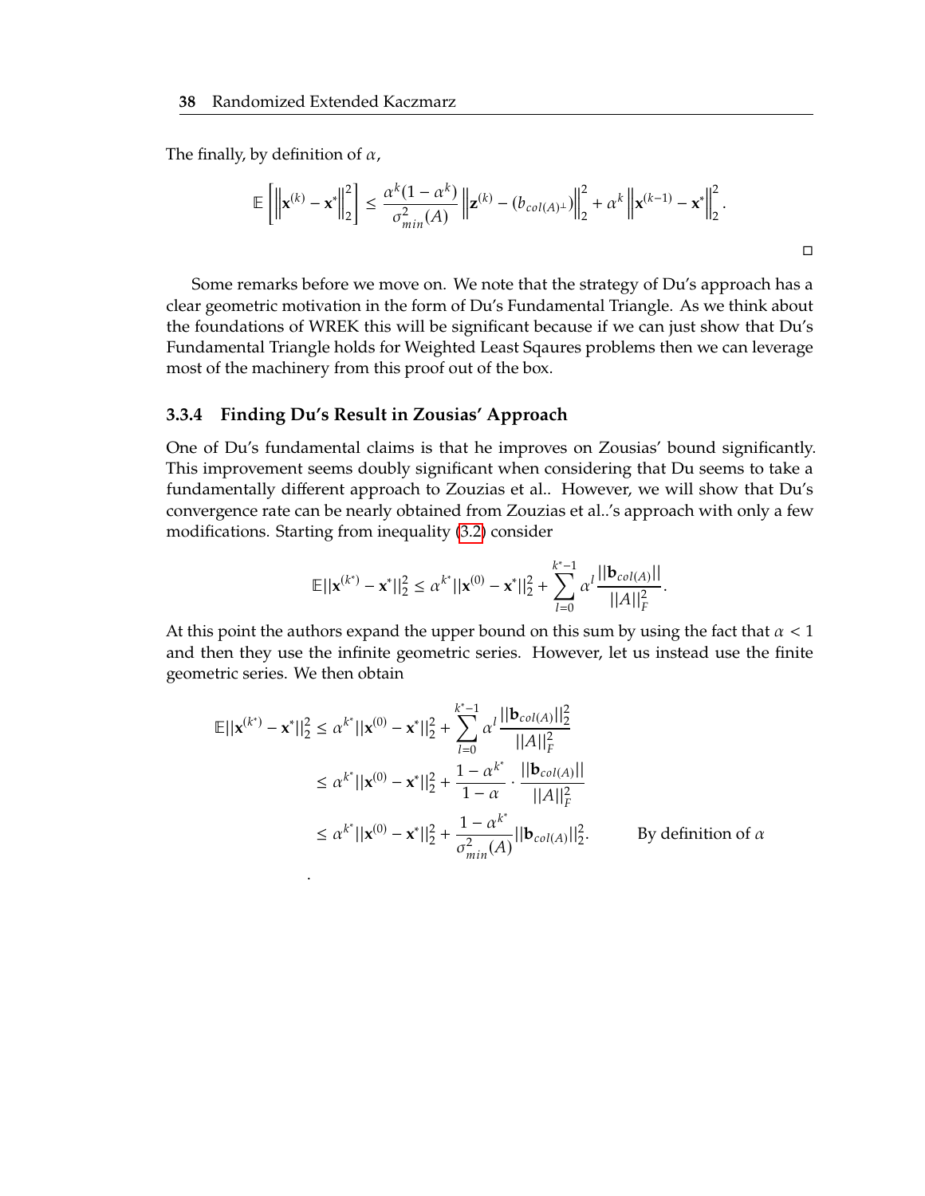The finally, by definition of $\alpha$,

$$\mathbb{E}\left[\left\|\mathbf{x}^{(k)} - \mathbf{x}^*\right\|_2^2\right] \leq \frac{\alpha^k(1-\alpha^k)}{\sigma_{min}^2(A)}\left\|\mathbf{z}^{(k)} - (b_{col(A)^\perp})\right\|_2^2 + \alpha^k\left\|\mathbf{x}^{(k-1)} - \mathbf{x}^*\right\|_2^2.$$

□

Some remarks before we move on. We note that the strategy of Du's approach has a clear geometric motivation in the form of Du's Fundamental Triangle. As we think about the foundations of WREK this will be significant because if we can just show that Du's Fundamental Triangle holds for Weighted Least Sqaures problems then we can leverage most of the machinery from this proof out of the box.

### 3.3.4 Finding Du's Result in Zousias' Approach

One of Du's fundamental claims is that he improves on Zousias' bound significantly. This improvement seems doubly significant when considering that Du seems to take a fundamentally different approach to Zouzias et al.. However, we will show that Du's convergence rate can be nearly obtained from Zouzias et al..'s approach with only a few modifications. Starting from inequality (3.2) consider

$$\mathbb{E}||\mathbf{x}^{(k^*)} - \mathbf{x}^*||_2^2 \leq \alpha^{k^*}||\mathbf{x}^{(0)} - \mathbf{x}^*||_2^2 + \sum_{l=0}^{k^*-1}\alpha^l\frac{||\mathbf{b}_{col(A)}||}{||A||_F^2}.$$

At this point the authors expand the upper bound on this sum by using the fact that $\alpha < 1$ and then they use the infinite geometric series. However, let us instead use the finite geometric series. We then obtain

$$\begin{aligned}
\mathbb{E}||\mathbf{x}^{(k^*)} - \mathbf{x}^*||_2^2 &\leq \alpha^{k^*}||\mathbf{x}^{(0)} - \mathbf{x}^*||_2^2 + \sum_{l=0}^{k^*-1}\alpha^l\frac{||\mathbf{b}_{col(A)}||_2^2}{||A||_F^2} \\
&\leq \alpha^{k^*}||\mathbf{x}^{(0)} - \mathbf{x}^*||_2^2 + \frac{1-\alpha^{k^*}}{1-\alpha}\cdot\frac{||\mathbf{b}_{col(A)}||}{||A||_F^2} \\
&\leq \alpha^{k^*}||\mathbf{x}^{(0)} - \mathbf{x}^*||_2^2 + \frac{1-\alpha^{k^*}}{\sigma_{min}^2(A)}||\mathbf{b}_{col(A)}||_2^2. \qquad \text{By definition of } \alpha
\end{aligned}$$

.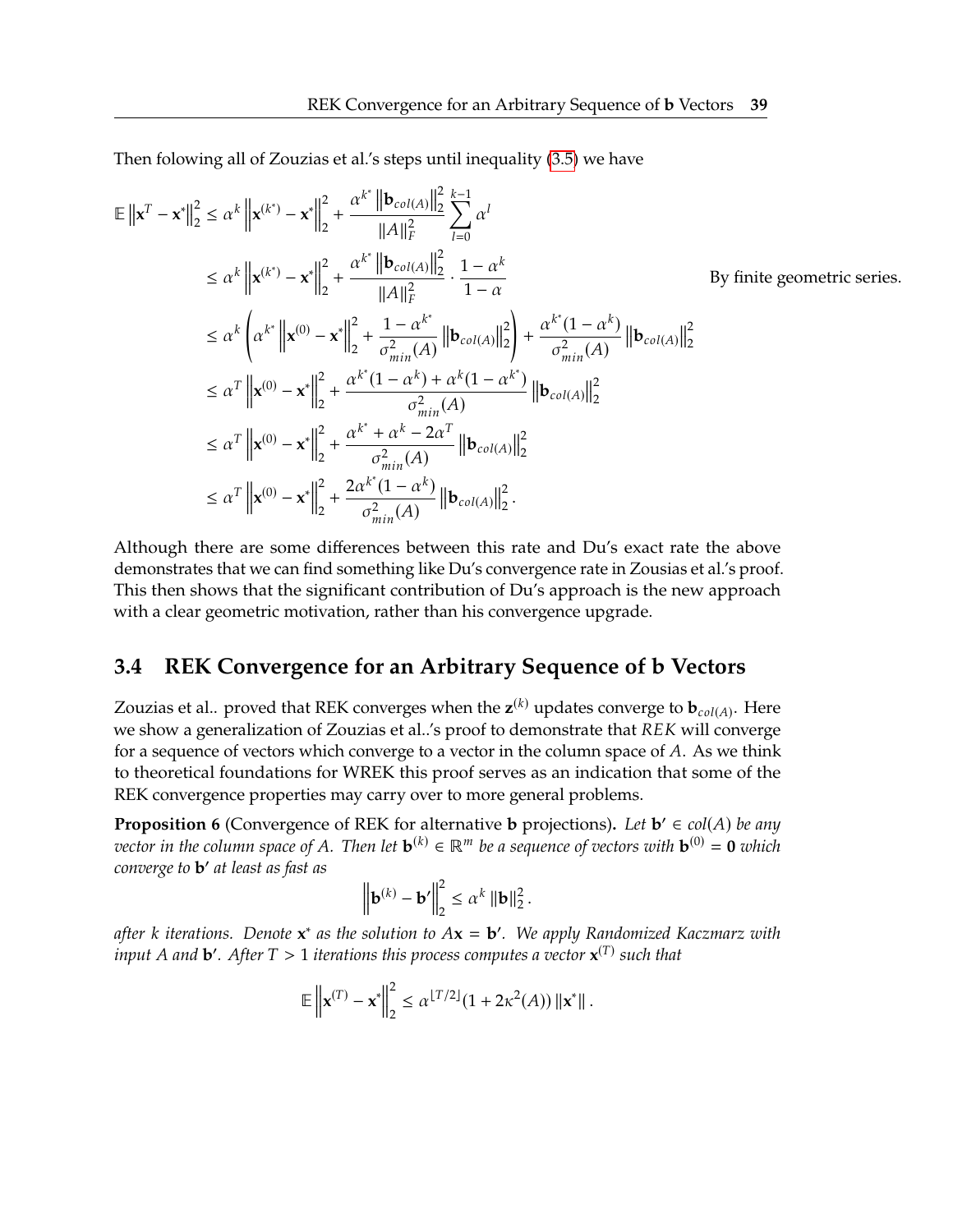Then folowing all of Zouzias et al.'s steps until inequality (3.5) we have

$$
\begin{aligned}
\mathbb{E}\left\|\mathbf{x}^{T}-\mathbf{x}^{*}\right\|_{2}^{2} &\leq \alpha^{k}\left\|\mathbf{x}^{(k^{*})}-\mathbf{x}^{*}\right\|_{2}^{2}+\frac{\alpha^{k^{*}}\left\|\mathbf{b}_{col(A)}\right\|_{2}^{2}}{\|A\|_{F}^{2}}\sum_{l=0}^{k-1}\alpha^{l} \\
&\leq \alpha^{k}\left\|\mathbf{x}^{(k^{*})}-\mathbf{x}^{*}\right\|_{2}^{2}+\frac{\alpha^{k^{*}}\left\|\mathbf{b}_{col(A)}\right\|_{2}^{2}}{\|A\|_{F}^{2}}\cdot\frac{1-\alpha^{k}}{1-\alpha} \qquad \text{By finite geometric series.} \\
&\leq \alpha^{k}\left(\alpha^{k^{*}}\left\|\mathbf{x}^{(0)}-\mathbf{x}^{*}\right\|_{2}^{2}+\frac{1-\alpha^{k^{*}}}{\sigma_{min}^{2}(A)}\left\|\mathbf{b}_{col(A)}\right\|_{2}^{2}\right)+\frac{\alpha^{k^{*}}(1-\alpha^{k})}{\sigma_{min}^{2}(A)}\left\|\mathbf{b}_{col(A)}\right\|_{2}^{2} \\
&\leq \alpha^{T}\left\|\mathbf{x}^{(0)}-\mathbf{x}^{*}\right\|_{2}^{2}+\frac{\alpha^{k^{*}}(1-\alpha^{k})+\alpha^{k}(1-\alpha^{k^{*}})}{\sigma_{min}^{2}(A)}\left\|\mathbf{b}_{col(A)}\right\|_{2}^{2} \\
&\leq \alpha^{T}\left\|\mathbf{x}^{(0)}-\mathbf{x}^{*}\right\|_{2}^{2}+\frac{\alpha^{k^{*}}+\alpha^{k}-2\alpha^{T}}{\sigma_{min}^{2}(A)}\left\|\mathbf{b}_{col(A)}\right\|_{2}^{2} \\
&\leq \alpha^{T}\left\|\mathbf{x}^{(0)}-\mathbf{x}^{*}\right\|_{2}^{2}+\frac{2\alpha^{k^{*}}(1-\alpha^{k})}{\sigma_{min}^{2}(A)}\left\|\mathbf{b}_{col(A)}\right\|_{2}^{2}.
\end{aligned}
$$

Although there are some differences between this rate and Du's exact rate the above demonstrates that we can find something like Du's convergence rate in Zousias et al.'s proof. This then shows that the significant contribution of Du's approach is the new approach with a clear geometric motivation, rather than his convergence upgrade.

## 3.4 REK Convergence for an Arbitrary Sequence of b Vectors

Zouzias et al.. proved that REK converges when the $\mathbf{z}^{(k)}$ updates converge to $\mathbf{b}_{col(A)}$. Here we show a generalization of Zouzias et al..'s proof to demonstrate that *REK* will converge for a sequence of vectors which converge to a vector in the column space of $A$. As we think to theoretical foundations for WREK this proof serves as an indication that some of the REK convergence properties may carry over to more general problems.

**Proposition 6** (Convergence of REK for alternative **b** projections)**.** *Let $\mathbf{b}' \in col(A)$ be any vector in the column space of $A$. Then let $\mathbf{b}^{(k)} \in \mathbb{R}^{m}$ be a sequence of vectors with $\mathbf{b}^{(0)} = \mathbf{0}$ which converge to $\mathbf{b}'$ at least as fast as*

$$
\left\|\mathbf{b}^{(k)}-\mathbf{b}'\right\|_{2}^{2} \leq \alpha^{k}\left\|\mathbf{b}\right\|_{2}^{2}.
$$

*after k iterations. Denote $\mathbf{x}^{*}$ as the solution to $A\mathbf{x} = \mathbf{b}'$. We apply Randomized Kaczmarz with input $A$ and $\mathbf{b}'$. After $T > 1$ iterations this process computes a vector $\mathbf{x}^{(T)}$ such that*

$$
\mathbb{E}\left\|\mathbf{x}^{(T)}-\mathbf{x}^{*}\right\|_{2}^{2} \leq \alpha^{\lfloor T/2 \rfloor}(1+2\kappa^{2}(A))\left\|\mathbf{x}^{*}\right\|.
$$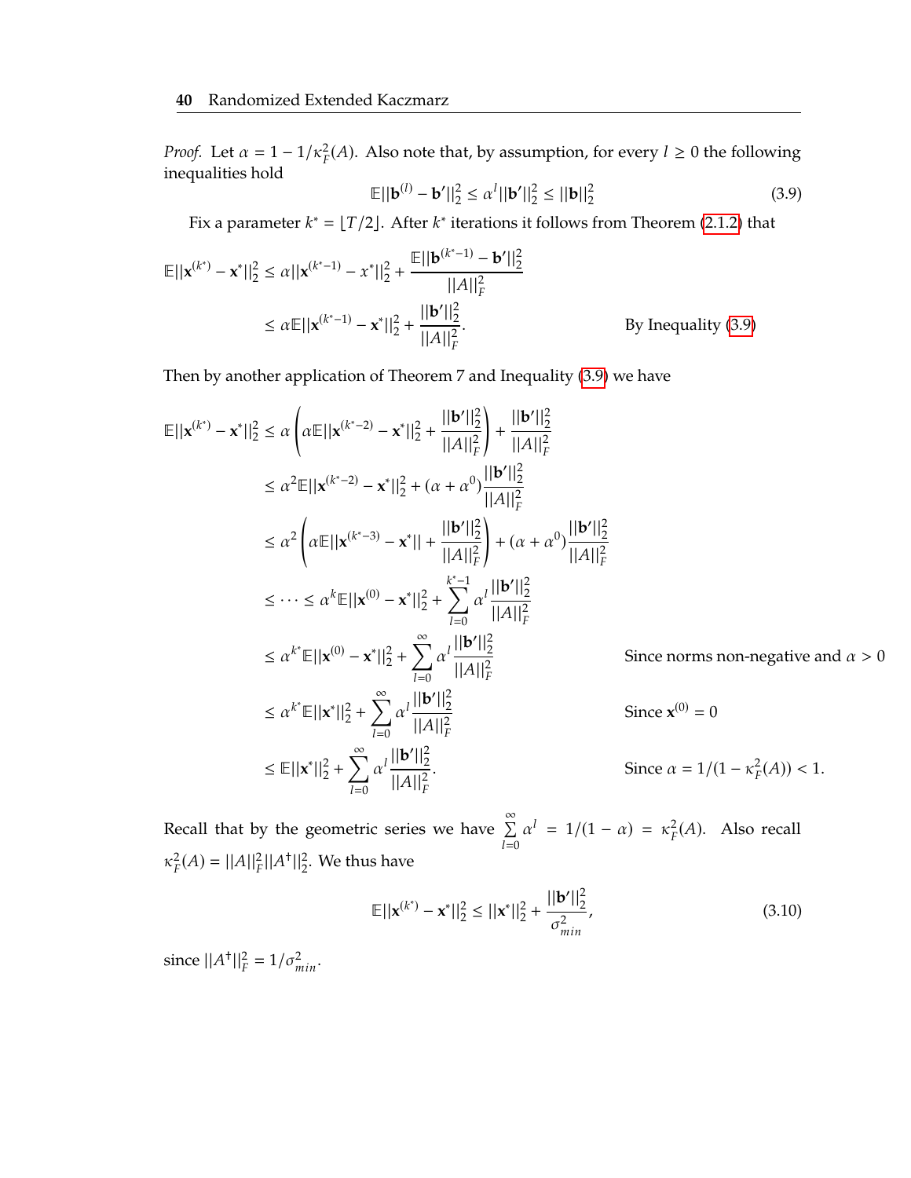*Proof.* Let $\alpha = 1 - 1/\kappa_F^2(A)$. Also note that, by assumption, for every $l \geq 0$ the following inequalities hold

$$\mathbb{E}||\mathbf{b}^{(l)} - \mathbf{b}'||_2^2 \leq \alpha^l ||\mathbf{b}'||_2^2 \leq ||\mathbf{b}||_2^2 \tag{3.9}$$

Fix a parameter $k^* = \lfloor T/2 \rfloor$. After $k^*$ iterations it follows from Theorem (2.1.2) that

$$\begin{aligned}
\mathbb{E}||\mathbf{x}^{(k^*)} - \mathbf{x}^*||_2^2 &\leq \alpha ||\mathbf{x}^{(k^*-1)} - x^*||_2^2 + \frac{\mathbb{E}||\mathbf{b}^{(k^*-1)} - \mathbf{b}'||_2^2}{||A||_F^2} \\
&\leq \alpha \mathbb{E}||\mathbf{x}^{(k^*-1)} - \mathbf{x}^*||_2^2 + \frac{||\mathbf{b}'||_2^2}{||A||_F^2}. && \text{By Inequality (3.9)}
\end{aligned}$$

Then by another application of Theorem 7 and Inequality (3.9) we have

$$\begin{aligned}
\mathbb{E}||\mathbf{x}^{(k^*)} - \mathbf{x}^*||_2^2 &\leq \alpha \left( \alpha \mathbb{E}||\mathbf{x}^{(k^*-2)} - \mathbf{x}^*||_2^2 + \frac{||\mathbf{b}'||_2^2}{||A||_F^2} \right) + \frac{||\mathbf{b}'||_2^2}{||A||_F^2} \\
&\leq \alpha^2 \mathbb{E}||\mathbf{x}^{(k^*-2)} - \mathbf{x}^*||_2^2 + (\alpha + \alpha^0) \frac{||\mathbf{b}'||_2^2}{||A||_F^2} \\
&\leq \alpha^2 \left( \alpha \mathbb{E}||\mathbf{x}^{(k^*-3)} - \mathbf{x}^*|| + \frac{||\mathbf{b}'||_2^2}{||A||_F^2} \right) + (\alpha + \alpha^0) \frac{||\mathbf{b}'||_2^2}{||A||_F^2} \\
&\leq \cdots \leq \alpha^k \mathbb{E}||\mathbf{x}^{(0)} - \mathbf{x}^*||_2^2 + \sum_{l=0}^{k^*-1} \alpha^l \frac{||\mathbf{b}'||_2^2}{||A||_F^2} \\
&\leq \alpha^{k^*} \mathbb{E}||\mathbf{x}^{(0)} - \mathbf{x}^*||_2^2 + \sum_{l=0}^{\infty} \alpha^l \frac{||\mathbf{b}'||_2^2}{||A||_F^2} && \text{Since norms non-negative and } \alpha > 0 \\
&\leq \alpha^{k^*} \mathbb{E}||\mathbf{x}^*||_2^2 + \sum_{l=0}^{\infty} \alpha^l \frac{||\mathbf{b}'||_2^2}{||A||_F^2} && \text{Since } \mathbf{x}^{(0)} = 0 \\
&\leq \mathbb{E}||\mathbf{x}^*||_2^2 + \sum_{l=0}^{\infty} \alpha^l \frac{||\mathbf{b}'||_2^2}{||A||_F^2}. && \text{Since } \alpha = 1/(1 - \kappa_F^2(A)) < 1.
\end{aligned}$$

Recall that by the geometric series we have $\sum_{l=0}^{\infty} \alpha^l = 1/(1-\alpha) = \kappa_F^2(A)$. Also recall $\kappa_F^2(A) = ||A||_F^2 ||A^\dagger||_2^2$. We thus have

$$\mathbb{E}||\mathbf{x}^{(k^*)} - \mathbf{x}^*||_2^2 \leq ||\mathbf{x}^*||_2^2 + \frac{||\mathbf{b}'||_2^2}{\sigma_{min}^2}, \tag{3.10}$$

since $||A^\dagger||_F^2 = 1/\sigma_{min}^2$.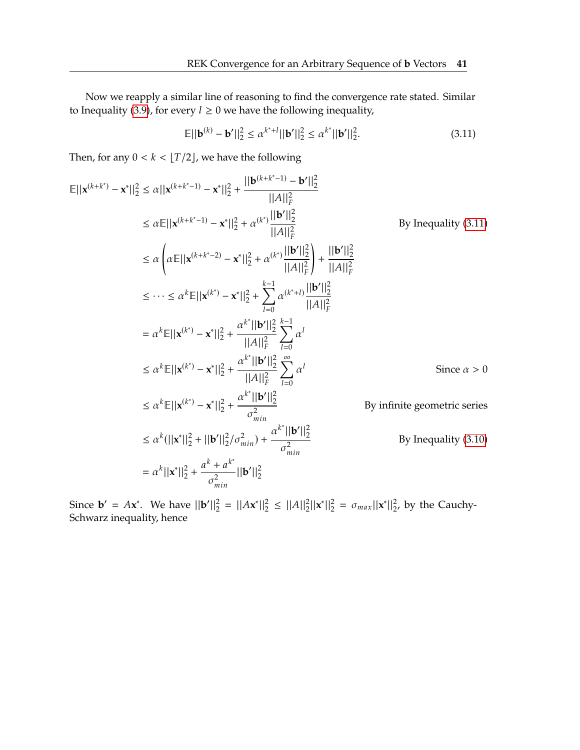Now we reapply a similar line of reasoning to find the convergence rate stated. Similar to Inequality (3.9), for every $l \geq 0$ we have the following inequality,

$$\mathbb{E}||\mathbf{b}^{(k)} - \mathbf{b}'||_2^2 \leq \alpha^{k^*+l}||\mathbf{b}'||_2^2 \leq \alpha^{k^*}||\mathbf{b}'||_2^2. \tag{3.11}$$

Then, for any $0 < k < \lfloor T/2 \rfloor$, we have the following

$$\begin{aligned}
\mathbb{E}||\mathbf{x}^{(k+k^*)} - \mathbf{x}^*||_2^2 &\leq \alpha||\mathbf{x}^{(k+k^*-1)} - \mathbf{x}^*||_2^2 + \frac{||\mathbf{b}^{(k+k^*-1)} - \mathbf{b}'||_2^2}{||A||_F^2} \\
&\leq \alpha\mathbb{E}||\mathbf{x}^{(k+k^*-1)} - \mathbf{x}^*||_2^2 + \alpha^{(k^*)}\frac{||\mathbf{b}'||_2^2}{||A||_F^2} && \text{By Inequality (3.11)} \\
&\leq \alpha\left(\alpha\mathbb{E}||\mathbf{x}^{(k+k^*-2)} - \mathbf{x}^*||_2^2 + \alpha^{(k^*)}\frac{||\mathbf{b}'||_2^2}{||A||_F^2}\right) + \frac{||\mathbf{b}'||_2^2}{||A||_F^2} \\
&\leq \cdots \leq \alpha^k\mathbb{E}||\mathbf{x}^{(k^*)} - \mathbf{x}^*||_2^2 + \sum_{l=0}^{k-1}\alpha^{(k^*+l)}\frac{||\mathbf{b}'||_2^2}{||A||_F^2} \\
&= \alpha^k\mathbb{E}||\mathbf{x}^{(k^*)} - \mathbf{x}^*||_2^2 + \frac{\alpha^{k^*}||\mathbf{b}'||_2^2}{||A||_F^2}\sum_{l=0}^{k-1}\alpha^l \\
&\leq \alpha^k\mathbb{E}||\mathbf{x}^{(k^*)} - \mathbf{x}^*||_2^2 + \frac{\alpha^{k^*}||\mathbf{b}'||_2^2}{||A||_F^2}\sum_{l=0}^{\infty}\alpha^l && \text{Since } \alpha > 0 \\
&\leq \alpha^k\mathbb{E}||\mathbf{x}^{(k^*)} - \mathbf{x}^*||_2^2 + \frac{\alpha^{k^*}||\mathbf{b}'||_2^2}{\sigma_{min}^2} && \text{By infinite geometric series} \\
&\leq \alpha^k(||\mathbf{x}^*||_2^2 + ||\mathbf{b}'||_2^2/\sigma_{min}^2) + \frac{\alpha^{k^*}||\mathbf{b}'||_2^2}{\sigma_{min}^2} && \text{By Inequality (3.10)} \\
&= \alpha^k||\mathbf{x}^*||_2^2 + \frac{a^k + a^{k^*}}{\sigma_{min}^2}||\mathbf{b}'||_2^2
\end{aligned}$$

Since $\mathbf{b}' = A\mathbf{x}^*$. We have $||\mathbf{b}'||_2^2 = ||A\mathbf{x}^*||_2^2 \leq ||A||_2^2||\mathbf{x}^*||_2^2 = \sigma_{max}||\mathbf{x}^*||_2^2$, by the Cauchy-Schwarz inequality, hence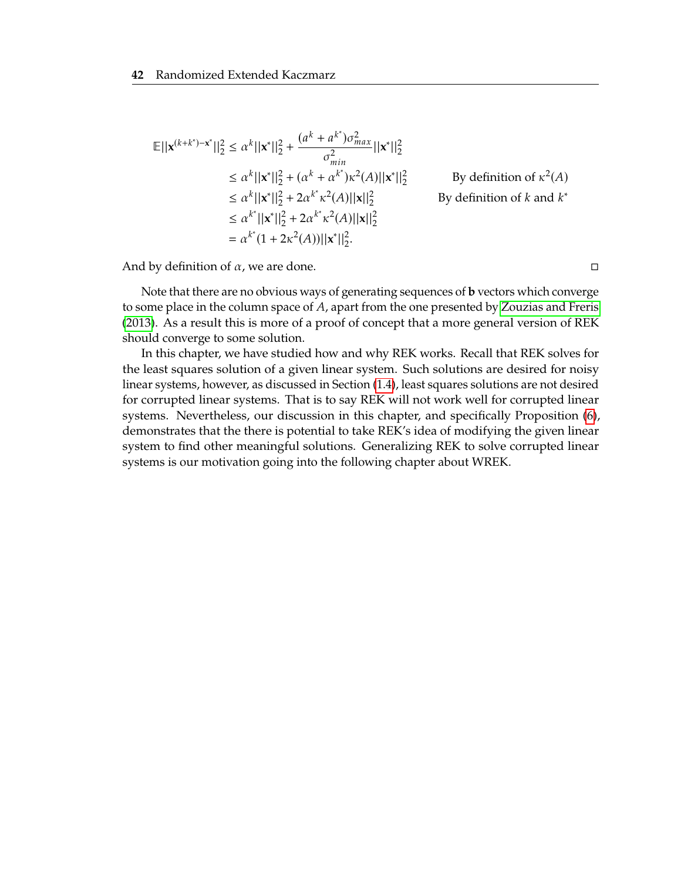$$
\begin{aligned}
\mathbb{E}||\mathbf{x}^{(k+k^*)-\mathbf{x}^*}||_2^2 &\leq \alpha^k||\mathbf{x}^*||_2^2 + \frac{(a^k + a^{k^*})\sigma_{max}^2}{\sigma_{min}^2}||\mathbf{x}^*||_2^2 \\
&\leq \alpha^k||\mathbf{x}^*||_2^2 + (\alpha^k + \alpha^{k^*})\kappa^2(A)||\mathbf{x}^*||_2^2 && \text{By definition of } \kappa^2(A) \\
&\leq \alpha^k||\mathbf{x}^*||_2^2 + 2\alpha^{k^*}\kappa^2(A)||\mathbf{x}||_2^2 && \text{By definition of } k \text{ and } k^* \\
&\leq \alpha^{k^*}||\mathbf{x}^*||_2^2 + 2\alpha^{k^*}\kappa^2(A)||\mathbf{x}||_2^2 \\
&= \alpha^{k^*}(1 + 2\kappa^2(A))||\mathbf{x}^*||_2^2.
\end{aligned}
$$

And by definition of $\alpha$, we are done. □

Note that there are no obvious ways of generating sequences of **b** vectors which converge to some place in the column space of $A$, apart from the one presented by Zouzias and Freris (2013). As a result this is more of a proof of concept that a more general version of REK should converge to some solution.

In this chapter, we have studied how and why REK works. Recall that REK solves for the least squares solution of a given linear system. Such solutions are desired for noisy linear systems, however, as discussed in Section (1.4), least squares solutions are not desired for corrupted linear systems. That is to say REK will not work well for corrupted linear systems. Nevertheless, our discussion in this chapter, and specifically Proposition (6), demonstrates that the there is potential to take REK's idea of modifying the given linear system to find other meaningful solutions. Generalizing REK to solve corrupted linear systems is our motivation going into the following chapter about WREK.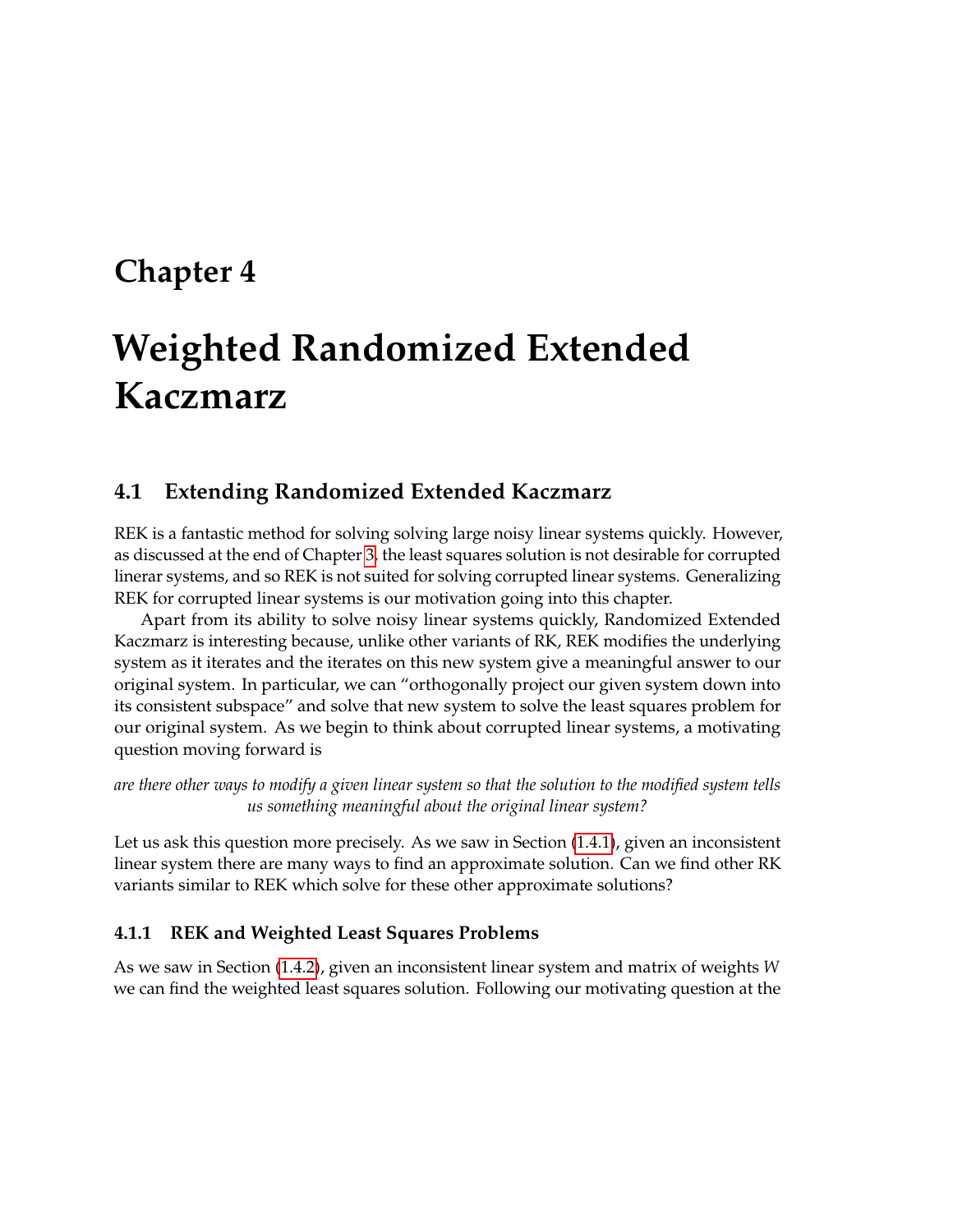# Chapter 4

# Weighted Randomized Extended Kaczmarz

## 4.1 Extending Randomized Extended Kaczmarz

REK is a fantastic method for solving solving large noisy linear systems quickly. However, as discussed at the end of Chapter 3, the least squares solution is not desirable for corrupted linerar systems, and so REK is not suited for solving corrupted linear systems. Generalizing REK for corrupted linear systems is our motivation going into this chapter.

Apart from its ability to solve noisy linear systems quickly, Randomized Extended Kaczmarz is interesting because, unlike other variants of RK, REK modifies the underlying system as it iterates and the iterates on this new system give a meaningful answer to our original system. In particular, we can "orthogonally project our given system down into its consistent subspace" and solve that new system to solve the least squares problem for our original system. As we begin to think about corrupted linear systems, a motivating question moving forward is

*are there other ways to modify a given linear system so that the solution to the modified system tells us something meaningful about the original linear system?*

Let us ask this question more precisely. As we saw in Section (1.4.1), given an inconsistent linear system there are many ways to find an approximate solution. Can we find other RK variants similar to REK which solve for these other approximate solutions?

### 4.1.1 REK and Weighted Least Squares Problems

As we saw in Section (1.4.2), given an inconsistent linear system and matrix of weights $W$ we can find the weighted least squares solution. Following our motivating question at the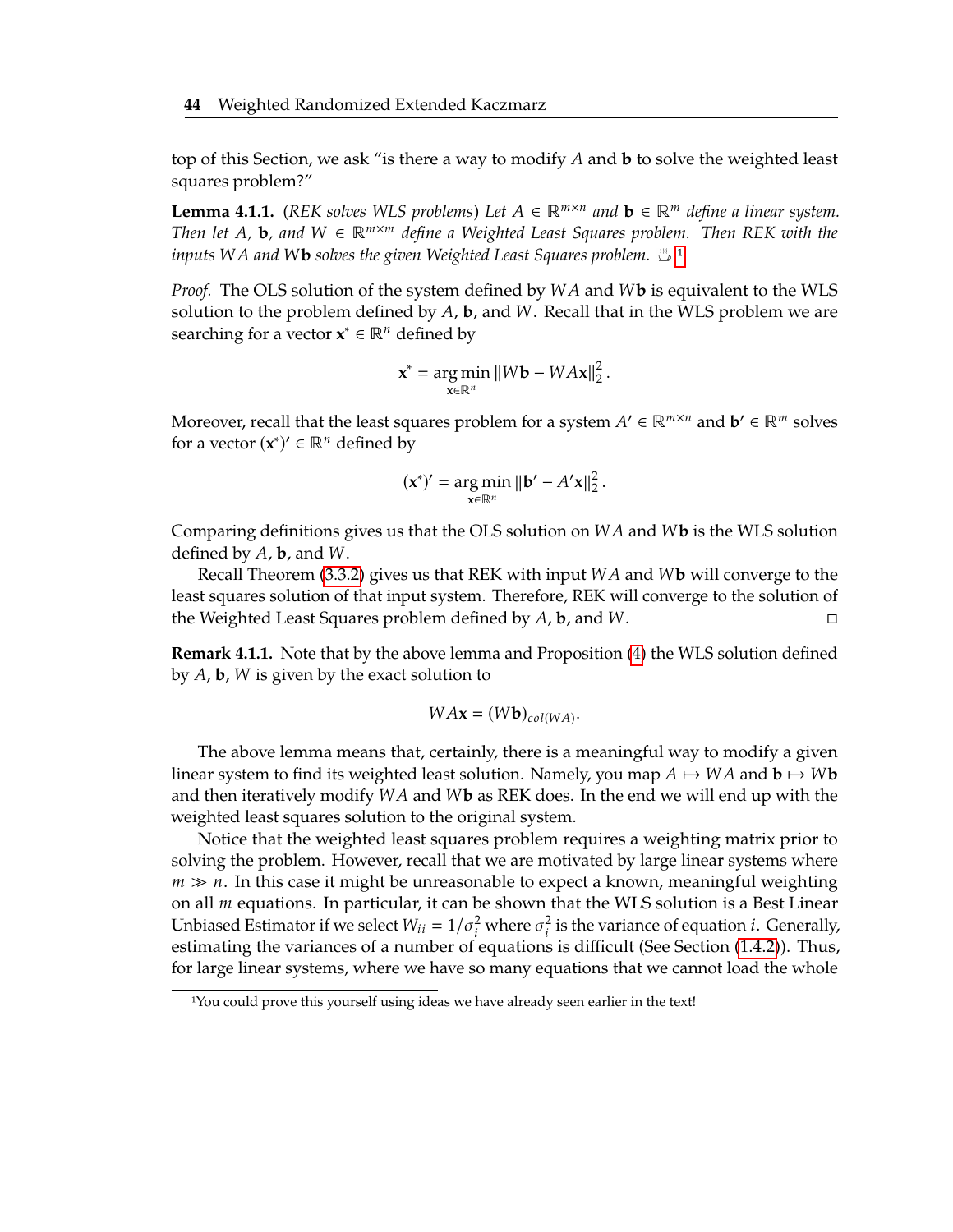top of this Section, we ask "is there a way to modify $A$ and $\mathbf{b}$ to solve the weighted least squares problem?"

**Lemma 4.1.1.** (*REK solves WLS problems*) *Let $A \in \mathbb{R}^{m\times n}$ and $\mathbf{b} \in \mathbb{R}^m$ define a linear system. Then let $A$, $\mathbf{b}$, and $W \in \mathbb{R}^{m\times m}$ define a Weighted Least Squares problem. Then REK with the inputs $WA$ and $W\mathbf{b}$ solves the given Weighted Least Squares problem.* ☕ [1]

*Proof.* The OLS solution of the system defined by $WA$ and $W\mathbf{b}$ is equivalent to the WLS solution to the problem defined by $A$, $\mathbf{b}$, and $W$. Recall that in the WLS problem we are searching for a vector $\mathbf{x}^* \in \mathbb{R}^n$ defined by

$$\mathbf{x}^* = \underset{\mathbf{x}\in\mathbb{R}^n}{\arg\min} \|W\mathbf{b} - WA\mathbf{x}\|_2^2 .$$

Moreover, recall that the least squares problem for a system $A' \in \mathbb{R}^{m\times n}$ and $\mathbf{b}' \in \mathbb{R}^m$ solves for a vector $(\mathbf{x}^*)' \in \mathbb{R}^n$ defined by

$$(\mathbf{x}^*)' = \underset{\mathbf{x}\in\mathbb{R}^n}{\arg\min} \|\mathbf{b}' - A'\mathbf{x}\|_2^2 .$$

Comparing definitions gives us that the OLS solution on $WA$ and $W\mathbf{b}$ is the WLS solution defined by $A$, $\mathbf{b}$, and $W$.

Recall Theorem (3.3.2) gives us that REK with input $WA$ and $W\mathbf{b}$ will converge to the least squares solution of that input system. Therefore, REK will converge to the solution of the Weighted Least Squares problem defined by $A$, $\mathbf{b}$, and $W$. □

**Remark 4.1.1.** Note that by the above lemma and Proposition (4) the WLS solution defined by $A$, $\mathbf{b}$, $W$ is given by the exact solution to

$$WA\mathbf{x} = (W\mathbf{b})_{col(WA)}.$$

The above lemma means that, certainly, there is a meaningful way to modify a given linear system to find its weighted least solution. Namely, you map $A \mapsto WA$ and $\mathbf{b} \mapsto W\mathbf{b}$ and then iteratively modify $WA$ and $W\mathbf{b}$ as REK does. In the end we will end up with the weighted least squares solution to the original system.

Notice that the weighted least squares problem requires a weighting matrix prior to solving the problem. However, recall that we are motivated by large linear systems where $m \gg n$. In this case it might be unreasonable to expect a known, meaningful weighting on all $m$ equations. In particular, it can be shown that the WLS solution is a Best Linear Unbiased Estimator if we select $W_{ii} = 1/\sigma_i^2$ where $\sigma_i^2$ is the variance of equation $i$. Generally, estimating the variances of a number of equations is difficult (See Section (1.4.2)). Thus, for large linear systems, where we have so many equations that we cannot load the whole

[1] You could prove this yourself using ideas we have already seen earlier in the text!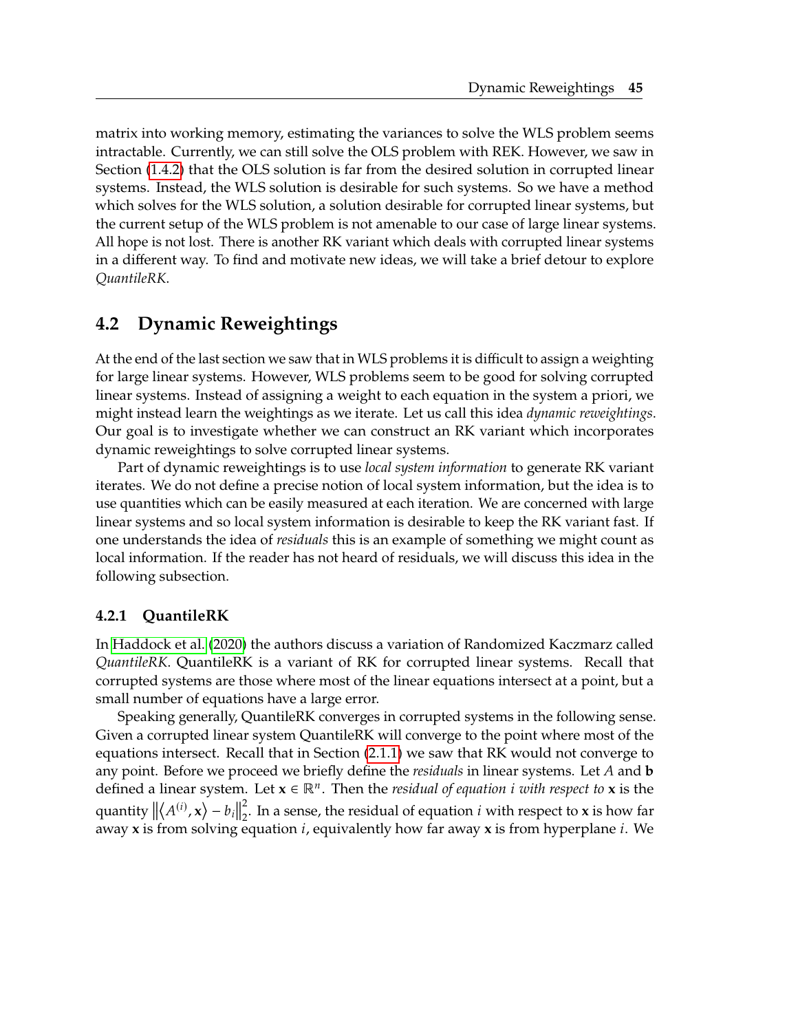matrix into working memory, estimating the variances to solve the WLS problem seems intractable. Currently, we can still solve the OLS problem with REK. However, we saw in Section (1.4.2) that the OLS solution is far from the desired solution in corrupted linear systems. Instead, the WLS solution is desirable for such systems. So we have a method which solves for the WLS solution, a solution desirable for corrupted linear systems, but the current setup of the WLS problem is not amenable to our case of large linear systems. All hope is not lost. There is another RK variant which deals with corrupted linear systems in a different way. To find and motivate new ideas, we will take a brief detour to explore *QuantileRK*.

## 4.2 Dynamic Reweightings

At the end of the last section we saw that in WLS problems it is difficult to assign a weighting for large linear systems. However, WLS problems seem to be good for solving corrupted linear systems. Instead of assigning a weight to each equation in the system a priori, we might instead learn the weightings as we iterate. Let us call this idea *dynamic reweightings*. Our goal is to investigate whether we can construct an RK variant which incorporates dynamic reweightings to solve corrupted linear systems.

Part of dynamic reweightings is to use *local system information* to generate RK variant iterates. We do not define a precise notion of local system information, but the idea is to use quantities which can be easily measured at each iteration. We are concerned with large linear systems and so local system information is desirable to keep the RK variant fast. If one understands the idea of *residuals* this is an example of something we might count as local information. If the reader has not heard of residuals, we will discuss this idea in the following subsection.

### 4.2.1 QuantileRK

In Haddock et al. (2020) the authors discuss a variation of Randomized Kaczmarz called *QuantileRK*. QuantileRK is a variant of RK for corrupted linear systems. Recall that corrupted systems are those where most of the linear equations intersect at a point, but a small number of equations have a large error.

Speaking generally, QuantileRK converges in corrupted systems in the following sense. Given a corrupted linear system QuantileRK will converge to the point where most of the equations intersect. Recall that in Section (2.1.1) we saw that RK would not converge to any point. Before we proceed we briefly define the *residuals* in linear systems. Let $A$ and $\mathbf{b}$ defined a linear system. Let $\mathbf{x} \in \mathbb{R}^n$. Then the *residual of equation $i$ with respect to* $\mathbf{x}$ is the quantity $\left\|\left\langle A^{(i)}, \mathbf{x}\right\rangle - b_i\right\|_2^2$. In a sense, the residual of equation $i$ with respect to $\mathbf{x}$ is how far away $\mathbf{x}$ is from solving equation $i$, equivalently how far away $\mathbf{x}$ is from hyperplane $i$. We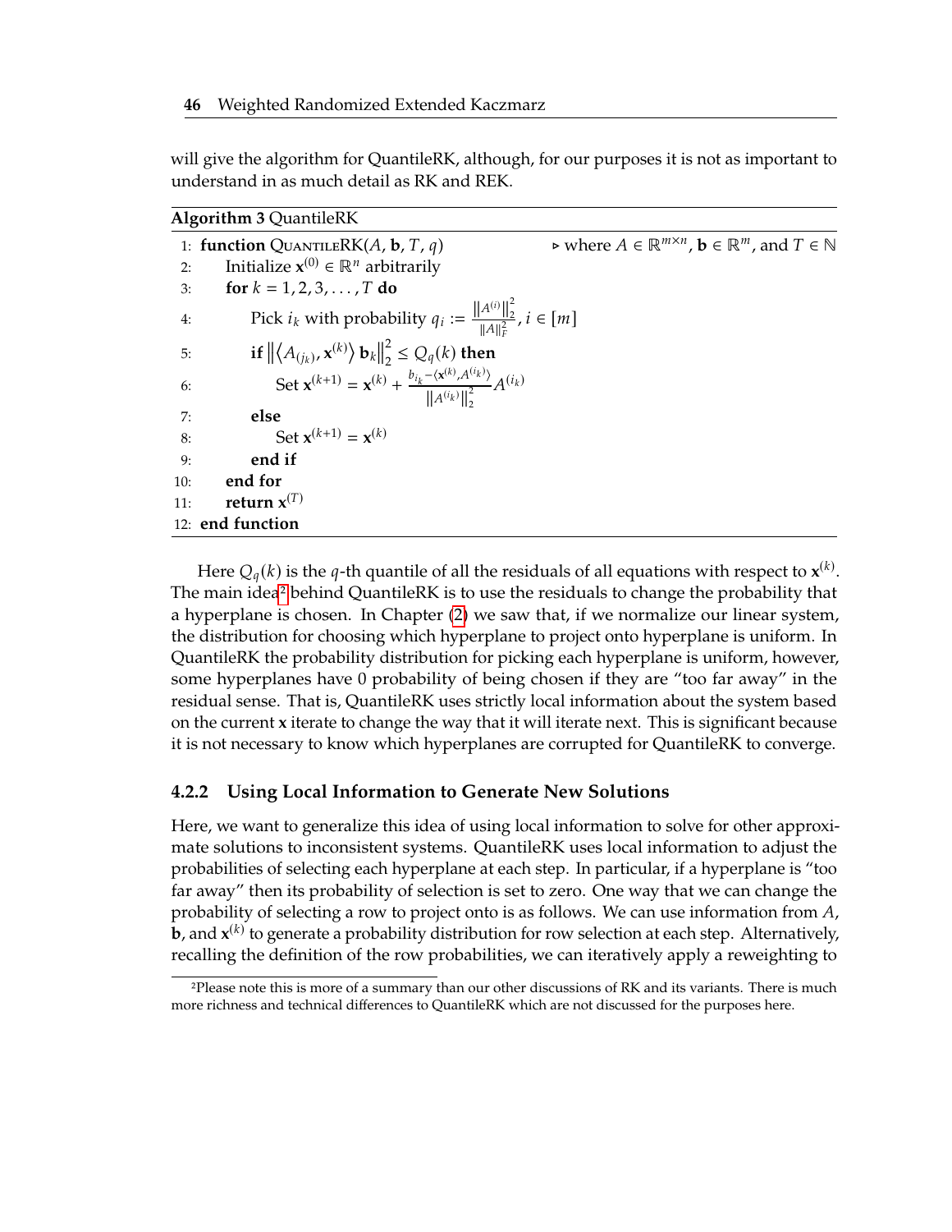will give the algorithm for QuantileRK, although, for our purposes it is not as important to understand in as much detail as RK and REK.

**Algorithm 3** QuantileRK

```
1:  function QuantileRK(A, b, T, q)            ▷ where A ∈ ℝ^{m×n}, b ∈ ℝ^m, and T ∈ ℕ
2:      Initialize x^(0) ∈ ℝ^n arbitrarily
3:      for k = 1, 2, 3, ..., T do
4:          Pick i_k with probability q_i := ||A^(i)||_2^2 / ||A||_F^2, i ∈ [m]
5:          if ||⟨A_(j_k), x^(k)⟩ b_k||_2^2 ≤ Q_q(k) then
6:              Set x^(k+1) = x^(k) + (b_{i_k} − ⟨x^(k), A^(i_k)⟩) / ||A^(i_k)||_2^2 · A^(i_k)
7:          else
8:              Set x^(k+1) = x^(k)
9:          end if
10:     end for
11:     return x^(T)
12: end function
```

Here $Q_q(k)$ is the $q$-th quantile of all the residuals of all equations with respect to $\mathbf{x}^{(k)}$. The main idea[2] behind QuantileRK is to use the residuals to change the probability that a hyperplane is chosen. In Chapter (2) we saw that, if we normalize our linear system, the distribution for choosing which hyperplane to project onto hyperplane is uniform. In QuantileRK the probability distribution for picking each hyperplane is uniform, however, some hyperplanes have 0 probability of being chosen if they are "too far away" in the residual sense. That is, QuantileRK uses strictly local information about the system based on the current $\mathbf{x}$ iterate to change the way that it will iterate next. This is significant because it is not necessary to know which hyperplanes are corrupted for QuantileRK to converge.

### 4.2.2 Using Local Information to Generate New Solutions

Here, we want to generalize this idea of using local information to solve for other approximate solutions to inconsistent systems. QuantileRK uses local information to adjust the probabilities of selecting each hyperplane at each step. In particular, if a hyperplane is "too far away" then its probability of selection is set to zero. One way that we can change the probability of selecting a row to project onto is as follows. We can use information from $A$, $\mathbf{b}$, and $\mathbf{x}^{(k)}$ to generate a probability distribution for row selection at each step. Alternatively, recalling the definition of the row probabilities, we can iteratively apply a reweighting to

[2] Please note this is more of a summary than our other discussions of RK and its variants. There is much more richness and technical differences to QuantileRK which are not discussed for the purposes here.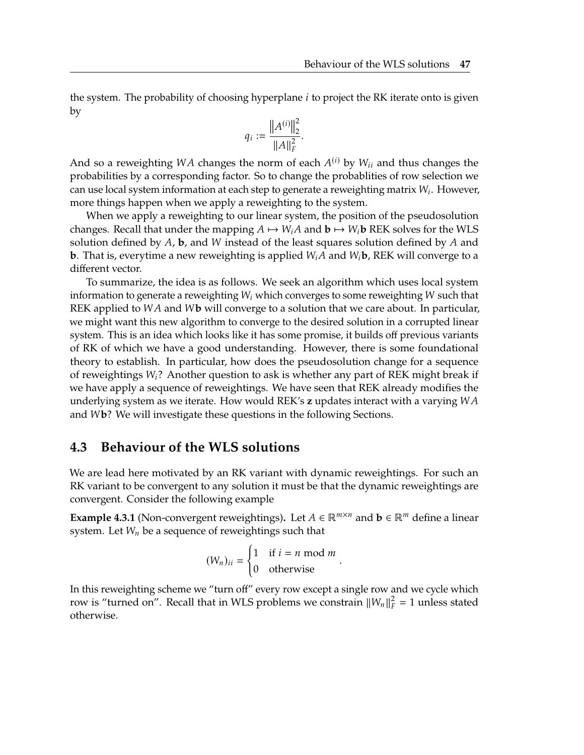the system. The probability of choosing hyperplane $i$ to project the RK iterate onto is given by

$$q_i := \frac{\|A^{(i)}\|_2^2}{\|A\|_F^2}.$$

And so a reweighting $WA$ changes the norm of each $A^{(i)}$ by $W_{ii}$ and thus changes the probabilities by a corresponding factor. So to change the probablities of row selection we can use local system information at each step to generate a reweighting matrix $W_i$. However, more things happen when we apply a reweighting to the system.

When we apply a reweighting to our linear system, the position of the pseudosolution changes. Recall that under the mapping $A \mapsto W_i A$ and $\mathbf{b} \mapsto W_i \mathbf{b}$ REK solves for the WLS solution defined by $A$, $\mathbf{b}$, and $W$ instead of the least squares solution defined by $A$ and $\mathbf{b}$. That is, everytime a new reweighting is applied $W_i A$ and $W_i \mathbf{b}$, REK will converge to a different vector.

To summarize, the idea is as follows. We seek an algorithm which uses local system information to generate a reweighting $W_i$ which converges to some reweighting $W$ such that REK applied to $WA$ and $W\mathbf{b}$ will converge to a solution that we care about. In particular, we might want this new algorithm to converge to the desired solution in a corrupted linear system. This is an idea which looks like it has some promise, it builds off previous variants of RK of which we have a good understanding. However, there is some foundational theory to establish. In particular, how does the pseudosolution change for a sequence of reweightings $W_i$? Another question to ask is whether any part of REK might break if we have apply a sequence of reweightings. We have seen that REK already modifies the underlying system as we iterate. How would REK's $\mathbf{z}$ updates interact with a varying $WA$ and $W\mathbf{b}$? We will investigate these questions in the following Sections.

## 4.3 Behaviour of the WLS solutions

We are lead here motivated by an RK variant with dynamic reweightings. For such an RK variant to be convergent to any solution it must be that the dynamic reweightings are convergent. Consider the following example

**Example 4.3.1** (Non-convergent reweightings)**.** Let $A \in \mathbb{R}^{m \times n}$ and $\mathbf{b} \in \mathbb{R}^m$ define a linear system. Let $W_n$ be a sequence of reweightings such that

$$(W_n)_{ii} = \begin{cases} 1 & \text{if } i = n \bmod m \\ 0 & \text{otherwise} \end{cases}.$$

In this reweighting scheme we "turn off" every row except a single row and we cycle which row is "turned on". Recall that in WLS problems we constrain $\|W_n\|_F^2 = 1$ unless stated otherwise.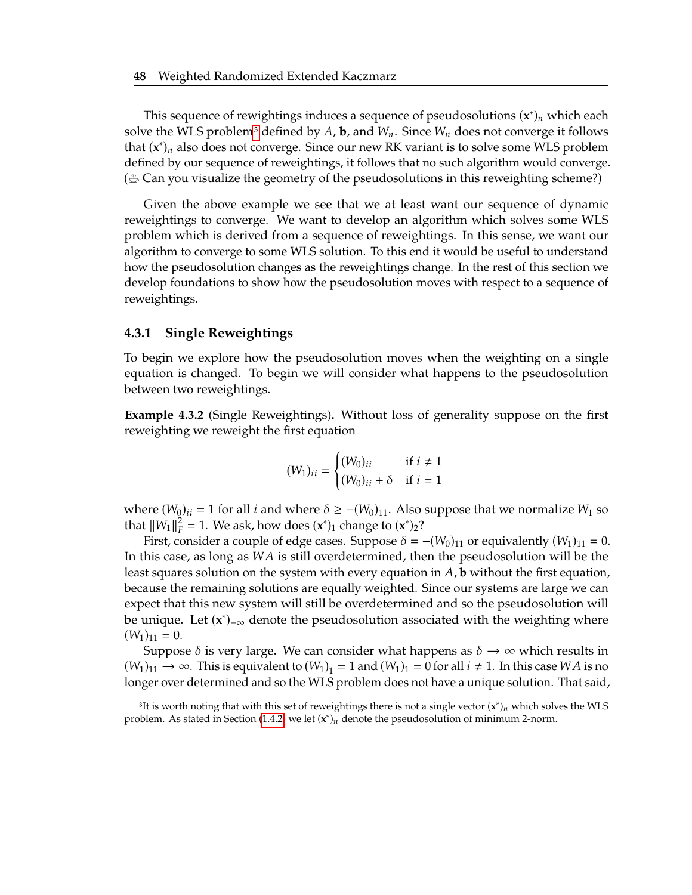This sequence of rewightings induces a sequence of pseudosolutions $(\mathbf{x}^*)_n$ which each solve the WLS problem[3] defined by $A$, $\mathbf{b}$, and $W_n$. Since $W_n$ does not converge it follows that $(\mathbf{x}^*)_n$ also does not converge. Since our new RK variant is to solve some WLS problem defined by our sequence of reweightings, it follows that no such algorithm would converge. (☕ Can you visualize the geometry of the pseudosolutions in this reweighting scheme?)

Given the above example we see that we at least want our sequence of dynamic reweightings to converge. We want to develop an algorithm which solves some WLS problem which is derived from a sequence of reweightings. In this sense, we want our algorithm to converge to some WLS solution. To this end it would be useful to understand how the pseudosolution changes as the reweightings change. In the rest of this section we develop foundations to show how the pseudosolution moves with respect to a sequence of reweightings.

### 4.3.1 Single Reweightings

To begin we explore how the pseudosolution moves when the weighting on a single equation is changed. To begin we will consider what happens to the pseudosolution between two reweightings.

**Example 4.3.2** (Single Reweightings)**.** Without loss of generality suppose on the first reweighting we reweight the first equation

$$
(W_1)_{ii} = \begin{cases} (W_0)_{ii} & \text{if } i \neq 1 \\ (W_0)_{ii} + \delta & \text{if } i = 1 \end{cases}
$$

where $(W_0)_{ii} = 1$ for all $i$ and where $\delta \geq -(W_0)_{11}$. Also suppose that we normalize $W_1$ so that $\|W_1\|_F^2 = 1$. We ask, how does $(\mathbf{x}^*)_1$ change to $(\mathbf{x}^*)_2$?

First, consider a couple of edge cases. Suppose $\delta = -(W_0)_{11}$ or equivalently $(W_1)_{11} = 0$. In this case, as long as $WA$ is still overdetermined, then the pseudosolution will be the least squares solution on the system with every equation in $A, \mathbf{b}$ without the first equation, because the remaining solutions are equally weighted. Since our systems are large we can expect that this new system will still be overdetermined and so the pseudosolution will be unique. Let $(\mathbf{x}^*)_{-\infty}$ denote the pseudosolution associated with the weighting where $(W_1)_{11} = 0$.

Suppose $\delta$ is very large. We can consider what happens as $\delta \to \infty$ which results in $(W_1)_{11} \to \infty$. This is equivalent to $(W_1)_1 = 1$ and $(W_1)_1 = 0$ for all $i \neq 1$. In this case $WA$ is no longer over determined and so the WLS problem does not have a unique solution. That said,

[3] It is worth noting that with this set of reweightings there is not a single vector $(\mathbf{x}^*)_n$ which solves the WLS problem. As stated in Section (1.4.2) we let $(\mathbf{x}^*)_n$ denote the pseudosolution of minimum 2-norm.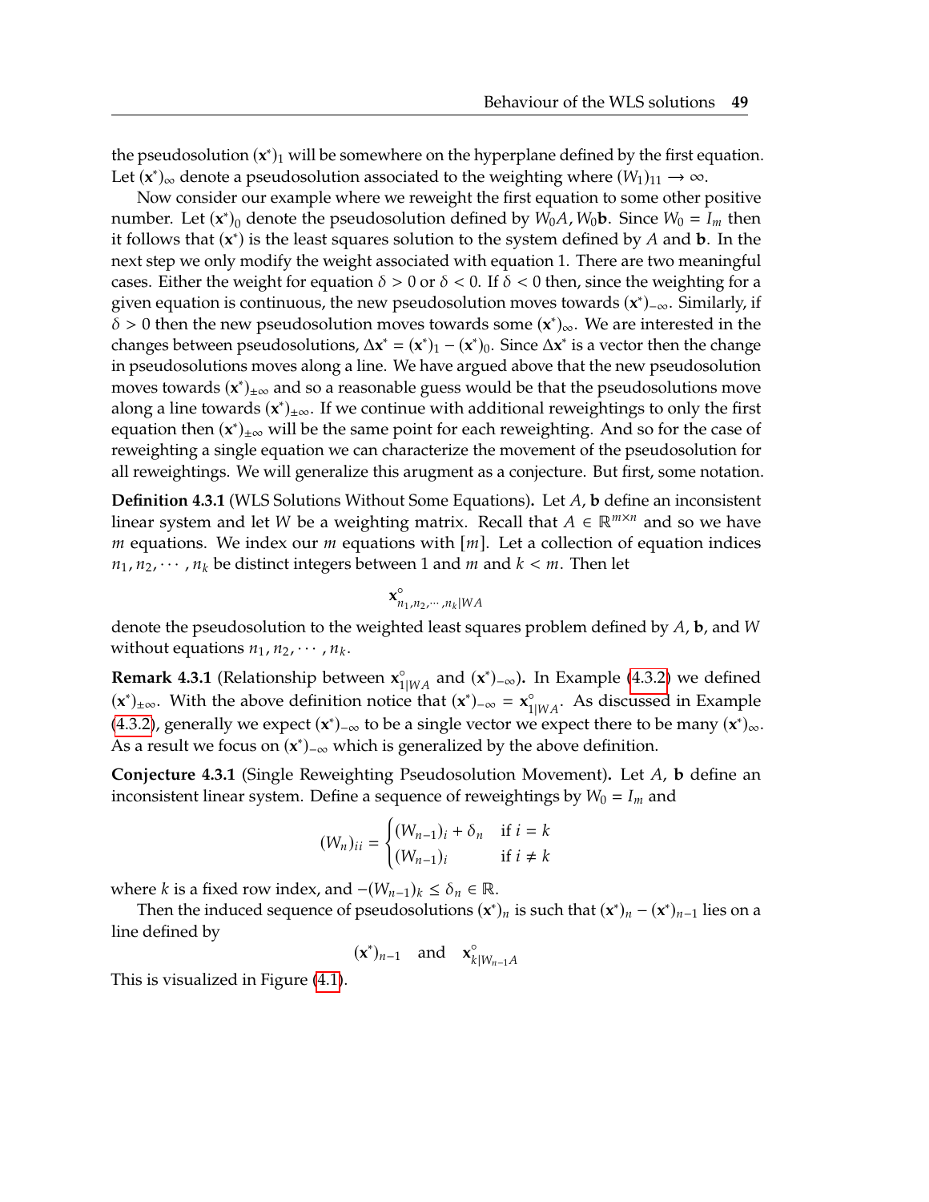the pseudosolution $(\mathbf{x}^*)_1$ will be somewhere on the hyperplane defined by the first equation. Let $(\mathbf{x}^*)_\infty$ denote a pseudosolution associated to the weighting where $(W_1)_{11} \to \infty$.

Now consider our example where we reweight the first equation to some other positive number. Let $(\mathbf{x}^*)_0$ denote the pseudosolution defined by $W_0 A, W_0 \mathbf{b}$. Since $W_0 = I_m$ then it follows that $(\mathbf{x}^*)$ is the least squares solution to the system defined by $A$ and $\mathbf{b}$. In the next step we only modify the weight associated with equation 1. There are two meaningful cases. Either the weight for equation $\delta > 0$ or $\delta < 0$. If $\delta < 0$ then, since the weighting for a given equation is continuous, the new pseudosolution moves towards $(\mathbf{x}^*)_{-\infty}$. Similarly, if $\delta > 0$ then the new pseudosolution moves towards some $(\mathbf{x}^*)_\infty$. We are interested in the changes between pseudosolutions, $\Delta\mathbf{x}^* = (\mathbf{x}^*)_1 - (\mathbf{x}^*)_0$. Since $\Delta\mathbf{x}^*$ is a vector then the change in pseudosolutions moves along a line. We have argued above that the new pseudosolution moves towards $(\mathbf{x}^*)_{\pm\infty}$ and so a reasonable guess would be that the pseudosolutions move along a line towards $(\mathbf{x}^*)_{\pm\infty}$. If we continue with additional reweightings to only the first equation then $(\mathbf{x}^*)_{\pm\infty}$ will be the same point for each reweighting. And so for the case of reweighting a single equation we can characterize the movement of the pseudosolution for all reweightings. We will generalize this arugment as a conjecture. But first, some notation.

**Definition 4.3.1** (WLS Solutions Without Some Equations)**.** Let $A$, $\mathbf{b}$ define an inconsistent linear system and let $W$ be a weighting matrix. Recall that $A \in \mathbb{R}^{m\times n}$ and so we have $m$ equations. We index our $m$ equations with $[m]$. Let a collection of equation indices $n_1, n_2, \cdots, n_k$ be distinct integers between 1 and $m$ and $k < m$. Then let

$$\mathbf{x}^\circ_{n_1,n_2,\cdots,n_k|WA}$$

denote the pseudosolution to the weighted least squares problem defined by $A$, $\mathbf{b}$, and $W$ without equations $n_1, n_2, \cdots, n_k$.

**Remark 4.3.1** (Relationship between $\mathbf{x}^\circ_{1|WA}$ and $(\mathbf{x}^*)_{-\infty}$)**.** In Example (4.3.2) we defined $(\mathbf{x}^*)_{\pm\infty}$. With the above definition notice that $(\mathbf{x}^*)_{-\infty} = \mathbf{x}^\circ_{1|WA}$. As discussed in Example (4.3.2), generally we expect $(\mathbf{x}^*)_{-\infty}$ to be a single vector we expect there to be many $(\mathbf{x}^*)_\infty$. As a result we focus on $(\mathbf{x}^*)_{-\infty}$ which is generalized by the above definition.

**Conjecture 4.3.1** (Single Reweighting Pseudosolution Movement)**.** Let $A$, $\mathbf{b}$ define an inconsistent linear system. Define a sequence of reweightings by $W_0 = I_m$ and

$$(W_n)_{ii} = \begin{cases} (W_{n-1})_i + \delta_n & \text{if } i = k \\ (W_{n-1})_i & \text{if } i \neq k \end{cases}$$

where $k$ is a fixed row index, and $-(W_{n-1})_k \leq \delta_n \in \mathbb{R}$.

Then the induced sequence of pseudosolutions $(\mathbf{x}^*)_n$ is such that $(\mathbf{x}^*)_n - (\mathbf{x}^*)_{n-1}$ lies on a line defined by

$$(\mathbf{x}^*)_{n-1} \quad \text{and} \quad \mathbf{x}^\circ_{k|W_{n-1}A}$$

This is visualized in Figure (4.1).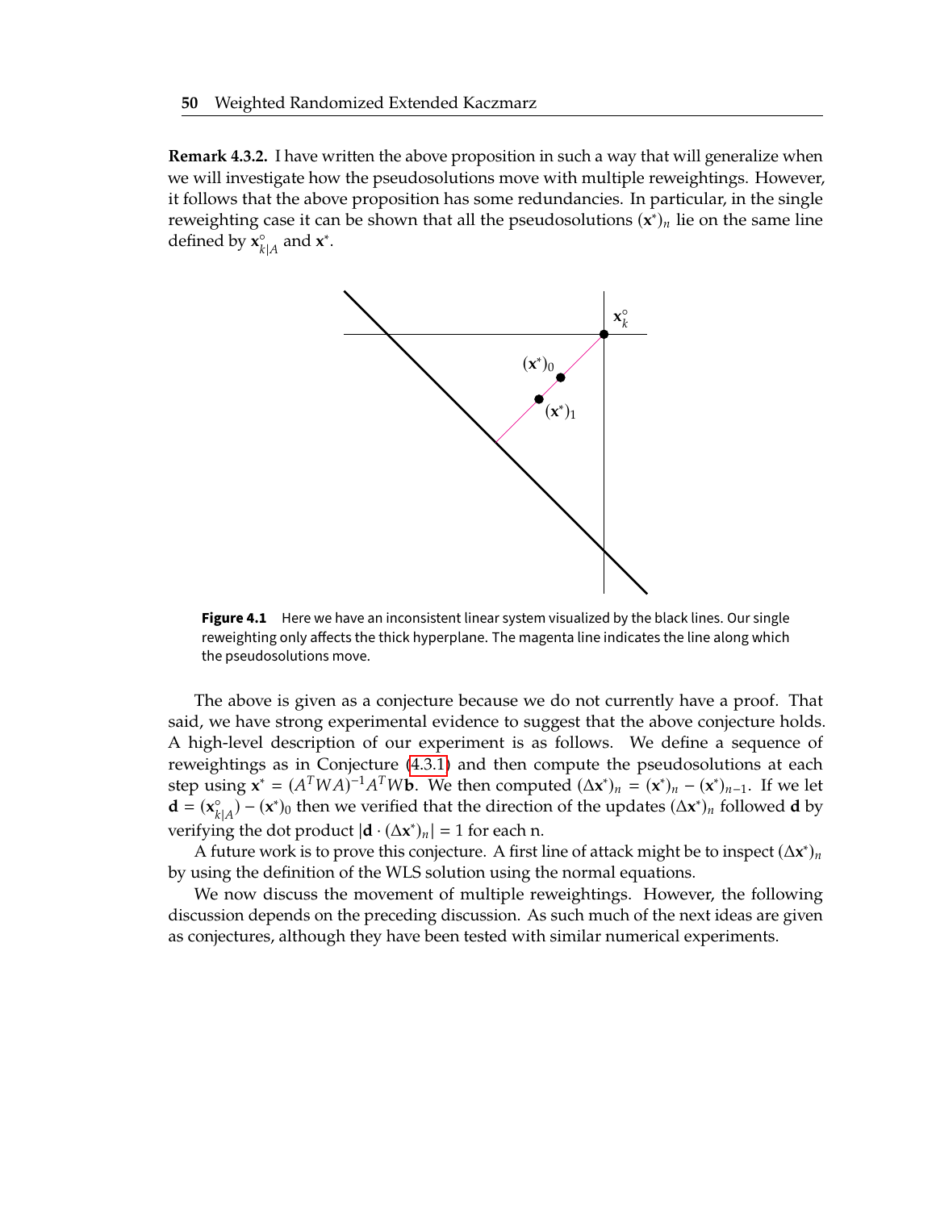**Remark 4.3.2.** I have written the above proposition in such a way that will generalize when we will investigate how the pseudosolutions move with multiple reweightings. However, it follows that the above proposition has some redundancies. In particular, in the single reweighting case it can be shown that all the pseudosolutions $(\mathbf{x}^*)_n$ lie on the same line defined by $\mathbf{x}^\circ_{k|A}$ and $\mathbf{x}^*$.

**Figure 4.1** Here we have an inconsistent linear system visualized by the black lines. Our single reweighting only affects the thick hyperplane. The magenta line indicates the line along which the pseudosolutions move.

The above is given as a conjecture because we do not currently have a proof. That said, we have strong experimental evidence to suggest that the above conjecture holds. A high-level description of our experiment is as follows. We define a sequence of reweightings as in Conjecture (4.3.1) and then compute the pseudosolutions at each step using $\mathbf{x}^* = (A^TWA)^{-1}A^TW\mathbf{b}$. We then computed $(\Delta\mathbf{x}^*)_n = (\mathbf{x}^*)_n - (\mathbf{x}^*)_{n-1}$. If we let $\mathbf{d} = (\mathbf{x}^\circ_{k|A}) - (\mathbf{x}^*)_0$ then we verified that the direction of the updates $(\Delta\mathbf{x}^*)_n$ followed $\mathbf{d}$ by verifying the dot product $|\mathbf{d} \cdot (\Delta\mathbf{x}^*)_n| = 1$ for each n.

A future work is to prove this conjecture. A first line of attack might be to inspect $(\Delta\mathbf{x}^*)_n$ by using the definition of the WLS solution using the normal equations.

We now discuss the movement of multiple reweightings. However, the following discussion depends on the preceding discussion. As such much of the next ideas are given as conjectures, although they have been tested with similar numerical experiments.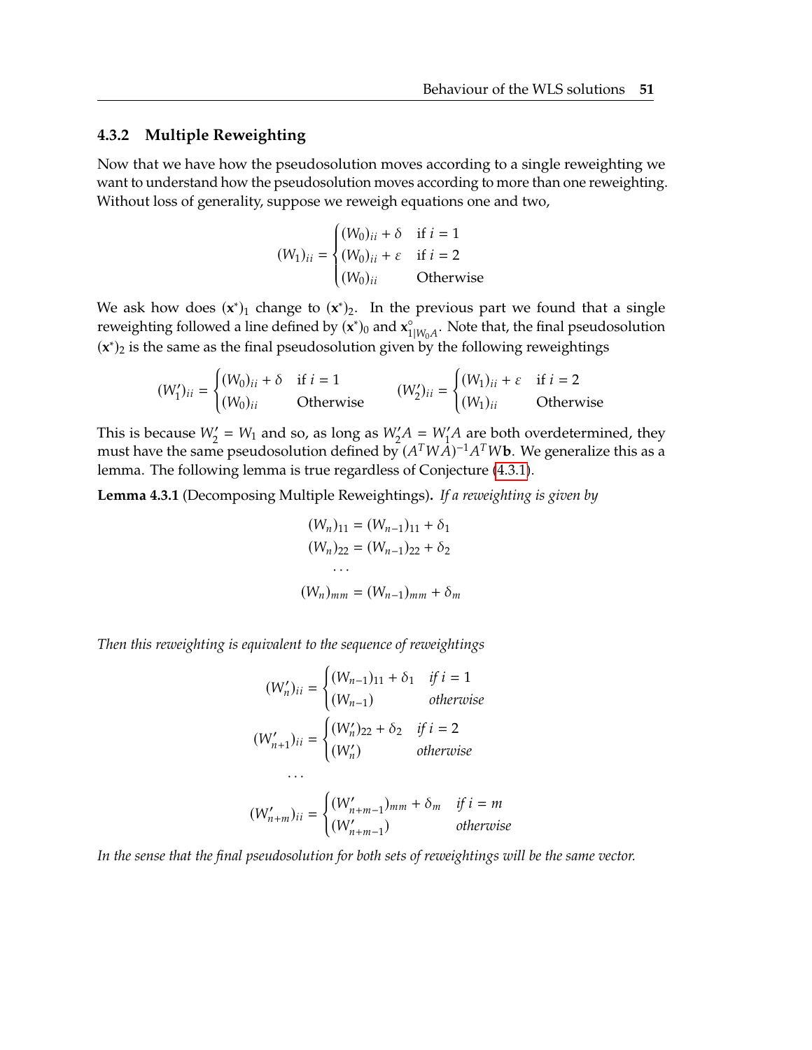### 4.3.2 Multiple Reweighting

Now that we have how the pseudosolution moves according to a single reweighting we want to understand how the pseudosolution moves according to more than one reweighting. Without loss of generality, suppose we reweigh equations one and two,

$$(W_1)_{ii} = \begin{cases} (W_0)_{ii} + \delta & \text{if } i = 1 \\ (W_0)_{ii} + \varepsilon & \text{if } i = 2 \\ (W_0)_{ii} & \text{Otherwise} \end{cases}$$

We ask how does $(\mathbf{x}^*)_1$ change to $(\mathbf{x}^*)_2$. In the previous part we found that a single reweighting followed a line defined by $(\mathbf{x}^*)_0$ and $\mathbf{x}^{\circ}_{1|W_0 A}$. Note that, the final pseudosolution $(\mathbf{x}^*)_2$ is the same as the final pseudosolution given by the following reweightings

$$(W_1')_{ii} = \begin{cases} (W_0)_{ii} + \delta & \text{if } i = 1 \\ (W_0)_{ii} & \text{Otherwise} \end{cases} \qquad (W_2')_{ii} = \begin{cases} (W_1)_{ii} + \varepsilon & \text{if } i = 2 \\ (W_1)_{ii} & \text{Otherwise} \end{cases}$$

This is because $W_2' = W_1$ and so, as long as $W_2' A = W_1' A$ are both overdetermined, they must have the same pseudosolution defined by $(A^T W A)^{-1} A^T W \mathbf{b}$. We generalize this as a lemma. The following lemma is true regardless of Conjecture (4.3.1).

**Lemma 4.3.1** (Decomposing Multiple Reweightings)**.** *If a reweighting is given by*

$$\begin{aligned} (W_n)_{11} &= (W_{n-1})_{11} + \delta_1 \\ (W_n)_{22} &= (W_{n-1})_{22} + \delta_2 \\ &\cdots \\ (W_n)_{mm} &= (W_{n-1})_{mm} + \delta_m \end{aligned}$$

*Then this reweighting is equivalent to the sequence of reweightings*

$$(W_n')_{ii} = \begin{cases} (W_{n-1})_{11} + \delta_1 & \text{if } i = 1 \\ (W_{n-1}) & \text{otherwise} \end{cases}$$

$$(W_{n+1}')_{ii} = \begin{cases} (W_n')_{22} + \delta_2 & \text{if } i = 2 \\ (W_n') & \text{otherwise} \end{cases}$$

$$\cdots$$

$$(W_{n+m}')_{ii} = \begin{cases} (W_{n+m-1}')_{mm} + \delta_m & \text{if } i = m \\ (W_{n+m-1}') & \text{otherwise} \end{cases}$$

*In the sense that the final pseudosolution for both sets of reweightings will be the same vector.*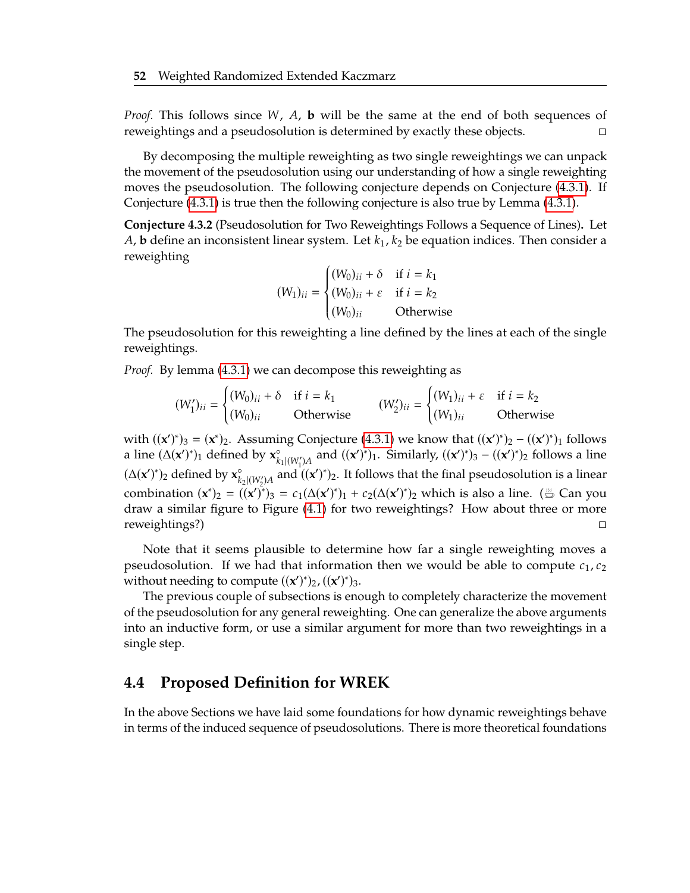*Proof.* This follows since $W$, $A$, $\mathbf{b}$ will be the same at the end of both sequences of reweightings and a pseudosolution is determined by exactly these objects. □

By decomposing the multiple reweighting as two single reweightings we can unpack the movement of the pseudosolution using our understanding of how a single reweighting moves the pseudosolution. The following conjecture depends on Conjecture (4.3.1). If Conjecture (4.3.1) is true then the following conjecture is also true by Lemma (4.3.1).

**Conjecture 4.3.2** (Pseudosolution for Two Reweightings Follows a Sequence of Lines)**.** Let $A$, $\mathbf{b}$ define an inconsistent linear system. Let $k_1, k_2$ be equation indices. Then consider a reweighting

$$(W_1)_{ii} = \begin{cases} (W_0)_{ii} + \delta & \text{if } i = k_1 \\ (W_0)_{ii} + \varepsilon & \text{if } i = k_2 \\ (W_0)_{ii} & \text{Otherwise} \end{cases}$$

The pseudosolution for this reweighting a line defined by the lines at each of the single reweightings.

*Proof.* By lemma (4.3.1) we can decompose this reweighting as

$$(W_1')_{ii} = \begin{cases} (W_0)_{ii} + \delta & \text{if } i = k_1 \\ (W_0)_{ii} & \text{Otherwise} \end{cases} \qquad (W_2')_{ii} = \begin{cases} (W_1)_{ii} + \varepsilon & \text{if } i = k_2 \\ (W_1)_{ii} & \text{Otherwise} \end{cases}$$

with $((\mathbf{x}')^*)_3 = (\mathbf{x}^*)_2$. Assuming Conjecture (4.3.1) we know that $((\mathbf{x}')^*)_2 - ((\mathbf{x}')^*)_1$ follows a line $(\Delta(\mathbf{x}')^*)_1$ defined by $\mathbf{x}^\circ_{k_1|(W_1')A}$ and $((\mathbf{x}')^*)_1$. Similarly, $((\mathbf{x}')^*)_3 - ((\mathbf{x}')^*)_2$ follows a line $(\Delta(\mathbf{x}')^*)_2$ defined by $\mathbf{x}^\circ_{k_2|(W_2')A}$ and $((\mathbf{x}')^*)_2$. It follows that the final pseudosolution is a linear combination $(\mathbf{x}^*)_2 = ((\mathbf{x}')^*)_3 = c_1(\Delta(\mathbf{x}')^*)_1 + c_2(\Delta(\mathbf{x}')^*)_2$ which is also a line. (☕ Can you draw a similar figure to Figure (4.1) for two reweightings? How about three or more reweightings?) □

Note that it seems plausible to determine how far a single reweighting moves a pseudosolution. If we had that information then we would be able to compute $c_1, c_2$ without needing to compute $((\mathbf{x}')^*)_2, ((\mathbf{x}')^*)_3$.

The previous couple of subsections is enough to completely characterize the movement of the pseudosolution for any general reweighting. One can generalize the above arguments into an inductive form, or use a similar argument for more than two reweightings in a single step.

## 4.4 Proposed Definition for WREK

In the above Sections we have laid some foundations for how dynamic reweightings behave in terms of the induced sequence of pseudosolutions. There is more theoretical foundations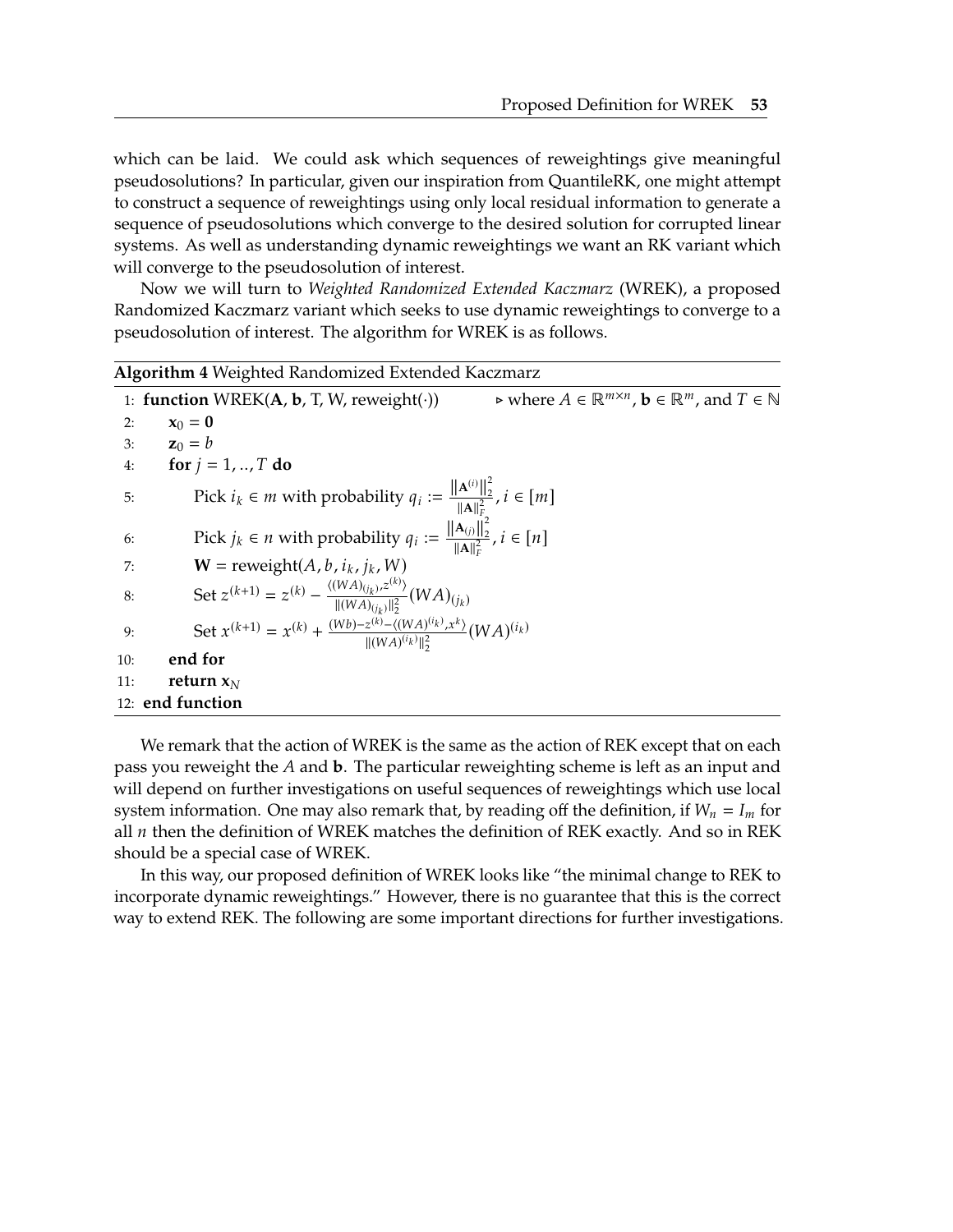which can be laid. We could ask which sequences of reweightings give meaningful pseudosolutions? In particular, given our inspiration from QuantileRK, one might attempt to construct a sequence of reweightings using only local residual information to generate a sequence of pseudosolutions which converge to the desired solution for corrupted linear systems. As well as understanding dynamic reweightings we want an RK variant which will converge to the pseudosolution of interest.

Now we will turn to *Weighted Randomized Extended Kaczmarz* (WREK), a proposed Randomized Kaczmarz variant which seeks to use dynamic reweightings to converge to a pseudosolution of interest. The algorithm for WREK is as follows.

**Algorithm 4** Weighted Randomized Extended Kaczmarz

```
1:  function WREK(A, b, T, W, reweight(·))      ▷ where A ∈ ℝ^{m×n}, b ∈ ℝ^m, and T ∈ ℕ
2:      x_0 = 0
3:      z_0 = b
4:      for j = 1, .., T do
5:          Pick i_k ∈ m with probability q_i := ‖A^{(i)}‖_2^2 / ‖A‖_F^2, i ∈ [m]
6:          Pick j_k ∈ n with probability q_i := ‖A_{(j)}‖_2^2 / ‖A‖_F^2, i ∈ [n]
7:          W = reweight(A, b, i_k, j_k, W)
8:          Set z^{(k+1)} = z^{(k)} − ⟨(WA)_{(j_k)}, z^{(k)}⟩ / ‖(WA)_{(j_k)}‖_2^2 (WA)_{(j_k)}
9:          Set x^{(k+1)} = x^{(k)} + ((Wb) − z^{(k)} − ⟨(WA)^{(i_k)}, x^k⟩) / ‖(WA)^{(i_k)}‖_2^2 (WA)^{(i_k)}
10:     end for
11:     return x_N
12: end function
```

Where line 5: $q_i := \frac{\|\mathbf{A}^{(i)}\|_2^2}{\|\mathbf{A}\|_F^2}$, line 6: $q_i := \frac{\|\mathbf{A}_{(j)}\|_2^2}{\|\mathbf{A}\|_F^2}$, line 8: $z^{(k+1)} = z^{(k)} - \frac{\langle (WA)_{(j_k)}, z^{(k)} \rangle}{\|(WA)_{(j_k)}\|_2^2}(WA)_{(j_k)}$, line 9: $x^{(k+1)} = x^{(k)} + \frac{(Wb) - z^{(k)} - \langle (WA)^{(i_k)}, x^k \rangle}{\|(WA)^{(i_k)}\|_2^2}(WA)^{(i_k)}$.

We remark that the action of WREK is the same as the action of REK except that on each pass you reweight the $A$ and $\mathbf{b}$. The particular reweighting scheme is left as an input and will depend on further investigations on useful sequences of reweightings which use local system information. One may also remark that, by reading off the definition, if $W_n = I_m$ for all $n$ then the definition of WREK matches the definition of REK exactly. And so in REK should be a special case of WREK.

In this way, our proposed definition of WREK looks like "the minimal change to REK to incorporate dynamic reweightings." However, there is no guarantee that this is the correct way to extend REK. The following are some important directions for further investigations.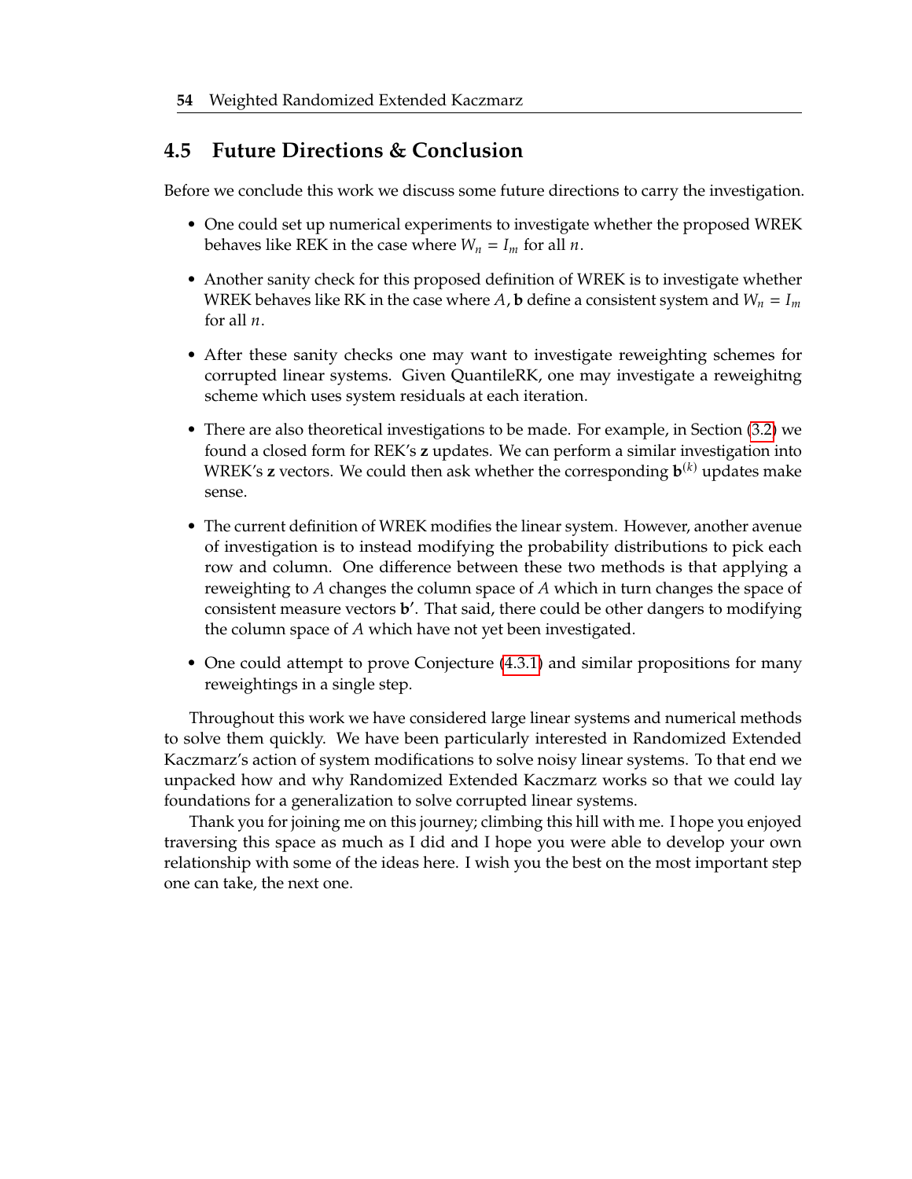## 4.5 Future Directions & Conclusion

Before we conclude this work we discuss some future directions to carry the investigation.

- One could set up numerical experiments to investigate whether the proposed WREK behaves like REK in the case where $W_n = I_m$ for all $n$.
- Another sanity check for this proposed definition of WREK is to investigate whether WREK behaves like RK in the case where $A, \mathbf{b}$ define a consistent system and $W_n = I_m$ for all $n$.
- After these sanity checks one may want to investigate reweighting schemes for corrupted linear systems. Given QuantileRK, one may investigate a reweighitng scheme which uses system residuals at each iteration.
- There are also theoretical investigations to be made. For example, in Section (3.2) we found a closed form for REK's $\mathbf{z}$ updates. We can perform a similar investigation into WREK's $\mathbf{z}$ vectors. We could then ask whether the corresponding $\mathbf{b}^{(k)}$ updates make sense.
- The current definition of WREK modifies the linear system. However, another avenue of investigation is to instead modifying the probability distributions to pick each row and column. One difference between these two methods is that applying a reweighting to $A$ changes the column space of $A$ which in turn changes the space of consistent measure vectors $\mathbf{b'}$. That said, there could be other dangers to modifying the column space of $A$ which have not yet been investigated.
- One could attempt to prove Conjecture (4.3.1) and similar propositions for many reweightings in a single step.

Throughout this work we have considered large linear systems and numerical methods to solve them quickly. We have been particularly interested in Randomized Extended Kaczmarz's action of system modifications to solve noisy linear systems. To that end we unpacked how and why Randomized Extended Kaczmarz works so that we could lay foundations for a generalization to solve corrupted linear systems.

Thank you for joining me on this journey; climbing this hill with me. I hope you enjoyed traversing this space as much as I did and I hope you were able to develop your own relationship with some of the ideas here. I wish you the best on the most important step one can take, the next one.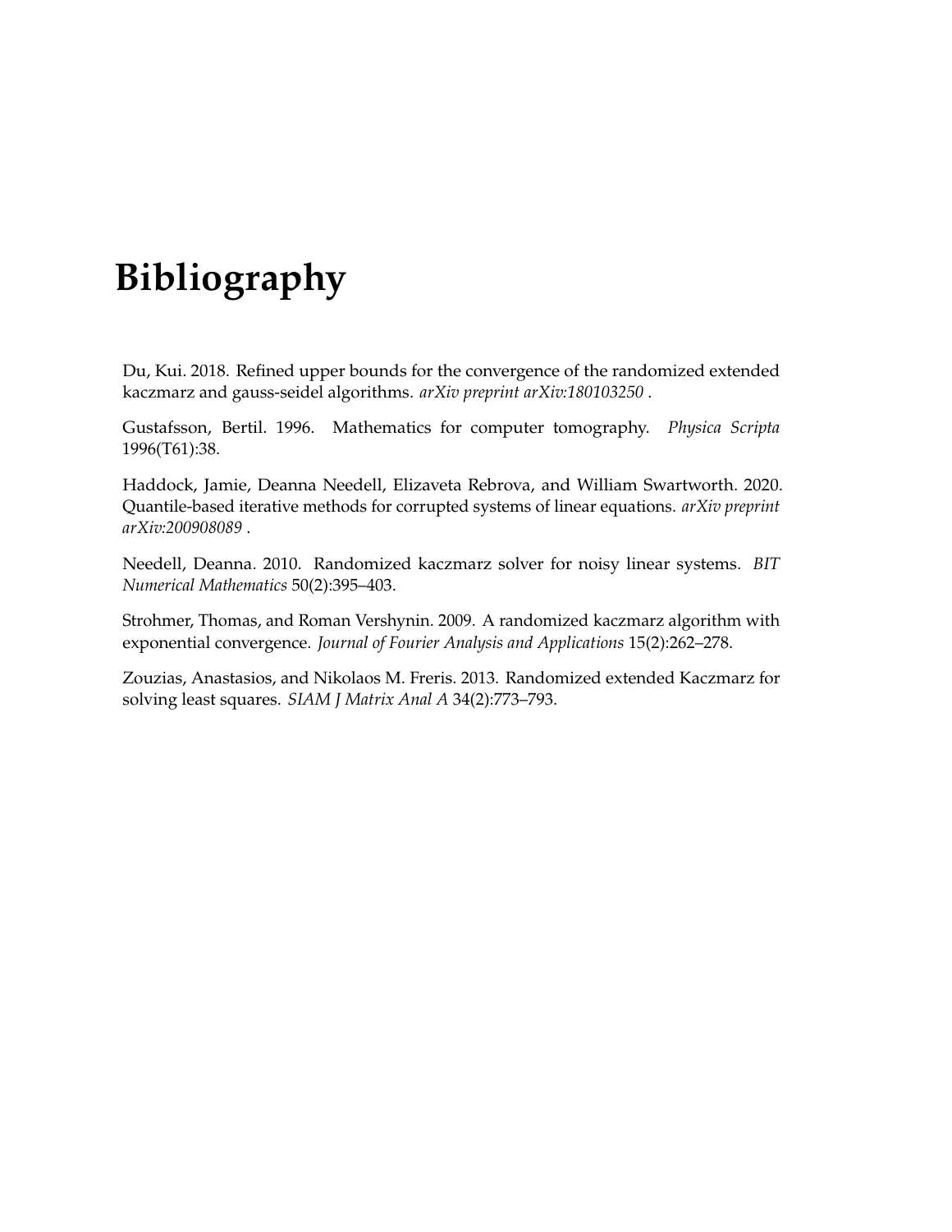# Bibliography

Du, Kui. 2018. Refined upper bounds for the convergence of the randomized extended kaczmarz and gauss-seidel algorithms. *arXiv preprint arXiv:180103250* .

Gustafsson, Bertil. 1996. Mathematics for computer tomography. *Physica Scripta* 1996(T61):38.

Haddock, Jamie, Deanna Needell, Elizaveta Rebrova, and William Swartworth. 2020. Quantile-based iterative methods for corrupted systems of linear equations. *arXiv preprint arXiv:200908089* .

Needell, Deanna. 2010. Randomized kaczmarz solver for noisy linear systems. *BIT Numerical Mathematics* 50(2):395–403.

Strohmer, Thomas, and Roman Vershynin. 2009. A randomized kaczmarz algorithm with exponential convergence. *Journal of Fourier Analysis and Applications* 15(2):262–278.

Zouzias, Anastasios, and Nikolaos M. Freris. 2013. Randomized extended Kaczmarz for solving least squares. *SIAM J Matrix Anal A* 34(2):773–793.